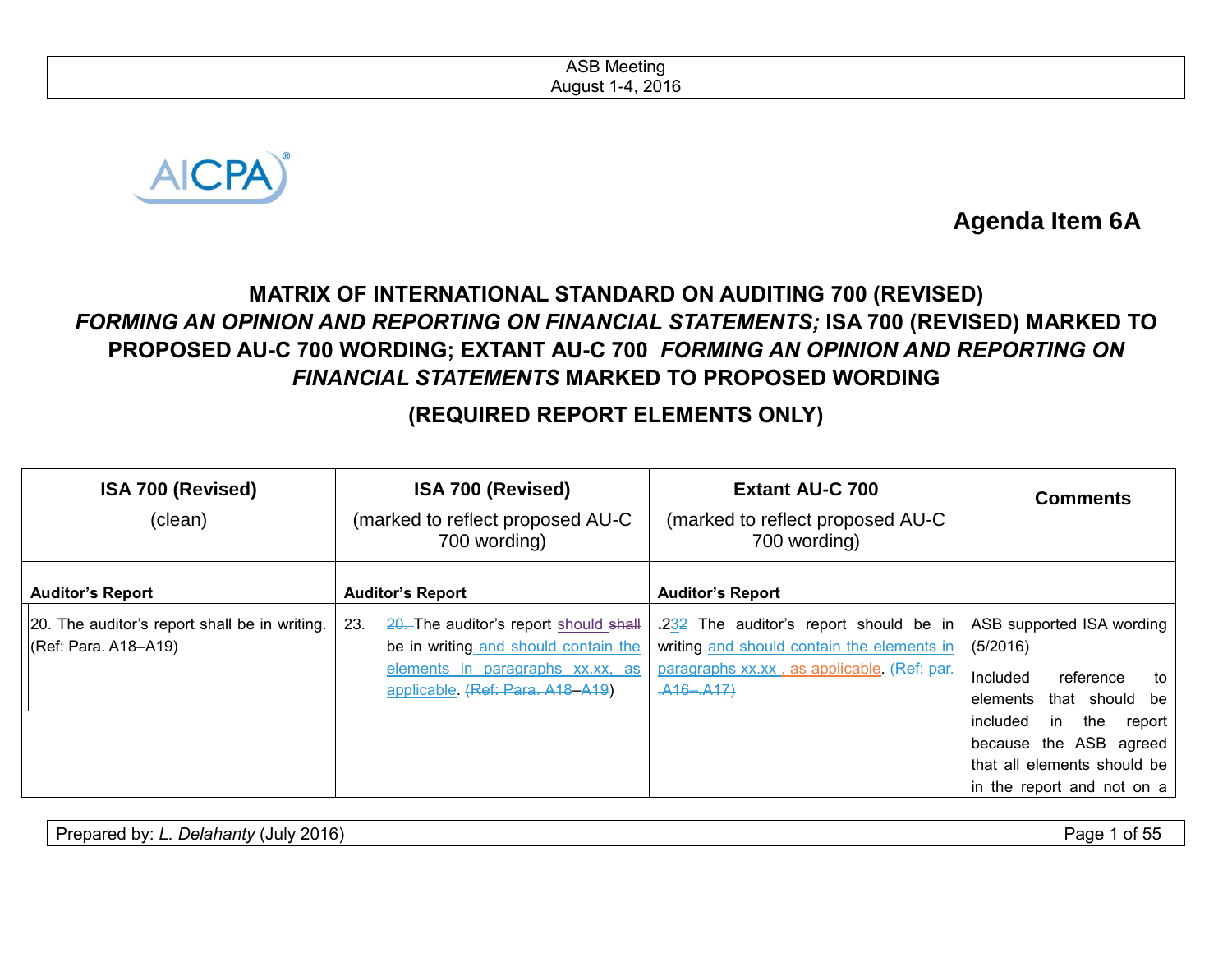ASB Meeting
August 1-4, 2016

AICPA

**Agenda Item 6A**

# MATRIX OF INTERNATIONAL STANDARD ON AUDITING 700 (REVISED) *FORMING AN OPINION AND REPORTING ON FINANCIAL STATEMENTS;* ISA 700 (REVISED) MARKED TO PROPOSED AU-C 700 WORDING; EXTANT AU-C 700 *FORMING AN OPINION AND REPORTING ON FINANCIAL STATEMENTS* MARKED TO PROPOSED WORDING

## (REQUIRED REPORT ELEMENTS ONLY)

| ISA 700 (Revised) (clean) | ISA 700 (Revised) (marked to reflect proposed AU-C 700 wording) | Extant AU-C 700 (marked to reflect proposed AU-C 700 wording) | Comments |
|---|---|---|---|
| **Auditor's Report** | **Auditor's Report** | **Auditor's Report** | |
| 20. The auditor's report shall be in writing. (Ref: Para. A18–A19) | 23. ~~20.~~ The auditor's report should ~~shall~~ be in writing and should contain the elements in paragraphs xx.xx, as applicable. ~~(Ref: Para. A18–A19~~) | .2~~3~~2 The auditor's report should be in writing and should contain the elements in paragraphs xx.xx , as applicable. ~~(Ref: par. .A16–.A17)~~ | ASB supported ISA wording (5/2016)<br><br>Included reference to elements that should be included in the report because the ASB agreed that all elements should be in the report and not on a |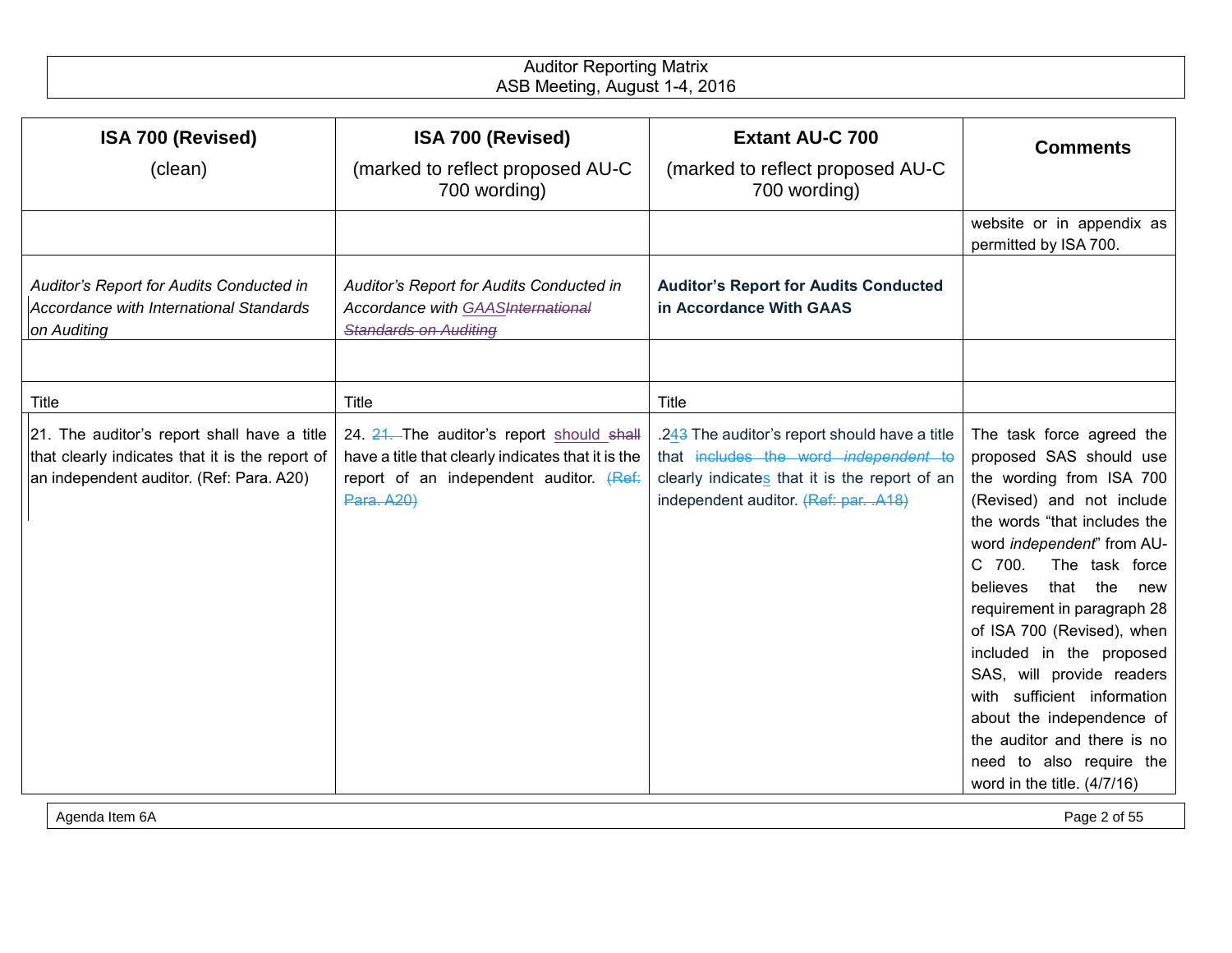| ISA 700 (Revised) (clean) | ISA 700 (Revised) (marked to reflect proposed AU-C 700 wording) | Extant AU-C 700 (marked to reflect proposed AU-C 700 wording) | Comments |
|---|---|---|---|
| | | | website or in appendix as permitted by ISA 700. |
| *Auditor's Report for Audits Conducted in Accordance with International Standards on Auditing* | *Auditor's Report for Audits Conducted in Accordance with GAAS~~International Standards on Auditing~~* | **Auditor's Report for Audits Conducted in Accordance With GAAS** | |
| | | | |
| Title | Title | Title | |
| 21. The auditor's report shall have a title that clearly indicates that it is the report of an independent auditor. (Ref: Para. A20) | 24. ~~21.~~ The auditor's report should ~~shall~~ have a title that clearly indicates that it is the report of an independent auditor. ~~(Ref: Para. A20)~~ | .24~~3~~ The auditor's report should have a title that ~~includes the word *independent* to~~ clearly indicates that it is the report of an independent auditor. ~~(Ref: par. .A18)~~ | The task force agreed the proposed SAS should use the wording from ISA 700 (Revised) and not include the words "that includes the word *independent*" from AU-C 700. The task force believes that the new requirement in paragraph 28 of ISA 700 (Revised), when included in the proposed SAS, will provide readers with sufficient information about the independence of the auditor and there is no need to also require the word in the title. (4/7/16) |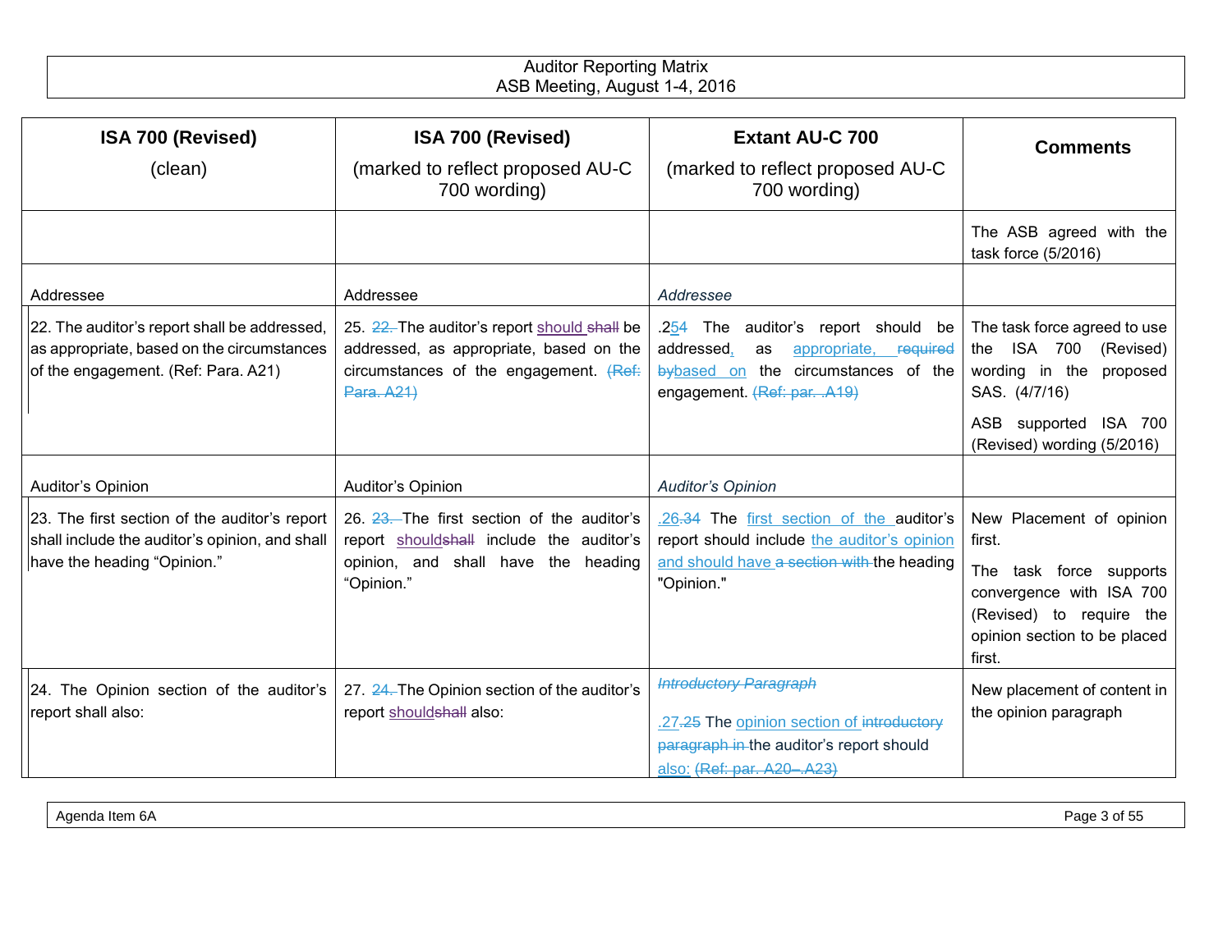| ISA 700 (Revised) (clean) | ISA 700 (Revised) (marked to reflect proposed AU-C 700 wording) | Extant AU-C 700 (marked to reflect proposed AU-C 700 wording) | Comments |
|---|---|---|---|
| | | | The ASB agreed with the task force (5/2016) |
| Addressee | Addressee | *Addressee* | |
| 22. The auditor's report shall be addressed, as appropriate, based on the circumstances of the engagement. (Ref: Para. A21) | 25. ~~22.~~ The auditor's report should ~~shall~~ be addressed, as appropriate, based on the circumstances of the engagement. ~~(Ref: Para. A21)~~ | .2~~5~~4 The auditor's report should be addressed, as appropriate, ~~required by~~based on the circumstances of the engagement. ~~(Ref: par. .A19)~~ | The task force agreed to use the ISA 700 (Revised) wording in the proposed SAS. (4/7/16)<br><br>ASB supported ISA 700 (Revised) wording (5/2016) |
| Auditor's Opinion | Auditor's Opinion | *Auditor's Opinion* | |
| 23. The first section of the auditor's report shall include the auditor's opinion, and shall have the heading "Opinion." | 26. ~~23.~~ The first section of the auditor's report should~~shall~~ include the auditor's opinion, and shall have the heading "Opinion." | .26~~.34~~ The first section of the auditor's report should include the auditor's opinion and should have ~~a section with~~ the heading "Opinion." | New Placement of opinion first.<br><br>The task force supports convergence with ISA 700 (Revised) to require the opinion section to be placed first. |
| 24. The Opinion section of the auditor's report shall also: | 27. ~~24.~~ The Opinion section of the auditor's report should~~shall~~ also: | ~~*Introductory Paragraph*~~<br><br>.27~~.25~~ The opinion section of ~~introductory paragraph in~~ the auditor's report should also: ~~(Ref: par. A20–.A23)~~ | New placement of content in the opinion paragraph |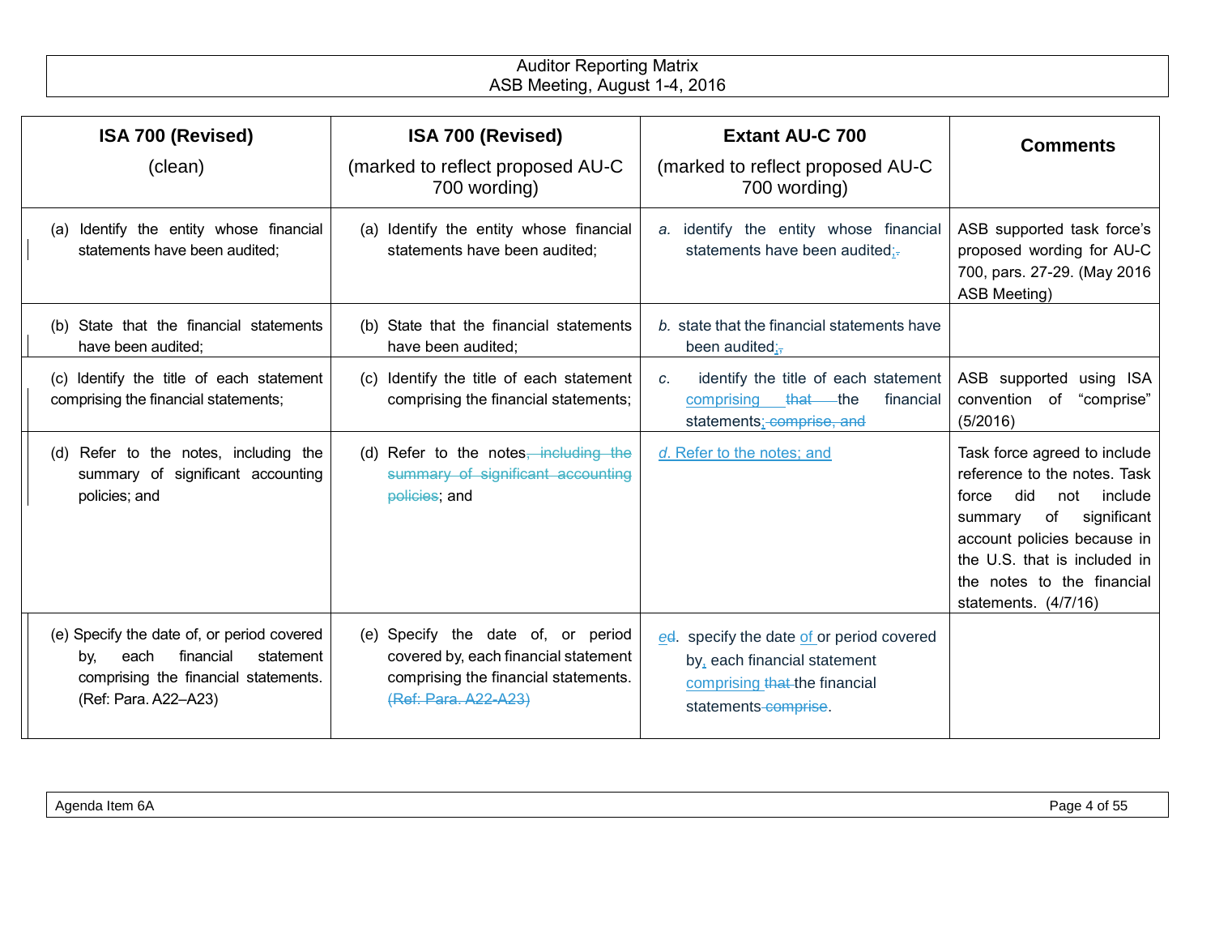| ISA 700 (Revised) (clean) | ISA 700 (Revised) (marked to reflect proposed AU-C 700 wording) | Extant AU-C 700 (marked to reflect proposed AU-C 700 wording) | Comments |
|---|---|---|---|
| (a) Identify the entity whose financial statements have been audited; | (a) Identify the entity whose financial statements have been audited; | *a.* identify the entity whose financial statements have been audited;. | ASB supported task force's proposed wording for AU-C 700, pars. 27-29. (May 2016 ASB Meeting) |
| (b) State that the financial statements have been audited; | (b) State that the financial statements have been audited; | *b.* state that the financial statements have been audited;, | |
| (c) Identify the title of each statement comprising the financial statements; | (c) Identify the title of each statement comprising the financial statements; | *c.* identify the title of each statement comprising ~~that~~ the financial statements; ~~comprise, and~~ | ASB supported using ISA convention of "comprise" (5/2016) |
| (d) Refer to the notes, including the summary of significant accounting policies; and | (d) Refer to the notes~~, including the summary of significant accounting policies~~; and | d. Refer to the notes; and | Task force agreed to include reference to the notes. Task force did not include summary of significant account policies because in the U.S. that is included in the notes to the financial statements. (4/7/16) |
| (e) Specify the date of, or period covered by, each financial statement comprising the financial statements. (Ref: Para. A22–A23) | (e) Specify the date of, or period covered by, each financial statement comprising the financial statements. ~~(Ref: Para. A22-A23)~~ | e~~d~~. specify the date of or period covered by, each financial statement comprising ~~that~~ the financial statements ~~comprise~~. | |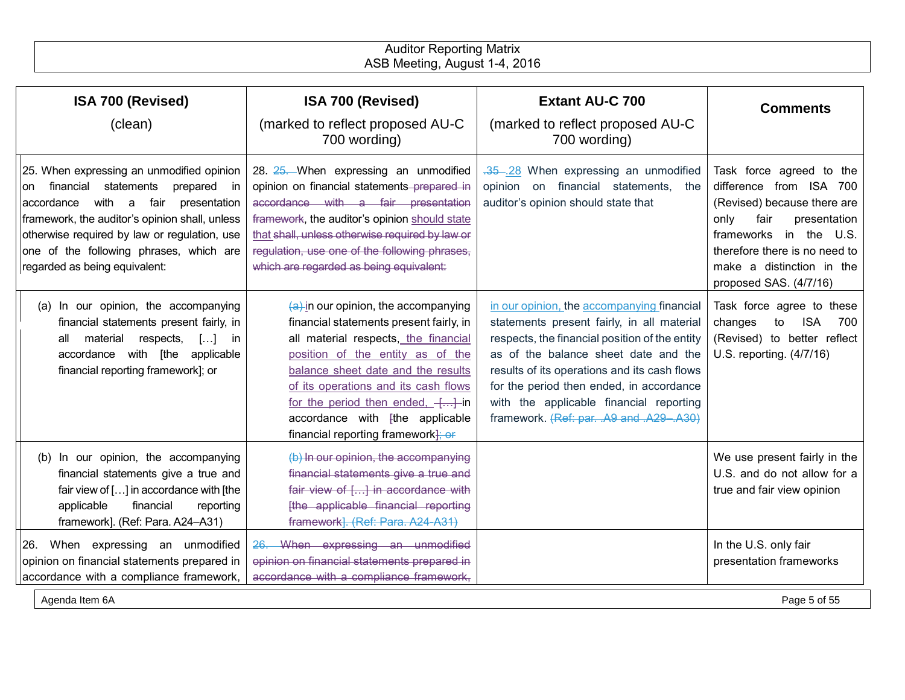| ISA 700 (Revised) (clean) | ISA 700 (Revised) (marked to reflect proposed AU-C 700 wording) | Extant AU-C 700 (marked to reflect proposed AU-C 700 wording) | Comments |
|---|---|---|---|
| 25. When expressing an unmodified opinion on financial statements prepared in accordance with a fair presentation framework, the auditor's opinion shall, unless otherwise required by law or regulation, use one of the following phrases, which are regarded as being equivalent: | 28. ~~25.~~ When expressing an unmodified opinion on financial statements ~~prepared in accordance with a fair presentation framework~~, the auditor's opinion should state that ~~shall, unless otherwise required by law or regulation, use one of the following phrases, which are regarded as being equivalent:~~ | ~~.35~~ .28 When expressing an unmodified opinion on financial statements, the auditor's opinion should state that | Task force agreed to the difference from ISA 700 (Revised) because there are only fair presentation frameworks in the U.S. therefore there is no need to make a distinction in the proposed SAS. (4/7/16) |
| (a) In our opinion, the accompanying financial statements present fairly, in all material respects, […] in accordance with [the applicable financial reporting framework]; or | ~~(a) I~~in our opinion, the accompanying financial statements present fairly, in all material respects, the financial position of the entity as of the balance sheet date and the results of its operations and its cash flows for the period then ended, ~~[…]~~ in accordance with ~~[~~the applicable financial reporting framework~~]; or~~ | in our opinion, the accompanying financial statements present fairly, in all material respects, the financial position of the entity as of the balance sheet date and the results of its operations and its cash flows for the period then ended, in accordance with the applicable financial reporting framework. ~~(Ref: par. .A9 and .A29–.A30)~~ | Task force agree to these changes to ISA 700 (Revised) to better reflect U.S. reporting. (4/7/16) |
| (b) In our opinion, the accompanying financial statements give a true and fair view of […] in accordance with [the applicable financial reporting framework]. (Ref: Para. A24–A31) | ~~(b) In our opinion, the accompanying financial statements give a true and fair view of […] in accordance with [the applicable financial reporting framework]. (Ref: Para. A24-A31)~~ | | We use present fairly in the U.S. and do not allow for a true and fair view opinion |
| 26. When expressing an unmodified opinion on financial statements prepared in accordance with a compliance framework, | ~~26. When expressing an unmodified opinion on financial statements prepared in accordance with a compliance framework,~~ | | In the U.S. only fair presentation frameworks |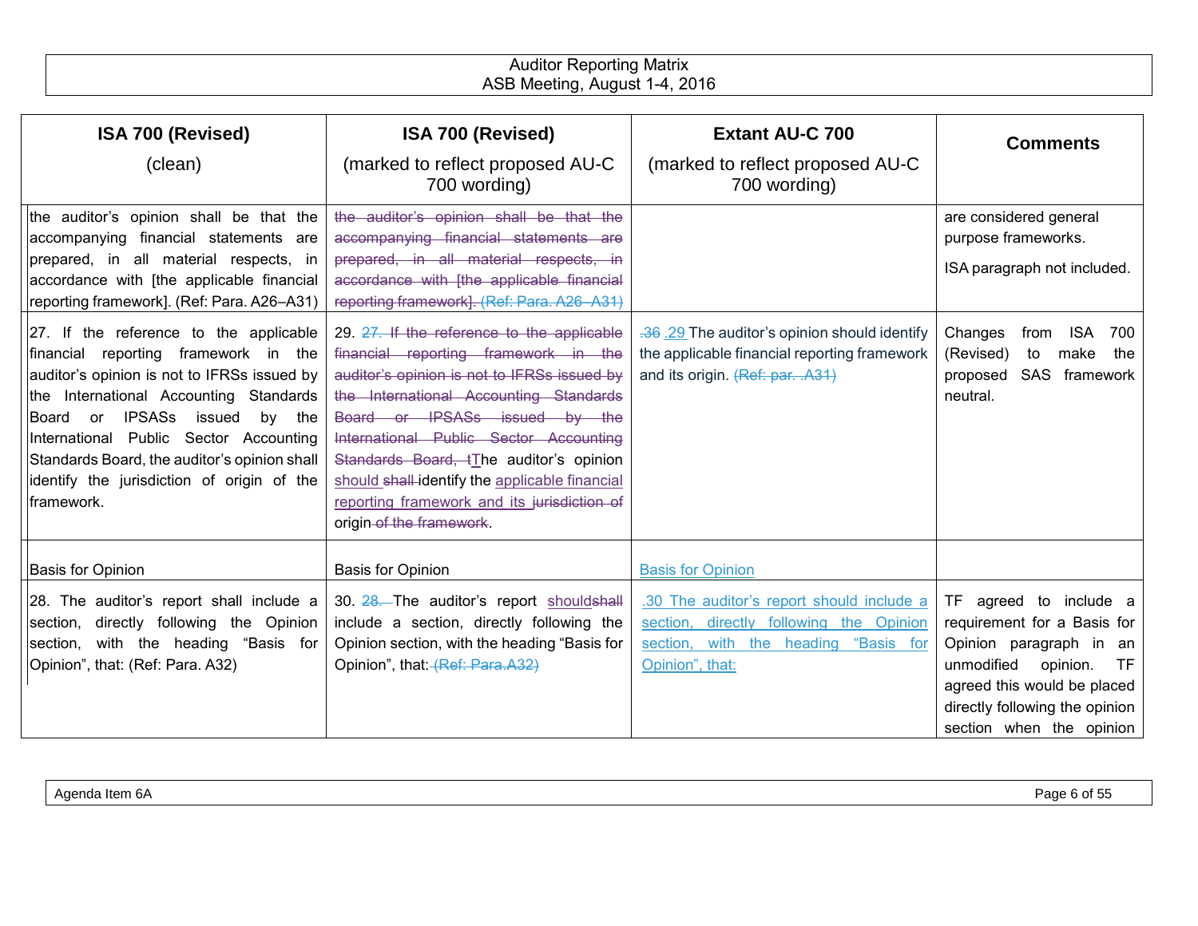| ISA 700 (Revised) (clean) | ISA 700 (Revised) (marked to reflect proposed AU-C 700 wording) | Extant AU-C 700 (marked to reflect proposed AU-C 700 wording) | Comments |
|---|---|---|---|
| the auditor's opinion shall be that the accompanying financial statements are prepared, in all material respects, in accordance with [the applicable financial reporting framework]. (Ref: Para. A26–A31) | ~~the auditor's opinion shall be that the accompanying financial statements are prepared, in all material respects, in accordance with [the applicable financial reporting framework]. (Ref: Para. A26–A31)~~ | | are considered general purpose frameworks. ISA paragraph not included. |
| 27. If the reference to the applicable financial reporting framework in the auditor's opinion is not to IFRSs issued by the International Accounting Standards Board or IPSASs issued by the International Public Sector Accounting Standards Board, the auditor's opinion shall identify the jurisdiction of origin of the framework. | 29. ~~27. If the reference to the applicable financial reporting framework in the auditor's opinion is not to IFRSs issued by the International Accounting Standards Board or IPSASs issued by the International Public Sector Accounting Standards Board, t~~The auditor's opinion should ~~shall~~ identify the applicable financial reporting framework and its ~~jurisdiction of~~ origin ~~of the framework~~. | ~~.36~~ .29 The auditor's opinion should identify the applicable financial reporting framework and its origin. ~~(Ref: par. .A31)~~ | Changes from ISA 700 (Revised) to make the proposed SAS framework neutral. |
| Basis for Opinion | Basis for Opinion | Basis for Opinion | |
| 28. The auditor's report shall include a section, directly following the Opinion section, with the heading "Basis for Opinion", that: (Ref: Para. A32) | 30. ~~28.~~ The auditor's report should~~shall~~ include a section, directly following the Opinion section, with the heading "Basis for Opinion", that: ~~(Ref: Para.A32)~~ | .30 The auditor's report should include a section, directly following the Opinion section, with the heading "Basis for Opinion", that: | TF agreed to include a requirement for a Basis for Opinion paragraph in an unmodified opinion. TF agreed this would be placed directly following the opinion section when the opinion |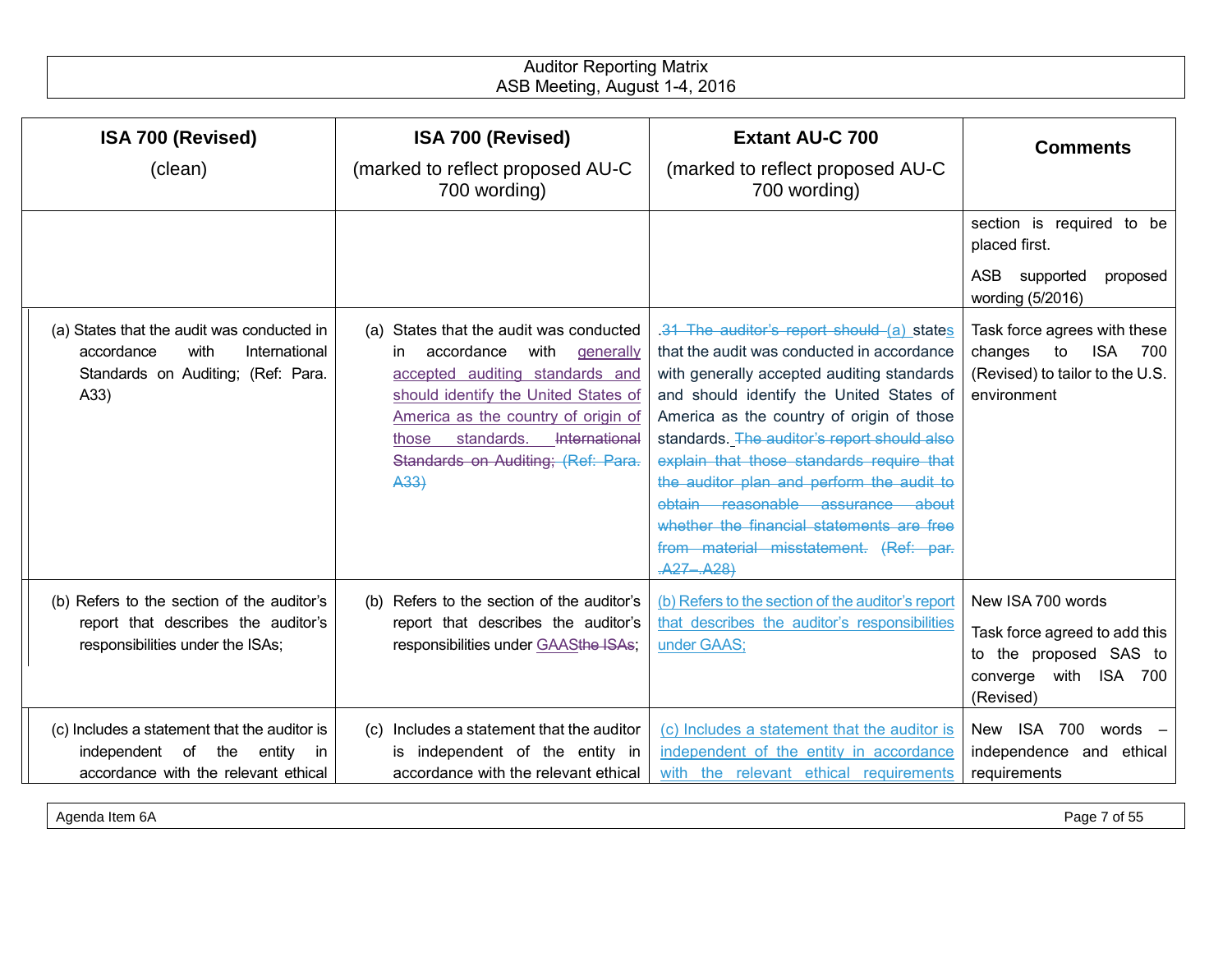| ISA 700 (Revised) (clean) | ISA 700 (Revised) (marked to reflect proposed AU-C 700 wording) | Extant AU-C 700 (marked to reflect proposed AU-C 700 wording) | Comments |
|---|---|---|---|
| | | | section is required to be placed first. ASB supported proposed wording (5/2016) |
| (a) States that the audit was conducted in accordance with International Standards on Auditing; (Ref: Para. A33) | (a) States that the audit was conducted in accordance with ~~International Standards on Auditing; (Ref: Para. A33)~~ generally accepted auditing standards and should identify the United States of America as the country of origin of those standards. | ~~.31 The auditor's report should (a)~~ states that the audit was conducted in accordance with generally accepted auditing standards and should identify the United States of America as the country of origin of those standards. ~~The auditor's report should also explain that those standards require that the auditor plan and perform the audit to obtain reasonable assurance about whether the financial statements are free from material misstatement. (Ref: par. .A27–.A28)~~ | Task force agrees with these changes to ISA 700 (Revised) to tailor to the U.S. environment |
| (b) Refers to the section of the auditor's report that describes the auditor's responsibilities under the ISAs; | (b) Refers to the section of the auditor's report that describes the auditor's responsibilities under GAAS~~the ISAs~~; | (b) Refers to the section of the auditor's report that describes the auditor's responsibilities under GAAS; | New ISA 700 words. Task force agreed to add this to the proposed SAS to converge with ISA 700 (Revised) |
| (c) Includes a statement that the auditor is independent of the entity in accordance with the relevant ethical | (c) Includes a statement that the auditor is independent of the entity in accordance with the relevant ethical | (c) Includes a statement that the auditor is independent of the entity in accordance with the relevant ethical requirements | New ISA 700 words – independence and ethical requirements |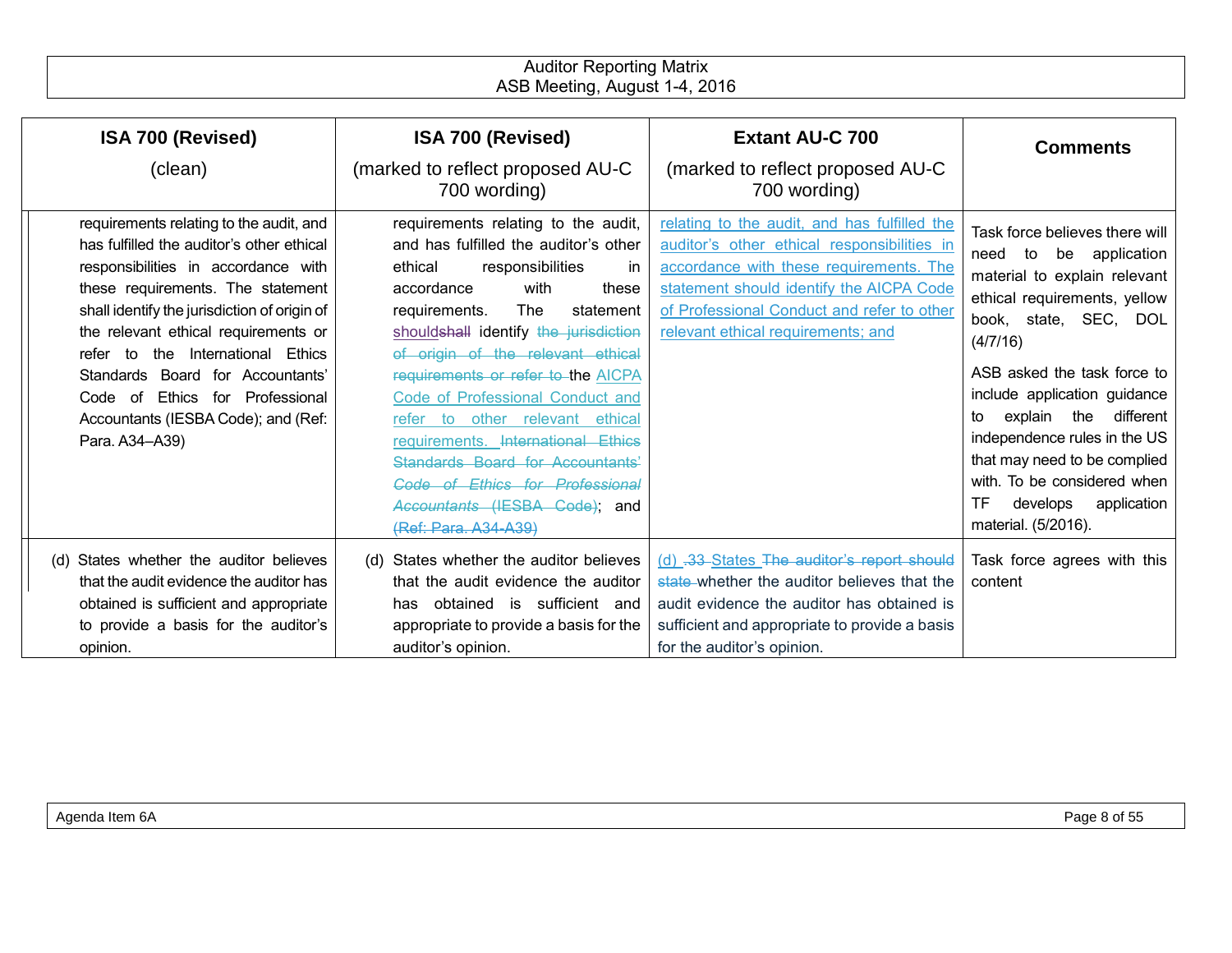| ISA 700 (Revised) (clean) | ISA 700 (Revised) (marked to reflect proposed AU-C 700 wording) | Extant AU-C 700 (marked to reflect proposed AU-C 700 wording) | Comments |
|---|---|---|---|
| requirements relating to the audit, and has fulfilled the auditor's other ethical responsibilities in accordance with these requirements. The statement shall identify the jurisdiction of origin of the relevant ethical requirements or refer to the International Ethics Standards Board for Accountants' Code of Ethics for Professional Accountants (IESBA Code); and (Ref: Para. A34–A39) | requirements relating to the audit, and has fulfilled the auditor's other ethical responsibilities in accordance with these requirements. The statement ~~shall~~ should identify ~~the jurisdiction of origin of the relevant ethical requirements or refer to~~ the AICPA Code of Professional Conduct and refer to other relevant ethical requirements. ~~International Ethics Standards Board for Accountants' *Code of Ethics for Professional Accountants* (IESBA Code)~~; and ~~(Ref: Para. A34-A39)~~ | relating to the audit, and has fulfilled the auditor's other ethical responsibilities in accordance with these requirements. The statement should identify the AICPA Code of Professional Conduct and refer to other relevant ethical requirements; and | Task force believes there will need to be application material to explain relevant ethical requirements, yellow book, state, SEC, DOL (4/7/16)<br><br>ASB asked the task force to include application guidance to explain the different independence rules in the US that may need to be complied with. To be considered when TF develops application material. (5/2016). |
| (d) States whether the auditor believes that the audit evidence the auditor has obtained is sufficient and appropriate to provide a basis for the auditor's opinion. | (d) States whether the auditor believes that the audit evidence the auditor has obtained is sufficient and appropriate to provide a basis for the auditor's opinion. | (d) ~~.33~~ States ~~The auditor's report should state~~ whether the auditor believes that the audit evidence the auditor has obtained is sufficient and appropriate to provide a basis for the auditor's opinion. | Task force agrees with this content |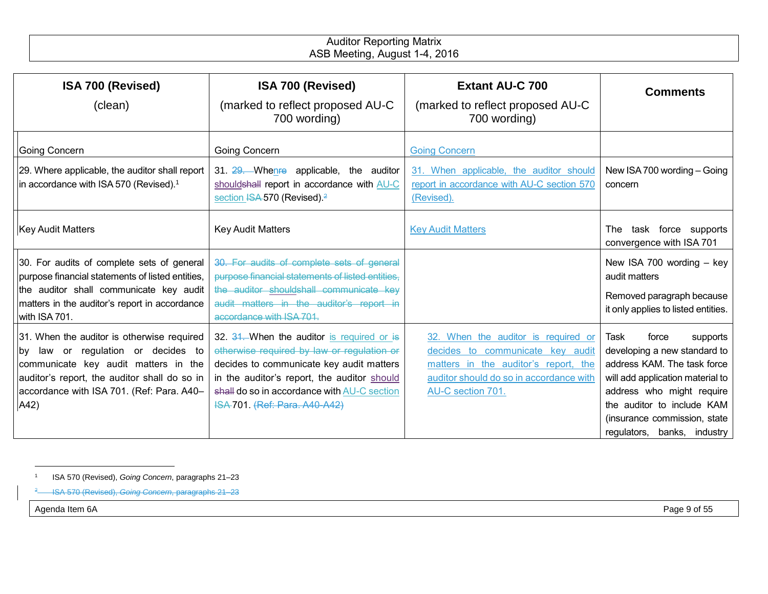| ISA 700 (Revised) (clean) | ISA 700 (Revised) (marked to reflect proposed AU-C 700 wording) | Extant AU-C 700 (marked to reflect proposed AU-C 700 wording) | Comments |
|---|---|---|---|
| Going Concern | Going Concern | Going Concern | |
| 29. Where applicable, the auditor shall report in accordance with ISA 570 (Revised).[1] | 31. ~~29.~~ Whenre applicable, the auditor shouldshall report in accordance with AU-C section ~~ISA~~ 570 (Revised).[2] | 31. When applicable, the auditor should report in accordance with AU-C section 570 (Revised). | New ISA 700 wording – Going concern |
| Key Audit Matters | Key Audit Matters | Key Audit Matters | The task force supports convergence with ISA 701 |
| 30. For audits of complete sets of general purpose financial statements of listed entities, the auditor shall communicate key audit matters in the auditor's report in accordance with ISA 701. | ~~30. For audits of complete sets of general purpose financial statements of listed entities, the auditor shouldshall communicate key audit matters in the auditor's report in accordance with ISA 701.~~ | | New ISA 700 wording – key audit matters<br><br>Removed paragraph because it only applies to listed entities. |
| 31. When the auditor is otherwise required by law or regulation or decides to communicate key audit matters in the auditor's report, the auditor shall do so in accordance with ISA 701. (Ref: Para. A40–A42) | 32. ~~31.~~ When the auditor is required or ~~is otherwise required by law or regulation or~~ decides to communicate key audit matters in the auditor's report, the auditor should ~~shall~~ do so in accordance with AU-C section ~~ISA~~ 701. ~~(Ref: Para. A40-A42)~~ | 32. When the auditor is required or decides to communicate key audit matters in the auditor's report, the auditor should do so in accordance with AU-C section 701. | Task force supports developing a new standard to address KAM. The task force will add application material to address who might require the auditor to include KAM (insurance commission, state regulators, banks, industry |

[1] ISA 570 (Revised), *Going Concern*, paragraphs 21–23

~~[2] ISA 570 (Revised), *Going Concern*, paragraphs 21–23~~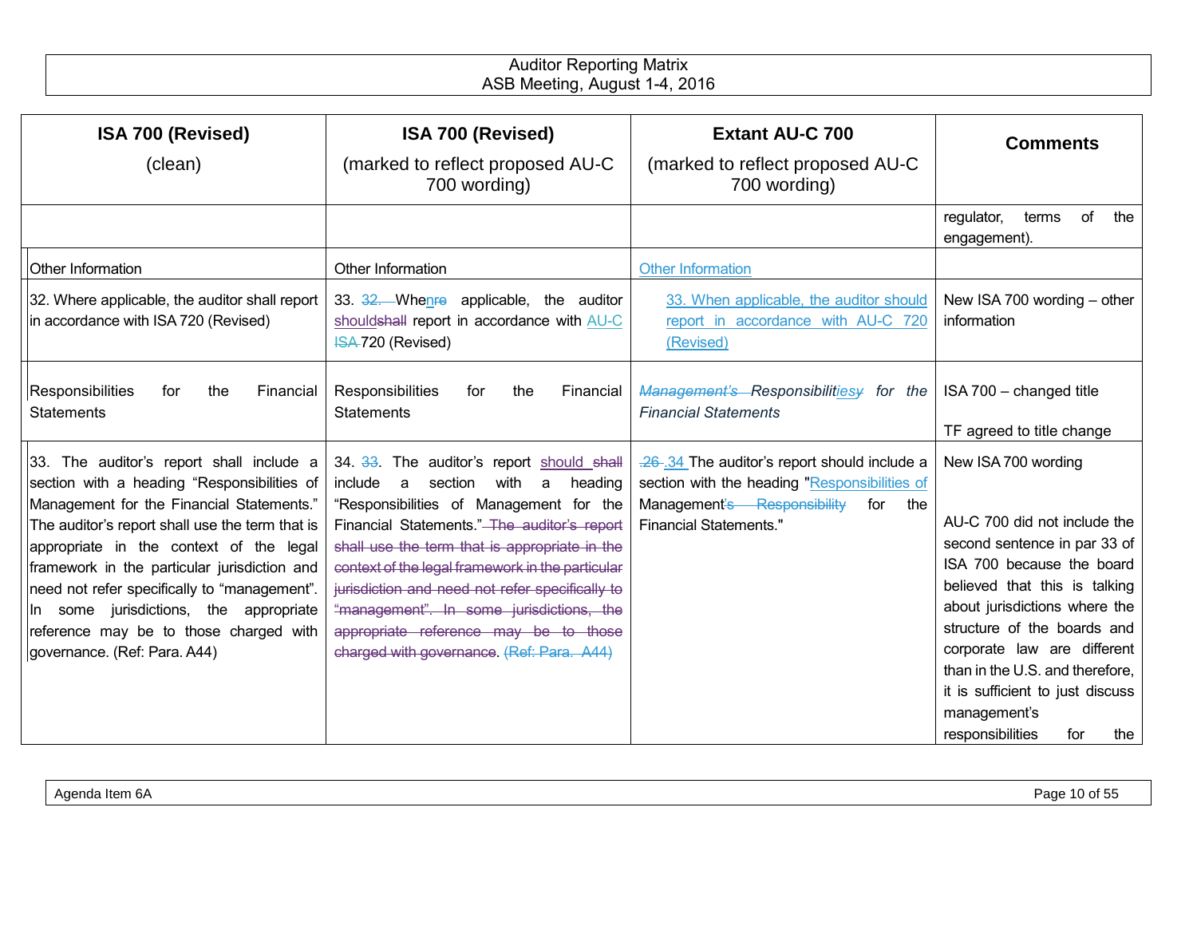| ISA 700 (Revised) (clean) | ISA 700 (Revised) (marked to reflect proposed AU-C 700 wording) | Extant AU-C 700 (marked to reflect proposed AU-C 700 wording) | Comments |
|---|---|---|---|
| | | | regulator, terms of the engagement). |
| Other Information | Other Information | Other Information | |
| 32. Where applicable, the auditor shall report in accordance with ISA 720 (Revised) | 33. ~~32.~~ Whe<u>n</u>~~re~~ applicable, the auditor <u>should</u>~~shall~~ report in accordance with <u>AU-C</u> ~~ISA~~ 720 (Revised) | <u>33. When applicable, the auditor should report in accordance with AU-C 720 (Revised)</u> | New ISA 700 wording – other information |
| Responsibilities for the Financial Statements | Responsibilities for the Financial Statements | *~~Management's~~ Responsibiliti<u>es</u>~~y~~ for the Financial Statements* | ISA 700 – changed title<br><br>TF agreed to title change |
| 33. The auditor's report shall include a section with a heading "Responsibilities of Management for the Financial Statements." The auditor's report shall use the term that is appropriate in the context of the legal framework in the particular jurisdiction and need not refer specifically to "management". In some jurisdictions, the appropriate reference may be to those charged with governance. (Ref: Para. A44) | 34. ~~33~~. The auditor's report <u>should</u> ~~shall~~ include a section with a heading "Responsibilities of Management for the Financial Statements." ~~The auditor's report shall use the term that is appropriate in the context of the legal framework in the particular jurisdiction and need not refer specifically to "management". In some jurisdictions, the appropriate reference may be to those charged with governance~~. ~~(Ref: Para. A44)~~ | ~~.26~~ <u>.34</u> The auditor's report should include a section with the heading "<u>Responsibilities of</u> Management~~'s Responsibility~~ for the Financial Statements." | New ISA 700 wording<br><br>AU-C 700 did not include the second sentence in par 33 of ISA 700 because the board believed that this is talking about jurisdictions where the structure of the boards and corporate law are different than in the U.S. and therefore, it is sufficient to just discuss management's responsibilities for the |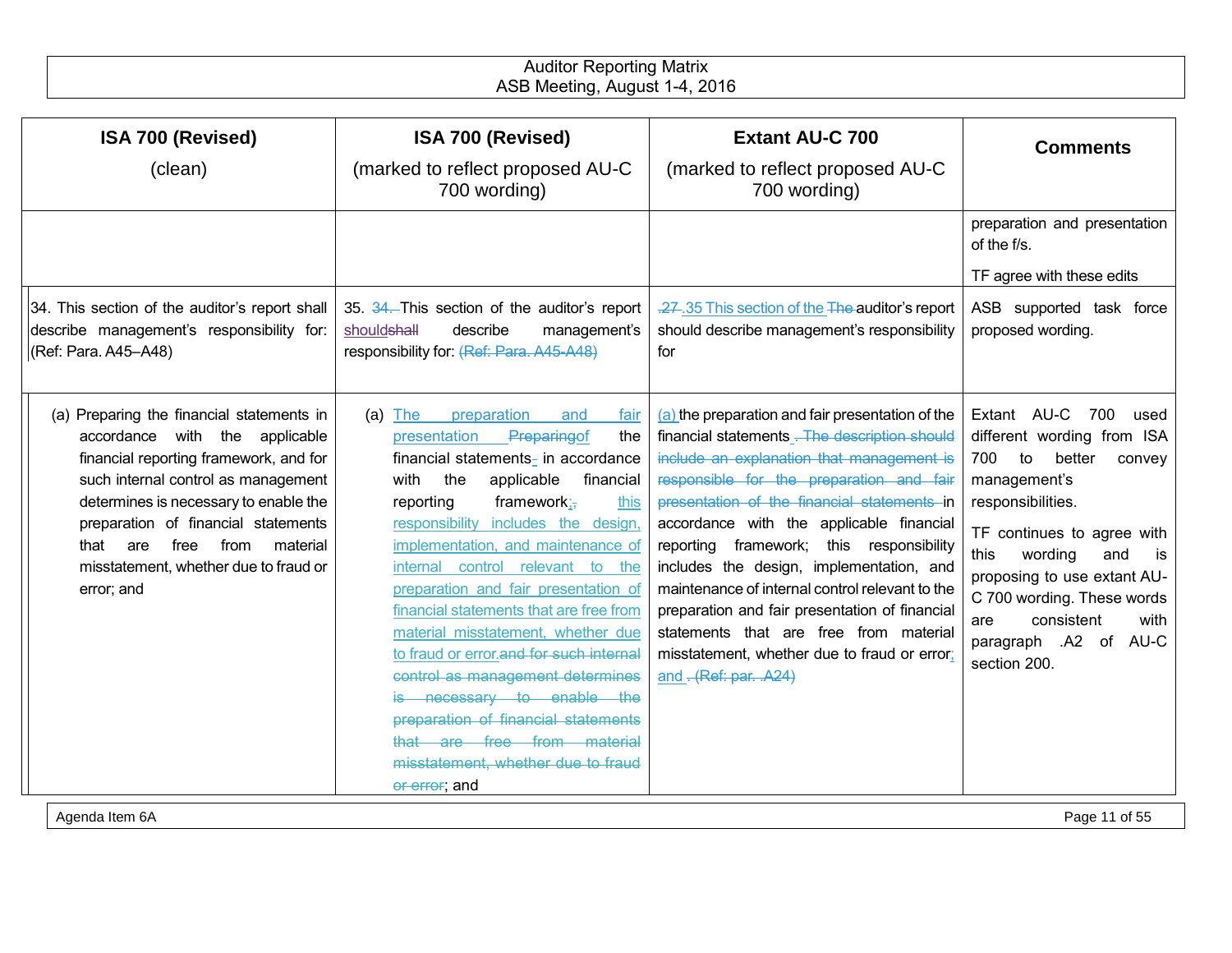| ISA 700 (Revised) (clean) | ISA 700 (Revised) (marked to reflect proposed AU-C 700 wording) | Extant AU-C 700 (marked to reflect proposed AU-C 700 wording) | Comments |
|---|---|---|---|
| | | | preparation and presentation of the f/s.<br><br>TF agree with these edits |
| 34. This section of the auditor's report shall describe management's responsibility for: (Ref: Para. A45–A48) | 35. ~~34.~~ This section of the auditor's report should~~shall~~ describe management's responsibility for: ~~(Ref: Para. A45-A48)~~ | ~~.27~~ .35 This section of the ~~The~~ auditor's report should describe management's responsibility for | ASB supported task force proposed wording. |
| (a) Preparing the financial statements in accordance with the applicable financial reporting framework, and for such internal control as management determines is necessary to enable the preparation of financial statements that are free from material misstatement, whether due to fraud or error; and | (a) The preparation and fair presentation ~~Preparing~~of the financial statements in accordance with the applicable financial reporting framework; ~~,~~ this responsibility includes the design, implementation, and maintenance of internal control relevant to the preparation and fair presentation of financial statements that are free from material misstatement, whether due to fraud or error. ~~and for such internal control as management determines is necessary to enable the preparation of financial statements that are free from material misstatement, whether due to fraud or error~~; and | (a) the preparation and fair presentation of the financial statements ~~. The description should include an explanation that management is responsible for the preparation and fair presentation of the financial statements~~ in accordance with the applicable financial reporting framework; this responsibility includes the design, implementation, and maintenance of internal control relevant to the preparation and fair presentation of financial statements that are free from material misstatement, whether due to fraud or error; and ~~. (Ref: par. .A24)~~ | Extant AU-C 700 used different wording from ISA 700 to better convey management's responsibilities.<br><br>TF continues to agree with this wording and is proposing to use extant AU-C 700 wording. These words are consistent with paragraph .A2 of AU-C section 200. |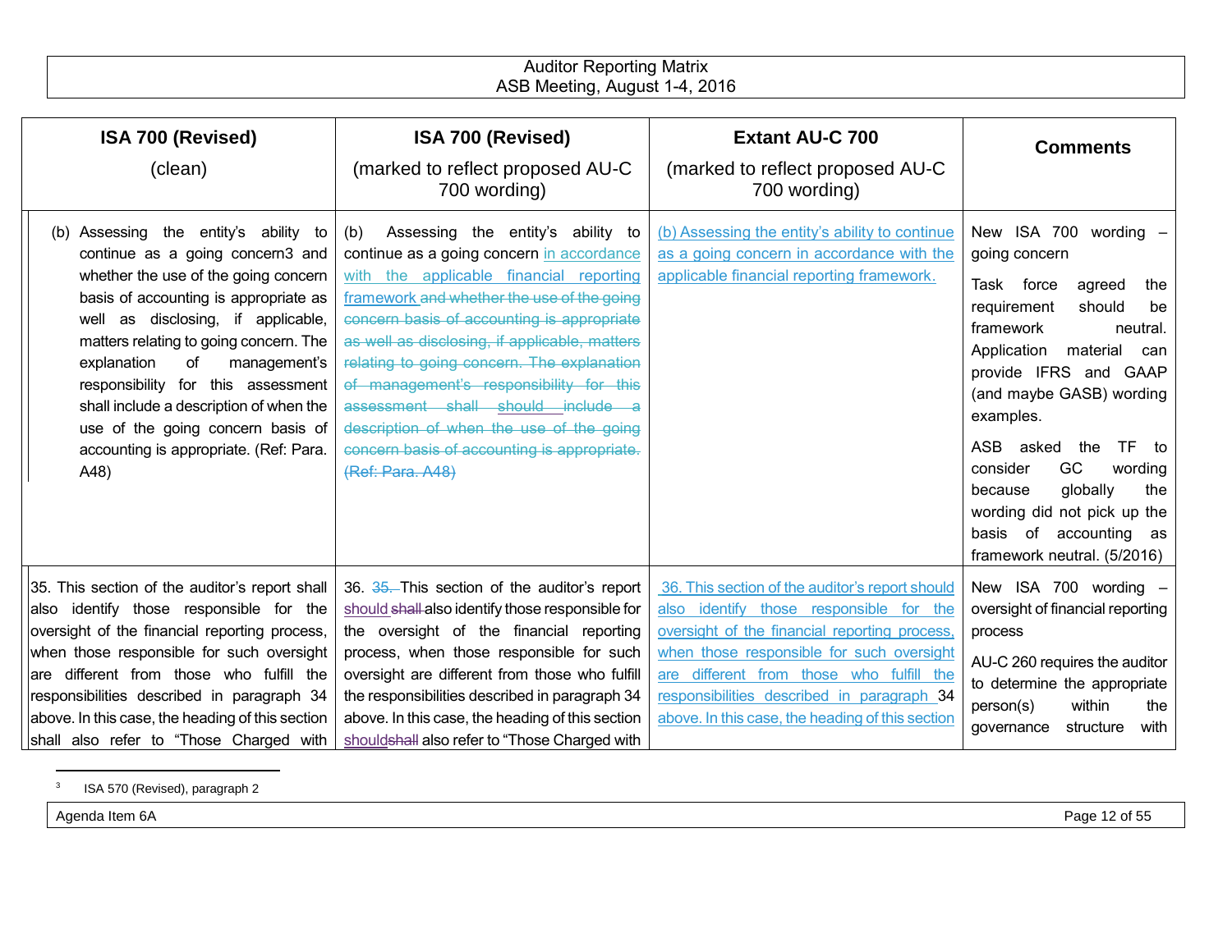| ISA 700 (Revised) (clean) | ISA 700 (Revised) (marked to reflect proposed AU-C 700 wording) | Extant AU-C 700 (marked to reflect proposed AU-C 700 wording) | Comments |
|---|---|---|---|
| (b) Assessing the entity's ability to continue as a going concern[3] and whether the use of the going concern basis of accounting is appropriate as well as disclosing, if applicable, matters relating to going concern. The explanation of management's responsibility for this assessment shall include a description of when the use of the going concern basis of accounting is appropriate. (Ref: Para. A48) | (b) Assessing the entity's ability to continue as a going concern in accordance with the applicable financial reporting framework ~~and whether the use of the going concern basis of accounting is appropriate as well as disclosing, if applicable, matters relating to going concern. The explanation of management's responsibility for this assessment shall should include a description of when the use of the going concern basis of accounting is appropriate. (Ref: Para. A48)~~ | (b) Assessing the entity's ability to continue as a going concern in accordance with the applicable financial reporting framework. | New ISA 700 wording – going concern<br><br>Task force agreed the requirement should be framework neutral. Application material can provide IFRS and GAAP (and maybe GASB) wording examples.<br><br>ASB asked the TF to consider GC wording because globally the wording did not pick up the basis of accounting as framework neutral. (5/2016) |
| 35. This section of the auditor's report shall also identify those responsible for the oversight of the financial reporting process, when those responsible for such oversight are different from those who fulfill the responsibilities described in paragraph 34 above. In this case, the heading of this section shall also refer to "Those Charged with | 36. ~~35.~~ This section of the auditor's report should ~~shall~~ also identify those responsible for the oversight of the financial reporting process, when those responsible for such oversight are different from those who fulfill the responsibilities described in paragraph 34 above. In this case, the heading of this section should~~shall~~ also refer to "Those Charged with | 36. This section of the auditor's report should also identify those responsible for the oversight of the financial reporting process, when those responsible for such oversight are different from those who fulfill the responsibilities described in paragraph 34 above. In this case, the heading of this section | New ISA 700 wording – oversight of financial reporting process<br><br>AU-C 260 requires the auditor to determine the appropriate person(s) within the governance structure with |

[3] ISA 570 (Revised), paragraph 2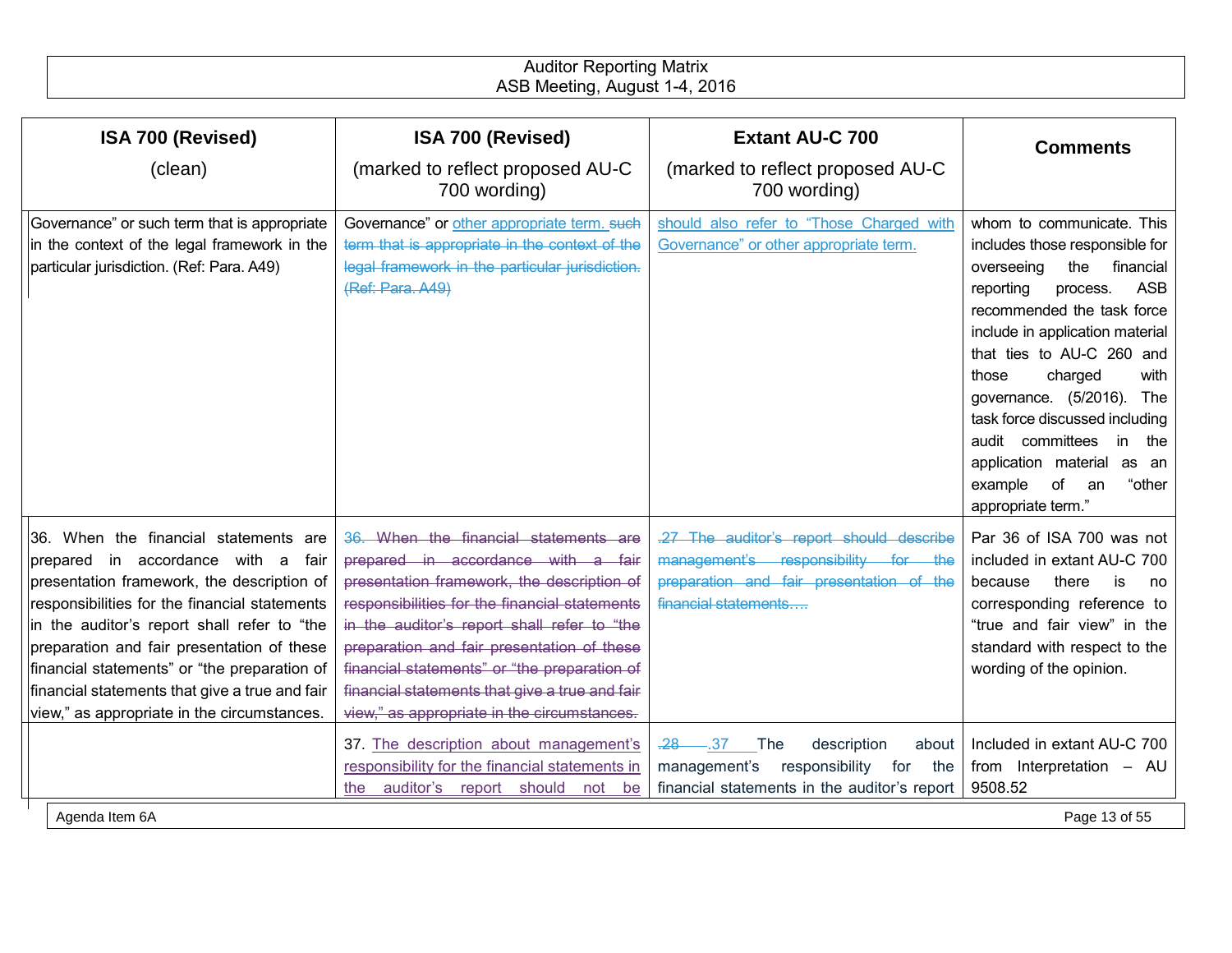| ISA 700 (Revised) (clean) | ISA 700 (Revised) (marked to reflect proposed AU-C 700 wording) | Extant AU-C 700 (marked to reflect proposed AU-C 700 wording) | Comments |
|---|---|---|---|
| Governance" or such term that is appropriate in the context of the legal framework in the particular jurisdiction. (Ref: Para. A49) | Governance" or other appropriate term. ~~such term that is appropriate in the context of the legal framework in the particular jurisdiction. (Ref: Para. A49)~~ | should also refer to "Those Charged with Governance" or other appropriate term. | whom to communicate. This includes those responsible for overseeing the financial reporting process. ASB recommended the task force include in application material that ties to AU-C 260 and those charged with governance. (5/2016). The task force discussed including audit committees in the application material as an example of an "other appropriate term." |
| 36. When the financial statements are prepared in accordance with a fair presentation framework, the description of responsibilities for the financial statements in the auditor's report shall refer to "the preparation and fair presentation of these financial statements" or "the preparation of financial statements that give a true and fair view," as appropriate in the circumstances. | ~~36. When the financial statements are prepared in accordance with a fair presentation framework, the description of responsibilities for the financial statements in the auditor's report shall refer to "the preparation and fair presentation of these financial statements" or "the preparation of financial statements that give a true and fair view," as appropriate in the circumstances.~~ | ~~.27 The auditor's report should describe management's responsibility for the preparation and fair presentation of the financial statements….~~ | Par 36 of ISA 700 was not included in extant AU-C 700 because there is no corresponding reference to "true and fair view" in the standard with respect to the wording of the opinion. |
| | 37. The description about management's responsibility for the financial statements in the auditor's report should not be | ~~.28~~ .37 The description about management's responsibility for the financial statements in the auditor's report | Included in extant AU-C 700 from Interpretation – AU 9508.52 |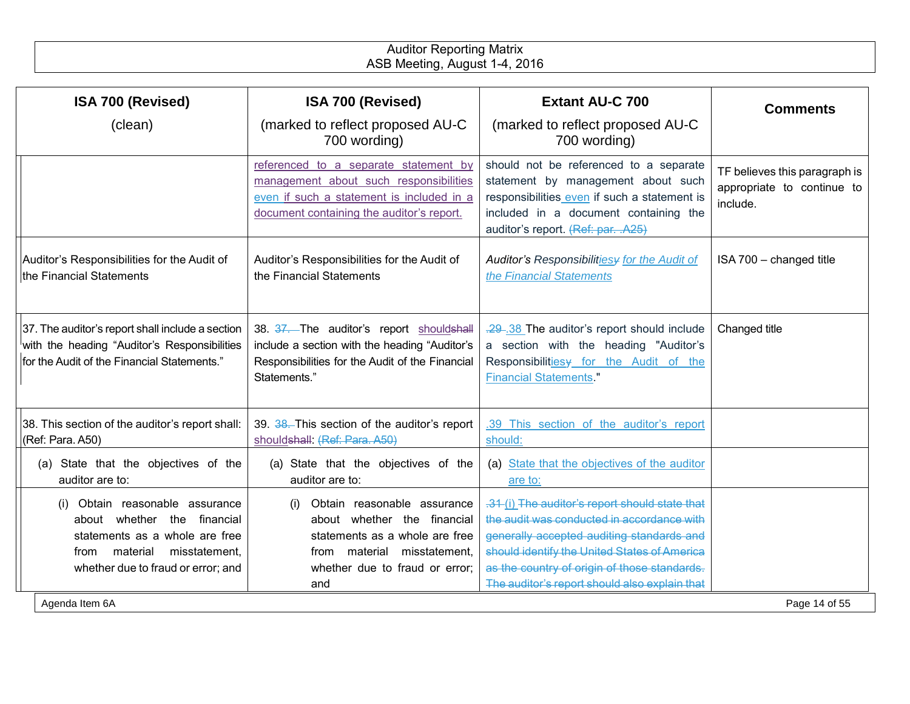| ISA 700 (Revised) (clean) | ISA 700 (Revised) (marked to reflect proposed AU-C 700 wording) | Extant AU-C 700 (marked to reflect proposed AU-C 700 wording) | Comments |
|---|---|---|---|
| | referenced to a separate statement by management about such responsibilities even if such a statement is included in a document containing the auditor's report. | should not be referenced to a separate statement by management about such responsibilities even if such a statement is included in a document containing the auditor's report. ~~(Ref: par. .A25)~~ | TF believes this paragraph is appropriate to continue to include. |
| Auditor's Responsibilities for the Audit of the Financial Statements | Auditor's Responsibilities for the Audit of the Financial Statements | *Auditor's Responsibilitiesy for the Audit of the Financial Statements* | ISA 700 – changed title |
| 37. The auditor's report shall include a section with the heading "Auditor's Responsibilities for the Audit of the Financial Statements." | 38. ~~37.~~ The auditor's report shouldshall include a section with the heading "Auditor's Responsibilities for the Audit of the Financial Statements." | ~~.29~~ .38 The auditor's report should include a section with the heading "Auditor's Responsibilitiesy for the Audit of the Financial Statements." | Changed title |
| 38. This section of the auditor's report shall: (Ref: Para. A50) | 39. ~~38.~~ This section of the auditor's report shouldshall: ~~(Ref: Para. A50)~~ | .39 This section of the auditor's report should: | |
| (a) State that the objectives of the auditor are to: | (a) State that the objectives of the auditor are to: | (a) State that the objectives of the auditor are to: | |
| (i) Obtain reasonable assurance about whether the financial statements as a whole are free from material misstatement, whether due to fraud or error; and | (i) Obtain reasonable assurance about whether the financial statements as a whole are free from material misstatement, whether due to fraud or error; and | ~~.31~~ (i) ~~The auditor's report should state that the audit was conducted in accordance with generally accepted auditing standards and should identify the United States of America as the country of origin of those standards. The auditor's report should also explain that~~ | |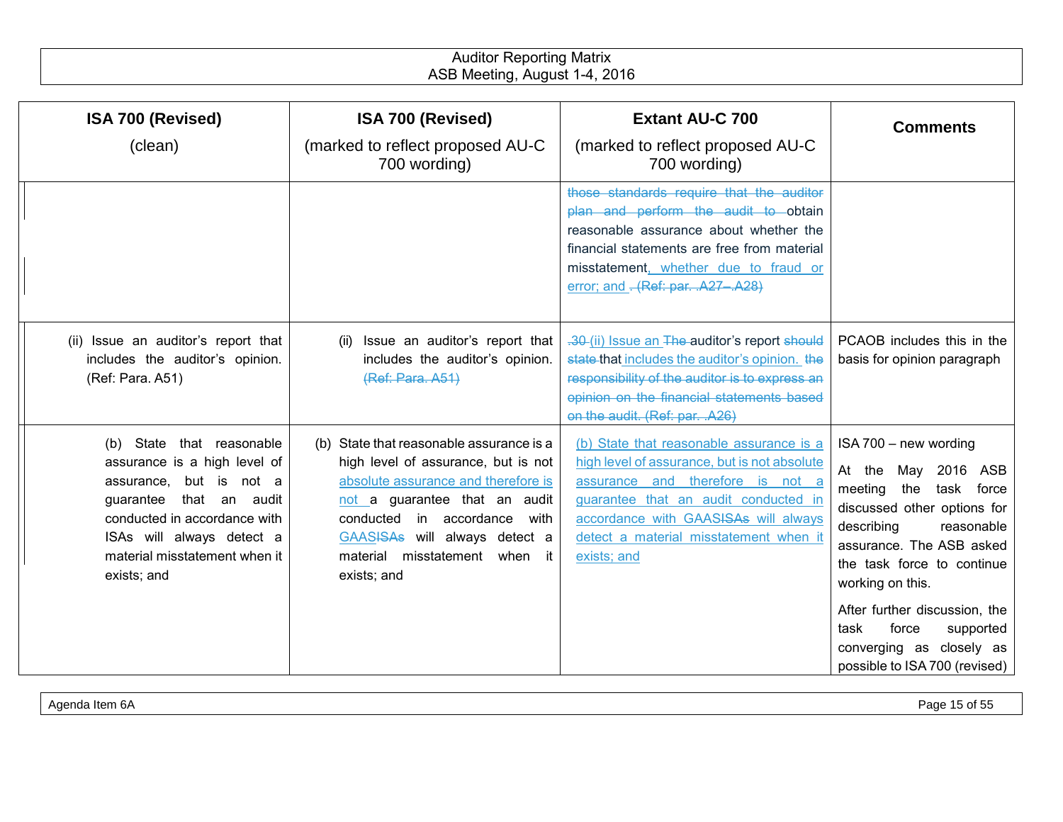| ISA 700 (Revised) (clean) | ISA 700 (Revised) (marked to reflect proposed AU-C 700 wording) | Extant AU-C 700 (marked to reflect proposed AU-C 700 wording) | Comments |
|---|---|---|---|
| | | ~~those standards require that the auditor plan and perform the audit to~~ obtain reasonable assurance about whether the financial statements are free from material misstatement, whether due to fraud or error; and ~~. (Ref: par. .A27–.A28)~~ | |
| (ii) Issue an auditor's report that includes the auditor's opinion. (Ref: Para. A51) | (ii) Issue an auditor's report that includes the auditor's opinion. ~~(Ref: Para. A51)~~ | ~~.30~~ (ii) Issue an ~~The~~ auditor's report ~~should state~~ that includes the auditor's opinion. ~~the responsibility of the auditor is to express an opinion on the financial statements based on the audit. (Ref: par. .A26)~~ | PCAOB includes this in the basis for opinion paragraph |
| (b) State that reasonable assurance is a high level of assurance, but is not a guarantee that an audit conducted in accordance with ISAs will always detect a material misstatement when it exists; and | (b) State that reasonable assurance is a high level of assurance, but is not absolute assurance and therefore is not a guarantee that an audit conducted in accordance with GAAS~~ISAs~~ will always detect a material misstatement when it exists; and | (b) State that reasonable assurance is a high level of assurance, but is not absolute assurance and therefore is not a guarantee that an audit conducted in accordance with GAAS~~ISAs~~ will always detect a material misstatement when it exists; and | ISA 700 – new wording<br><br>At the May 2016 ASB meeting the task force discussed other options for describing reasonable assurance. The ASB asked the task force to continue working on this.<br><br>After further discussion, the task force supported converging as closely as possible to ISA 700 (revised) |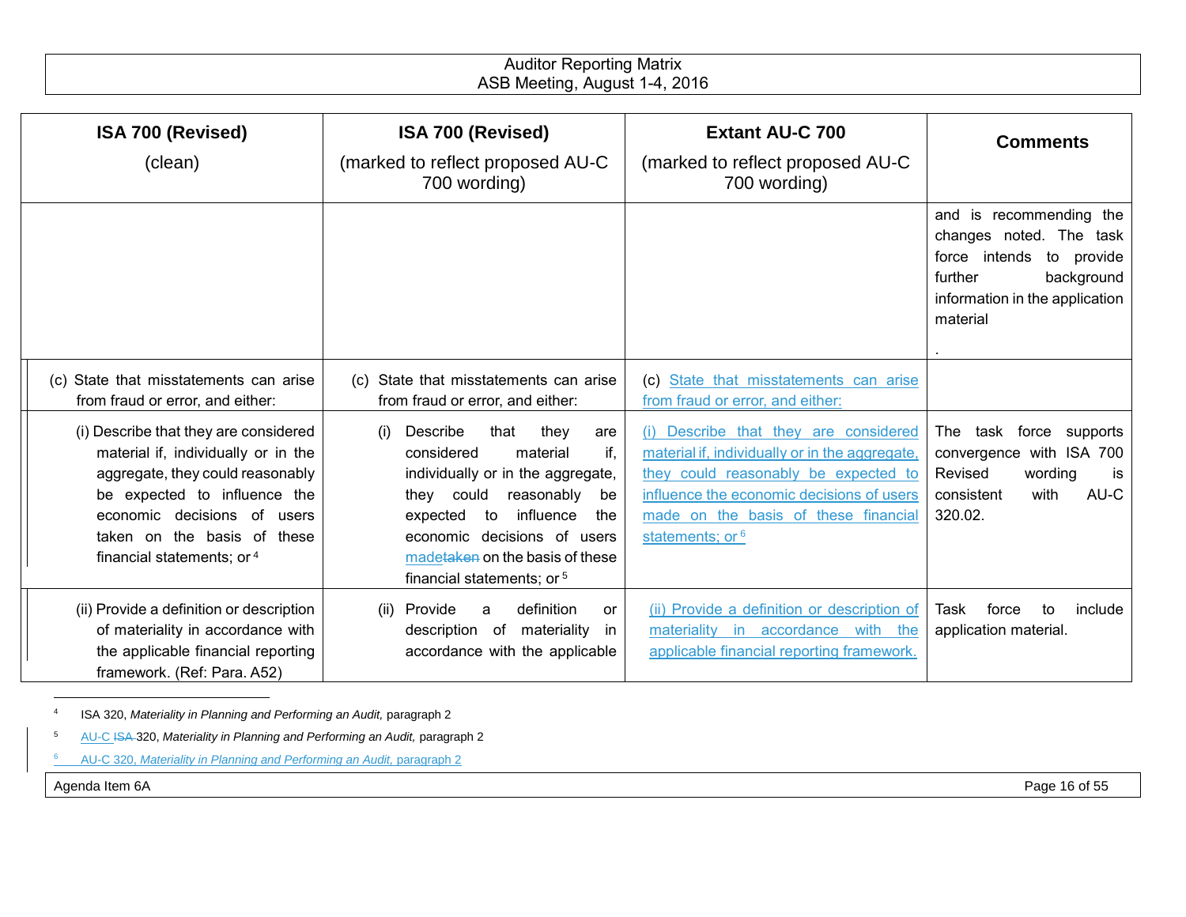| ISA 700 (Revised) (clean) | ISA 700 (Revised) (marked to reflect proposed AU-C 700 wording) | Extant AU-C 700 (marked to reflect proposed AU-C 700 wording) | Comments |
|---|---|---|---|
| | | | and is recommending the changes noted. The task force intends to provide further background information in the application material . |
| (c) State that misstatements can arise from fraud or error, and either: | (c) State that misstatements can arise from fraud or error, and either: | (c) State that misstatements can arise from fraud or error, and either: | |
| (i) Describe that they are considered material if, individually or in the aggregate, they could reasonably be expected to influence the economic decisions of users taken on the basis of these financial statements; or [4] | (i) Describe that they are considered material if, individually or in the aggregate, they could reasonably be expected to influence the economic decisions of users made~~taken~~ on the basis of these financial statements; or [5] | (i) Describe that they are considered material if, individually or in the aggregate, they could reasonably be expected to influence the economic decisions of users made on the basis of these financial statements; or [6] | The task force supports convergence with ISA 700 Revised wording is consistent with AU-C 320.02. |
| (ii) Provide a definition or description of materiality in accordance with the applicable financial reporting framework. (Ref: Para. A52) | (ii) Provide a definition or description of materiality in accordance with the applicable | (ii) Provide a definition or description of materiality in accordance with the applicable financial reporting framework. | Task force to include application material. |

[4] ISA 320, *Materiality in Planning and Performing an Audit,* paragraph 2

[5] AU-C ~~ISA~~ 320, *Materiality in Planning and Performing an Audit,* paragraph 2

[6] AU-C 320, *Materiality in Planning and Performing an Audit,* paragraph 2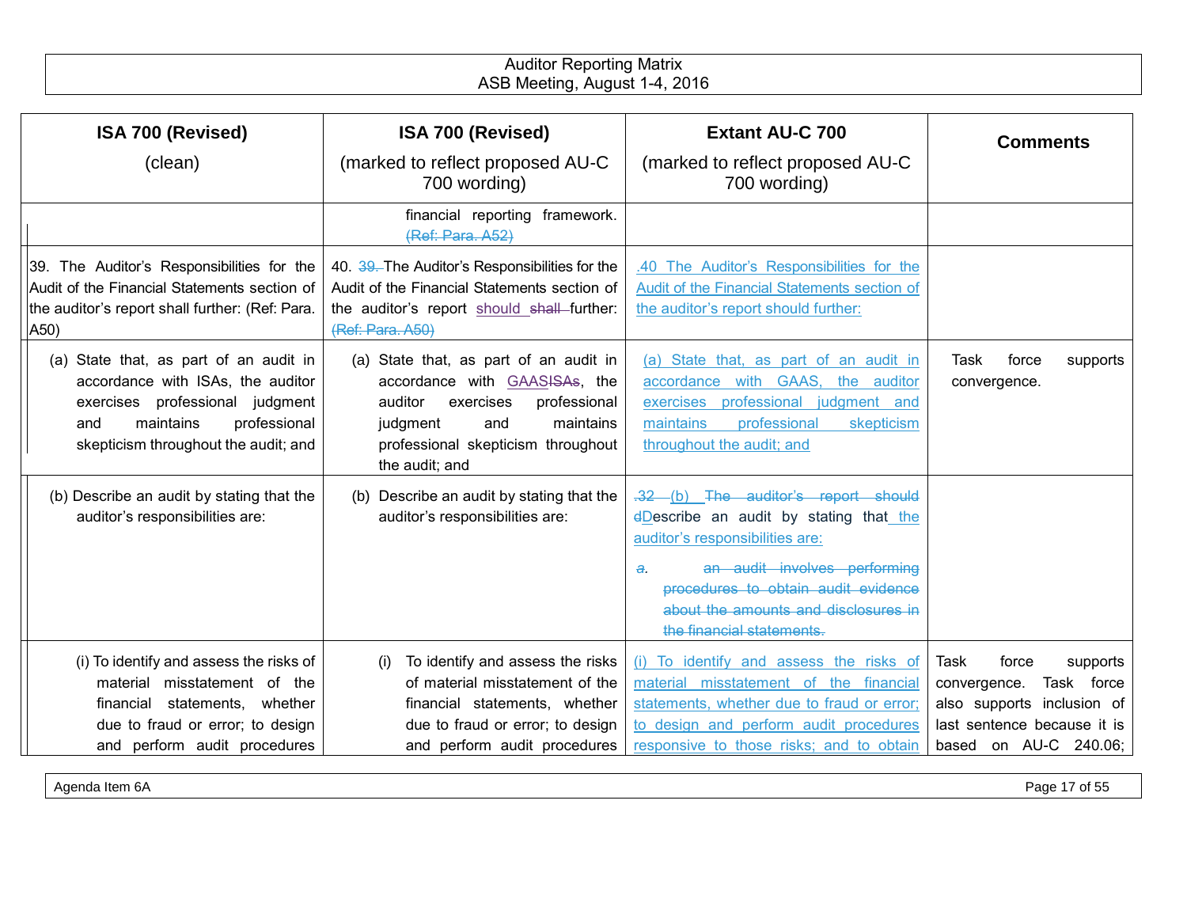| ISA 700 (Revised) (clean) | ISA 700 (Revised) (marked to reflect proposed AU-C 700 wording) | Extant AU-C 700 (marked to reflect proposed AU-C 700 wording) | Comments |
|---|---|---|---|
| | financial reporting framework. ~~(Ref: Para. A52)~~ | | |
| 39. The Auditor's Responsibilities for the Audit of the Financial Statements section of the auditor's report shall further: (Ref: Para. A50) | 40. ~~39.~~ The Auditor's Responsibilities for the Audit of the Financial Statements section of the auditor's report should ~~shall~~ further: ~~(Ref: Para. A50)~~ | .40 The Auditor's Responsibilities for the Audit of the Financial Statements section of the auditor's report should further: | |
| (a) State that, as part of an audit in accordance with ISAs, the auditor exercises professional judgment and maintains professional skepticism throughout the audit; and | (a) State that, as part of an audit in accordance with GAAS~~ISAs~~, the auditor exercises professional judgment and maintains professional skepticism throughout the audit; and | (a) State that, as part of an audit in accordance with GAAS, the auditor exercises professional judgment and maintains professional skepticism throughout the audit; and | Task force supports convergence. |
| (b) Describe an audit by stating that the auditor's responsibilities are: | (b) Describe an audit by stating that the auditor's responsibilities are: | ~~.32~~ (b) ~~The auditor's report should d~~Describe an audit by stating that the auditor's responsibilities are:<br>~~a. an audit involves performing procedures to obtain audit evidence about the amounts and disclosures in the financial statements.~~ | |
| (i) To identify and assess the risks of material misstatement of the financial statements, whether due to fraud or error; to design and perform audit procedures | (i) To identify and assess the risks of material misstatement of the financial statements, whether due to fraud or error; to design and perform audit procedures | (i) To identify and assess the risks of material misstatement of the financial statements, whether due to fraud or error; to design and perform audit procedures responsive to those risks; and to obtain | Task force supports convergence. Task force also supports inclusion of last sentence because it is based on AU-C 240.06; |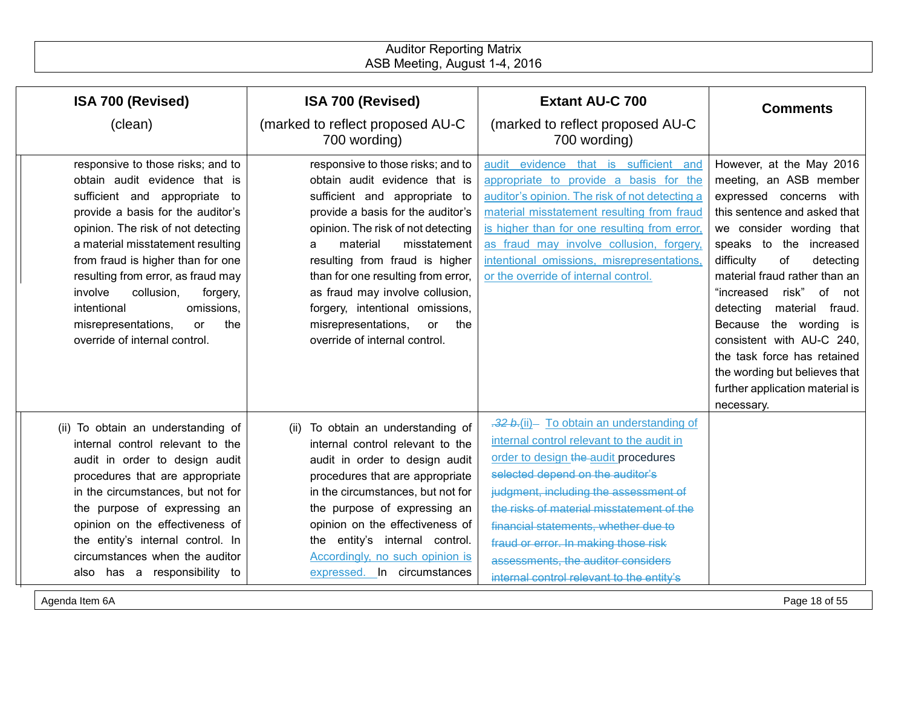| ISA 700 (Revised) (clean) | ISA 700 (Revised) (marked to reflect proposed AU-C 700 wording) | Extant AU-C 700 (marked to reflect proposed AU-C 700 wording) | Comments |
|---|---|---|---|
| responsive to those risks; and to obtain audit evidence that is sufficient and appropriate to provide a basis for the auditor's opinion. The risk of not detecting a material misstatement resulting from fraud is higher than for one resulting from error, as fraud may involve collusion, forgery, intentional omissions, misrepresentations, or the override of internal control. | responsive to those risks; and to obtain audit evidence that is sufficient and appropriate to provide a basis for the auditor's opinion. The risk of not detecting a material misstatement resulting from fraud is higher than for one resulting from error, as fraud may involve collusion, forgery, intentional omissions, misrepresentations, or the override of internal control. | audit evidence that is sufficient and appropriate to provide a basis for the auditor's opinion. The risk of not detecting a material misstatement resulting from fraud is higher than for one resulting from error, as fraud may involve collusion, forgery, intentional omissions, misrepresentations, or the override of internal control. | However, at the May 2016 meeting, an ASB member expressed concerns with this sentence and asked that we consider wording that speaks to the increased difficulty of detecting material fraud rather than an "increased risk" of not detecting material fraud. Because the wording is consistent with AU-C 240, the task force has retained the wording but believes that further application material is necessary. |
| (ii) To obtain an understanding of internal control relevant to the audit in order to design audit procedures that are appropriate in the circumstances, but not for the purpose of expressing an opinion on the effectiveness of the entity's internal control. In circumstances when the auditor also has a responsibility to | (ii) To obtain an understanding of internal control relevant to the audit in order to design audit procedures that are appropriate in the circumstances, but not for the purpose of expressing an opinion on the effectiveness of the entity's internal control. Accordingly, no such opinion is expressed. In circumstances | ~~.32 b.~~(ii) To obtain an understanding of internal control relevant to the audit in order to design ~~the~~ audit procedures ~~selected depend on the auditor's judgment, including the assessment of the risks of material misstatement of the financial statements, whether due to fraud or error. In making those risk assessments, the auditor considers internal control relevant to the entity's~~ | |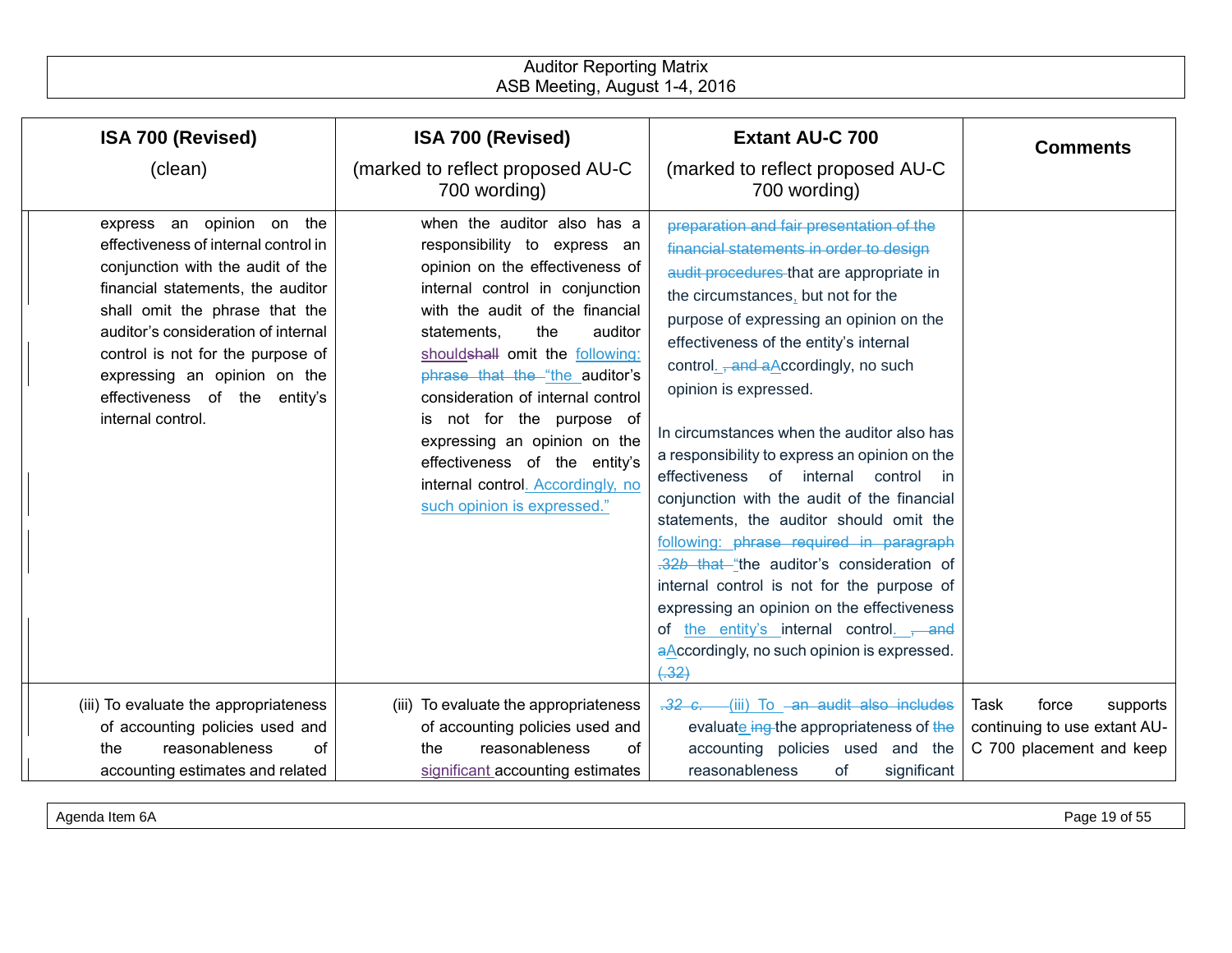| ISA 700 (Revised) (clean) | ISA 700 (Revised) (marked to reflect proposed AU-C 700 wording) | Extant AU-C 700 (marked to reflect proposed AU-C 700 wording) | Comments |
|---|---|---|---|
| express an opinion on the effectiveness of internal control in conjunction with the audit of the financial statements, the auditor shall omit the phrase that the auditor's consideration of internal control is not for the purpose of expressing an opinion on the effectiveness of the entity's internal control. | when the auditor also has a responsibility to express an opinion on the effectiveness of internal control in conjunction with the audit of the financial statements, the auditor shouldshall omit the following: phrase that the "the auditor's consideration of internal control is not for the purpose of expressing an opinion on the effectiveness of the entity's internal control. Accordingly, no such opinion is expressed." | preparation and fair presentation of the financial statements in order to design audit procedures that are appropriate in the circumstances, but not for the purpose of expressing an opinion on the effectiveness of the entity's internal control. , and aAccordingly, no such opinion is expressed.<br><br>In circumstances when the auditor also has a responsibility to express an opinion on the effectiveness of internal control in conjunction with the audit of the financial statements, the auditor should omit the following: phrase required in paragraph .32b that "the auditor's consideration of internal control is not for the purpose of expressing an opinion on the effectiveness of the entity's internal control. , and aAccordingly, no such opinion is expressed. (.32) | |
| (iii) To evaluate the appropriateness of accounting policies used and the reasonableness of accounting estimates and related | (iii) To evaluate the appropriateness of accounting policies used and the reasonableness of significant accounting estimates | .32 c. (iii) To an audit also includes evaluate ing the appropriateness of the accounting policies used and the reasonableness of significant | Task force supports continuing to use extant AU-C 700 placement and keep |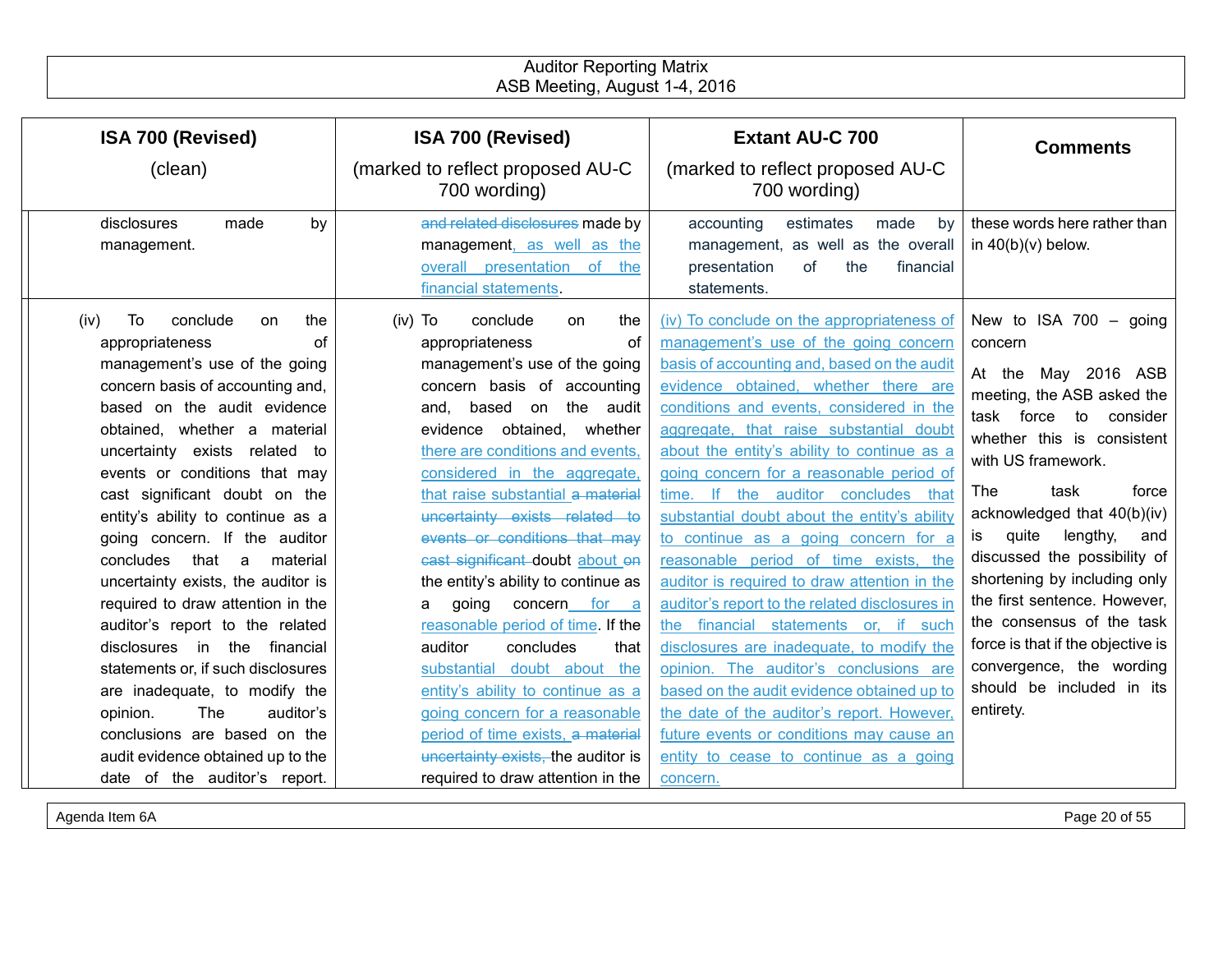| ISA 700 (Revised) (clean) | ISA 700 (Revised) (marked to reflect proposed AU-C 700 wording) | Extant AU-C 700 (marked to reflect proposed AU-C 700 wording) | Comments |
|---|---|---|---|
| disclosures made by management. | ~~and related disclosures~~ made by management, as well as the overall presentation of the financial statements. | accounting estimates made by management, as well as the overall presentation of the financial statements. | these words here rather than in 40(b)(v) below. |
| (iv) To conclude on the appropriateness of management's use of the going concern basis of accounting and, based on the audit evidence obtained, whether a material uncertainty exists related to events or conditions that may cast significant doubt on the entity's ability to continue as a going concern. If the auditor concludes that a material uncertainty exists, the auditor is required to draw attention in the auditor's report to the related disclosures in the financial statements or, if such disclosures are inadequate, to modify the opinion. The auditor's conclusions are based on the audit evidence obtained up to the date of the auditor's report. | (iv) To conclude on the appropriateness of management's use of the going concern basis of accounting and, based on the audit evidence obtained, whether there are conditions and events, considered in the aggregate, that raise substantial ~~a material uncertainty exists related to events or conditions that may cast significant~~ doubt about ~~on~~ the entity's ability to continue as a going concern for a reasonable period of time. If the auditor concludes that substantial doubt about the entity's ability to continue as a going concern for a reasonable period of time exists, ~~a material uncertainty exists,~~ the auditor is required to draw attention in the | (iv) To conclude on the appropriateness of management's use of the going concern basis of accounting and, based on the audit evidence obtained, whether there are conditions and events, considered in the aggregate, that raise substantial doubt about the entity's ability to continue as a going concern for a reasonable period of time. If the auditor concludes that substantial doubt about the entity's ability to continue as a going concern for a reasonable period of time exists, the auditor is required to draw attention in the auditor's report to the related disclosures in the financial statements or, if such disclosures are inadequate, to modify the opinion. The auditor's conclusions are based on the audit evidence obtained up to the date of the auditor's report. However, future events or conditions may cause an entity to cease to continue as a going concern. | New to ISA 700 – going concern<br><br>At the May 2016 ASB meeting, the ASB asked the task force to consider whether this is consistent with US framework.<br><br>The task force acknowledged that 40(b)(iv) is quite lengthy, and discussed the possibility of shortening by including only the first sentence. However, the consensus of the task force is that if the objective is convergence, the wording should be included in its entirety. |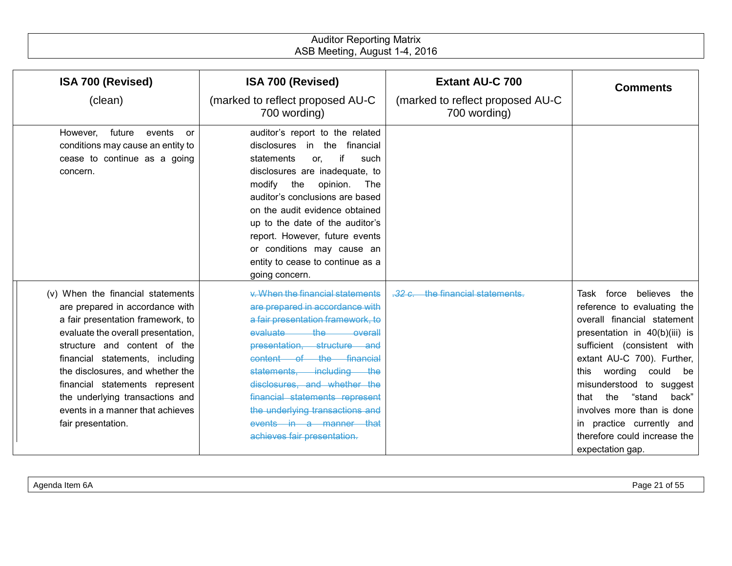| ISA 700 (Revised) (clean) | ISA 700 (Revised) (marked to reflect proposed AU-C 700 wording) | Extant AU-C 700 (marked to reflect proposed AU-C 700 wording) | Comments |
|---|---|---|---|
| However, future events or conditions may cause an entity to cease to continue as a going concern. | auditor's report to the related disclosures in the financial statements or, if such disclosures are inadequate, to modify the opinion. The auditor's conclusions are based on the audit evidence obtained up to the date of the auditor's report. However, future events or conditions may cause an entity to cease to continue as a going concern. | | |
| (v) When the financial statements are prepared in accordance with a fair presentation framework, to evaluate the overall presentation, structure and content of the financial statements, including the disclosures, and whether the financial statements represent the underlying transactions and events in a manner that achieves fair presentation. | ~~v. When the financial statements are prepared in accordance with a fair presentation framework, to evaluate the overall presentation, structure and content of the financial statements, including the disclosures, and whether the financial statements represent the underlying transactions and events in a manner that achieves fair presentation.~~ | ~~.32 c. the financial statements.~~ | Task force believes the reference to evaluating the overall financial statement presentation in 40(b)(iii) is sufficient (consistent with extant AU-C 700). Further, this wording could be misunderstood to suggest that the "stand back" involves more than is done in practice currently and therefore could increase the expectation gap. |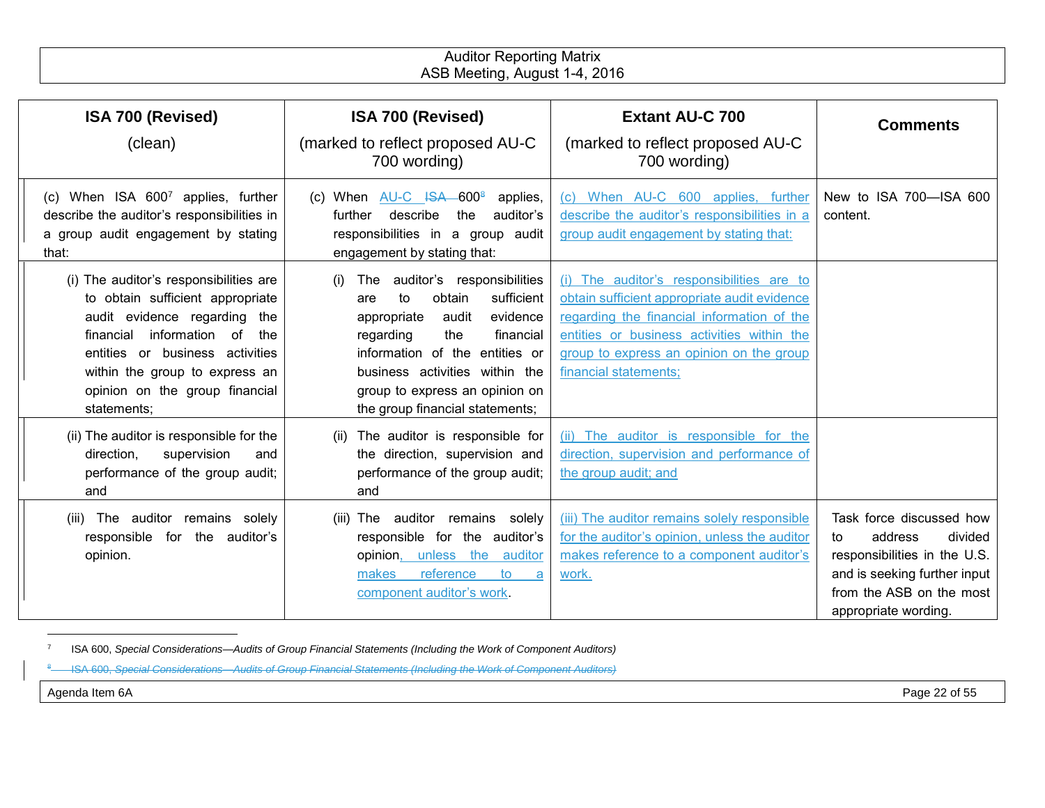| ISA 700 (Revised) (clean) | ISA 700 (Revised) (marked to reflect proposed AU-C 700 wording) | Extant AU-C 700 (marked to reflect proposed AU-C 700 wording) | Comments |
|---|---|---|---|
| (c) When ISA 600[7] applies, further describe the auditor's responsibilities in a group audit engagement by stating that: | (c) When AU-C ~~ISA~~ 600[8] applies, further describe the auditor's responsibilities in a group audit engagement by stating that: | (c) When AU-C 600 applies, further describe the auditor's responsibilities in a group audit engagement by stating that: | New to ISA 700—ISA 600 content. |
| (i) The auditor's responsibilities are to obtain sufficient appropriate audit evidence regarding the financial information of the entities or business activities within the group to express an opinion on the group financial statements; | (i) The auditor's responsibilities are to obtain sufficient appropriate audit evidence regarding the financial information of the entities or business activities within the group to express an opinion on the group financial statements; | (i) The auditor's responsibilities are to obtain sufficient appropriate audit evidence regarding the financial information of the entities or business activities within the group to express an opinion on the group financial statements; | |
| (ii) The auditor is responsible for the direction, supervision and performance of the group audit; and | (ii) The auditor is responsible for the direction, supervision and performance of the group audit; and | (ii) The auditor is responsible for the direction, supervision and performance of the group audit; and | |
| (iii) The auditor remains solely responsible for the auditor's opinion. | (iii) The auditor remains solely responsible for the auditor's opinion, unless the auditor makes reference to a component auditor's work. | (iii) The auditor remains solely responsible for the auditor's opinion, unless the auditor makes reference to a component auditor's work. | Task force discussed how to address divided responsibilities in the U.S. and is seeking further input from the ASB on the most appropriate wording. |

[7] ISA 600, *Special Considerations—Audits of Group Financial Statements (Including the Work of Component Auditors)*

~~[8] ISA 600, *Special Considerations—Audits of Group Financial Statements (Including the Work of Component Auditors)*~~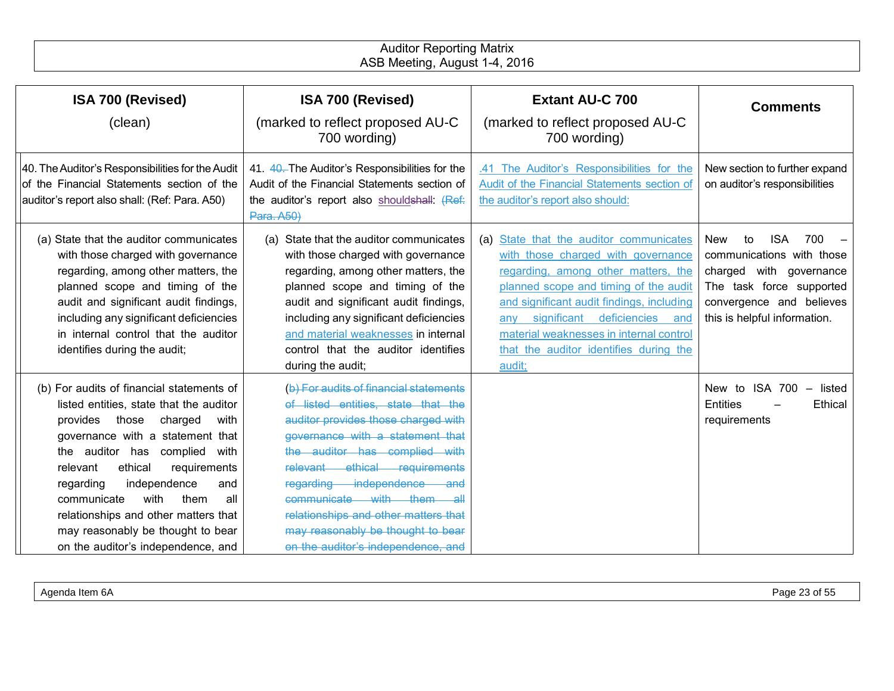| ISA 700 (Revised)<br>(clean) | ISA 700 (Revised)<br>(marked to reflect proposed AU-C 700 wording) | Extant AU-C 700<br>(marked to reflect proposed AU-C 700 wording) | Comments |
|---|---|---|---|
| 40. The Auditor's Responsibilities for the Audit of the Financial Statements section of the auditor's report also shall: (Ref: Para. A50) | 41. ~~40.~~ The Auditor's Responsibilities for the Audit of the Financial Statements section of the auditor's report also should~~shall~~: ~~(Ref: Para. A50)~~ | .41 The Auditor's Responsibilities for the Audit of the Financial Statements section of the auditor's report also should: | New section to further expand on auditor's responsibilities |
| (a) State that the auditor communicates with those charged with governance regarding, among other matters, the planned scope and timing of the audit and significant audit findings, including any significant deficiencies in internal control that the auditor identifies during the audit; | (a) State that the auditor communicates with those charged with governance regarding, among other matters, the planned scope and timing of the audit and significant audit findings, including any significant deficiencies and material weaknesses in internal control that the auditor identifies during the audit; | (a) State that the auditor communicates with those charged with governance regarding, among other matters, the planned scope and timing of the audit and significant audit findings, including any significant deficiencies and material weaknesses in internal control that the auditor identifies during the audit; | New to ISA 700 – communications with those charged with governance The task force supported convergence and believes this is helpful information. |
| (b) For audits of financial statements of listed entities, state that the auditor provides those charged with governance with a statement that the auditor has complied with relevant ethical requirements regarding independence and communicate with them all relationships and other matters that may reasonably be thought to bear on the auditor's independence, and | ~~(b) For audits of financial statements of listed entities, state that the auditor provides those charged with governance with a statement that the auditor has complied with relevant ethical requirements regarding independence and communicate with them all relationships and other matters that may reasonably be thought to bear on the auditor's independence, and~~ | | New to ISA 700 – listed Entities – Ethical requirements |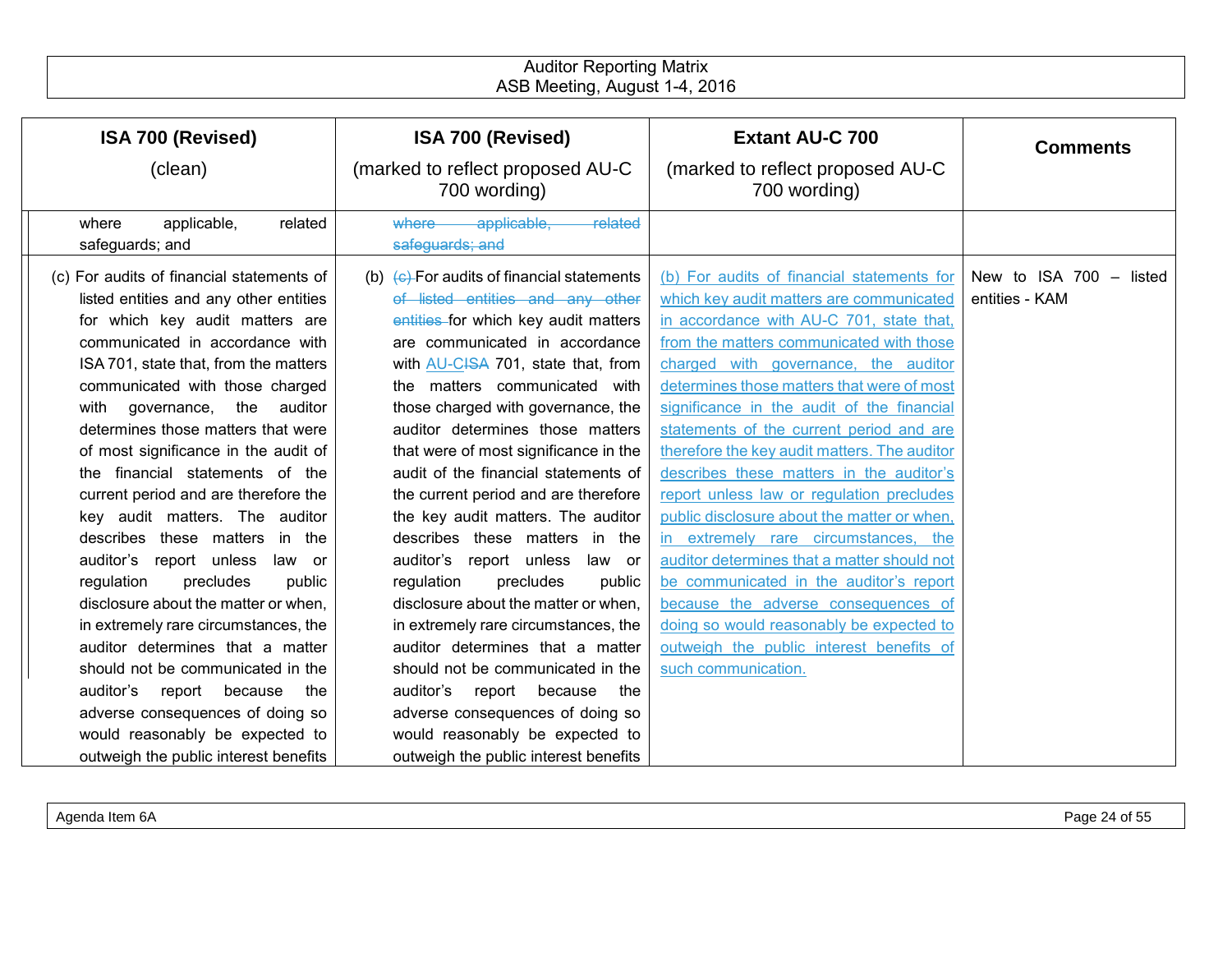| ISA 700 (Revised) (clean) | ISA 700 (Revised) (marked to reflect proposed AU-C 700 wording) | Extant AU-C 700 (marked to reflect proposed AU-C 700 wording) | Comments |
|---|---|---|---|
| where applicable, related safeguards; and | ~~where applicable, related safeguards; and~~ | | |
| (c) For audits of financial statements of listed entities and any other entities for which key audit matters are communicated in accordance with ISA 701, state that, from the matters communicated with those charged with governance, the auditor determines those matters that were of most significance in the audit of the financial statements of the current period and are therefore the key audit matters. The auditor describes these matters in the auditor's report unless law or regulation precludes public disclosure about the matter or when, in extremely rare circumstances, the auditor determines that a matter should not be communicated in the auditor's report because the adverse consequences of doing so would reasonably be expected to outweigh the public interest benefits | (b) ~~(c)~~ For audits of financial statements ~~of listed entities and any other entities~~ for which key audit matters are communicated in accordance with AU-C~~ISA~~ 701, state that, from the matters communicated with those charged with governance, the auditor determines those matters that were of most significance in the audit of the financial statements of the current period and are therefore the key audit matters. The auditor describes these matters in the auditor's report unless law or regulation precludes public disclosure about the matter or when, in extremely rare circumstances, the auditor determines that a matter should not be communicated in the auditor's report because the adverse consequences of doing so would reasonably be expected to outweigh the public interest benefits | (b) For audits of financial statements for which key audit matters are communicated in accordance with AU-C 701, state that, from the matters communicated with those charged with governance, the auditor determines those matters that were of most significance in the audit of the financial statements of the current period and are therefore the key audit matters. The auditor describes these matters in the auditor's report unless law or regulation precludes public disclosure about the matter or when, in extremely rare circumstances, the auditor determines that a matter should not be communicated in the auditor's report because the adverse consequences of doing so would reasonably be expected to outweigh the public interest benefits of such communication. | New to ISA 700 – listed entities - KAM |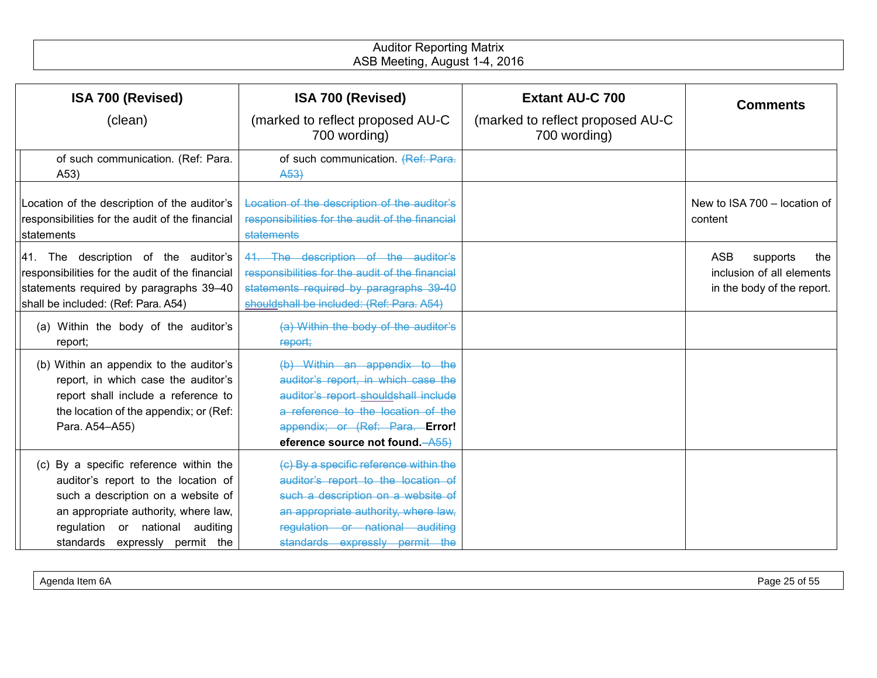| ISA 700 (Revised) (clean) | ISA 700 (Revised) (marked to reflect proposed AU-C 700 wording) | Extant AU-C 700 (marked to reflect proposed AU-C 700 wording) | Comments |
|---|---|---|---|
| of such communication. (Ref: Para. A53) | of such communication. ~~(Ref: Para. A53)~~ | | |
| Location of the description of the auditor's responsibilities for the audit of the financial statements | ~~Location of the description of the auditor's responsibilities for the audit of the financial statements~~ | | New to ISA 700 – location of content |
| 41. The description of the auditor's responsibilities for the audit of the financial statements required by paragraphs 39–40 shall be included: (Ref: Para. A54) | ~~41. The description of the auditor's responsibilities for the audit of the financial statements required by paragraphs 39-40 should~~~~shall be included: (Ref: Para. A54)~~ | | ASB supports the inclusion of all elements in the body of the report. |
| (a) Within the body of the auditor's report; | ~~(a) Within the body of the auditor's report;~~ | | |
| (b) Within an appendix to the auditor's report, in which case the auditor's report shall include a reference to the location of the appendix; or (Ref: Para. A54–A55) | ~~(b) Within an appendix to the auditor's report, in which case the auditor's report should~~~~shall include a reference to the location of the appendix; or (Ref: Para.~~ **Error! eference source not found.**~~–A55)~~ | | |
| (c) By a specific reference within the auditor's report to the location of such a description on a website of an appropriate authority, where law, regulation or national auditing standards expressly permit the | ~~(c) By a specific reference within the auditor's report to the location of such a description on a website of an appropriate authority, where law, regulation or national auditing standards expressly permit the~~ | | |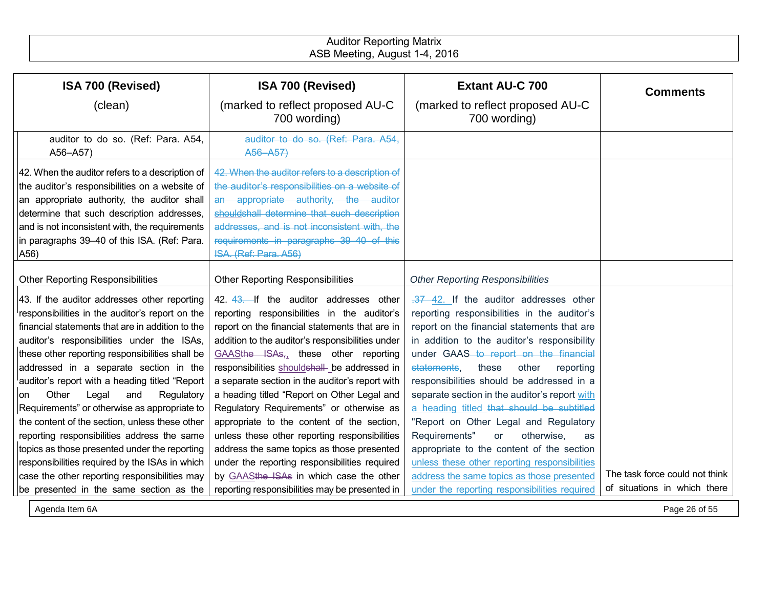| ISA 700 (Revised) (clean) | ISA 700 (Revised) (marked to reflect proposed AU-C 700 wording) | Extant AU-C 700 (marked to reflect proposed AU-C 700 wording) | Comments |
|---|---|---|---|
| auditor to do so. (Ref: Para. A54, A56–A57) | ~~auditor to do so. (Ref: Para. A54, A56–A57)~~ | | |
| 42. When the auditor refers to a description of the auditor's responsibilities on a website of an appropriate authority, the auditor shall determine that such description addresses, and is not inconsistent with, the requirements in paragraphs 39–40 of this ISA. (Ref: Para. A56) | ~~42. When the auditor refers to a description of the auditor's responsibilities on a website of an appropriate authority, the auditor~~ ~~should~~~~shall determine that such description addresses, and is not inconsistent with, the requirements in paragraphs 39–40 of this ISA. (Ref: Para. A56)~~ | | |
| Other Reporting Responsibilities | Other Reporting Responsibilities | *Other Reporting Responsibilities* | |
| 43. If the auditor addresses other reporting responsibilities in the auditor's report on the financial statements that are in addition to the auditor's responsibilities under the ISAs, these other reporting responsibilities shall be addressed in a separate section in the auditor's report with a heading titled "Report on Other Legal and Regulatory Requirements" or otherwise as appropriate to the content of the section, unless these other reporting responsibilities address the same topics as those presented under the reporting responsibilities required by the ISAs in which case the other reporting responsibilities may be presented in the same section as the | 42. ~~43.~~ If the auditor addresses other reporting responsibilities in the auditor's report on the financial statements that are in addition to the auditor's responsibilities under GAAS~~the ISAs,~~, these other reporting responsibilities should~~shall~~ be addressed in a separate section in the auditor's report with a heading titled "Report on Other Legal and Regulatory Requirements" or otherwise as appropriate to the content of the section, unless these other reporting responsibilities address the same topics as those presented under the reporting responsibilities required by GAAS~~the ISAs~~ in which case the other reporting responsibilities may be presented in | ~~.37~~ 42. If the auditor addresses other reporting responsibilities in the auditor's report on the financial statements that are in addition to the auditor's responsibility under GAAS ~~to report on the financial statements~~, these other reporting responsibilities should be addressed in a separate section in the auditor's report with a heading titled ~~that should be subtitled~~ "Report on Other Legal and Regulatory Requirements" or otherwise, as appropriate to the content of the section unless these other reporting responsibilities address the same topics as those presented under the reporting responsibilities required | The task force could not think of situations in which there |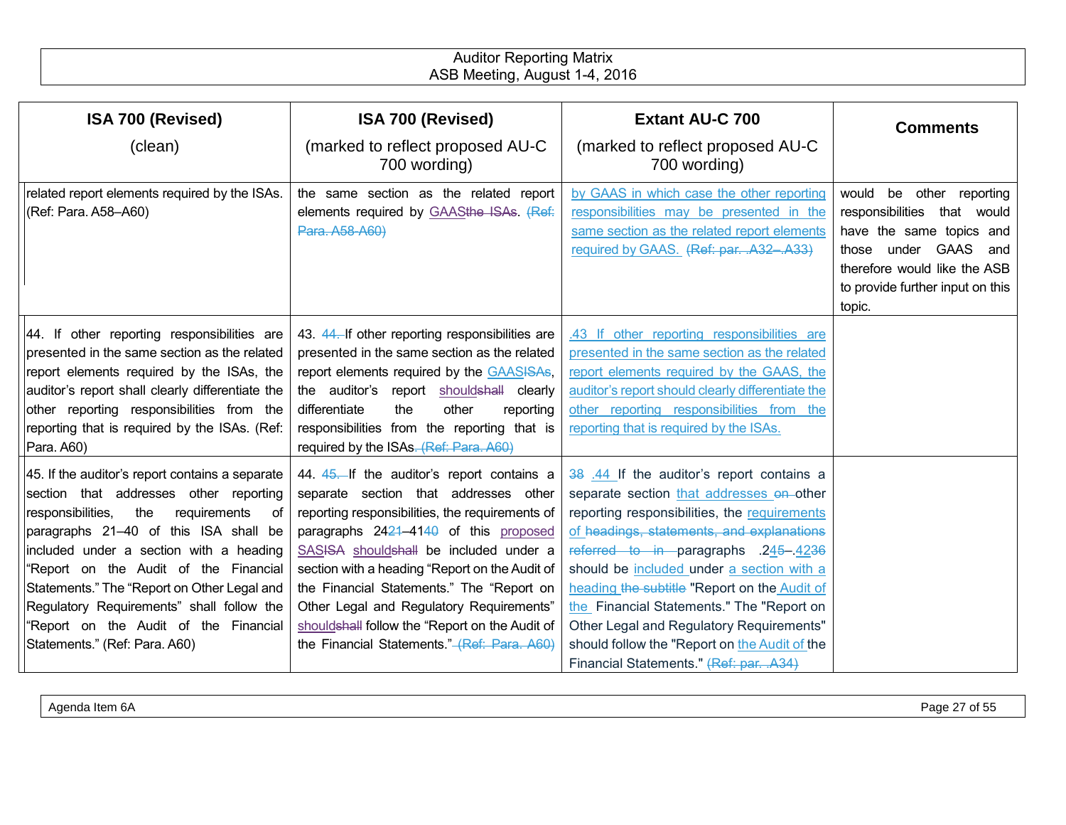| ISA 700 (Revised) (clean) | ISA 700 (Revised) (marked to reflect proposed AU-C 700 wording) | Extant AU-C 700 (marked to reflect proposed AU-C 700 wording) | Comments |
|---|---|---|---|
| related report elements required by the ISAs. (Ref: Para. A58–A60) | the same section as the related report elements required by GAASthe ISAs. (Ref: Para. A58-A60) | by GAAS in which case the other reporting responsibilities may be presented in the same section as the related report elements required by GAAS. (Ref: par. .A32–.A33) | would be other reporting responsibilities that would have the same topics and those under GAAS and therefore would like the ASB to provide further input on this topic. |
| 44. If other reporting responsibilities are presented in the same section as the related report elements required by the ISAs, the auditor's report shall clearly differentiate the other reporting responsibilities from the reporting that is required by the ISAs. (Ref: Para. A60) | 43. 44. If other reporting responsibilities are presented in the same section as the related report elements required by the GAASISAs, the auditor's report shouldshall clearly differentiate the other reporting responsibilities from the reporting that is required by the ISAs. (Ref: Para. A60) | .43 If other reporting responsibilities are presented in the same section as the related report elements required by the GAAS, the auditor's report should clearly differentiate the other reporting responsibilities from the reporting that is required by the ISAs. | |
| 45. If the auditor's report contains a separate section that addresses other reporting responsibilities, the requirements of paragraphs 21–40 of this ISA shall be included under a section with a heading "Report on the Audit of the Financial Statements." The "Report on Other Legal and Regulatory Requirements" shall follow the "Report on the Audit of the Financial Statements." (Ref: Para. A60) | 44. 45. If the auditor's report contains a separate section that addresses other reporting responsibilities, the requirements of paragraphs 2421–4140 of this proposed SASISA shouldshall be included under a section with a heading "Report on the Audit of the Financial Statements." The "Report on Other Legal and Regulatory Requirements" shouldshall follow the "Report on the Audit of the Financial Statements." (Ref: Para. A60) | 38 .44 If the auditor's report contains a separate section that addresses on other reporting responsibilities, the requirements of headings, statements, and explanations referred to in paragraphs .245–.4236 should be included under a section with a heading the subtitle "Report on the Audit of the Financial Statements." The "Report on Other Legal and Regulatory Requirements" should follow the "Report on the Audit of the Financial Statements." (Ref: par. .A34) | |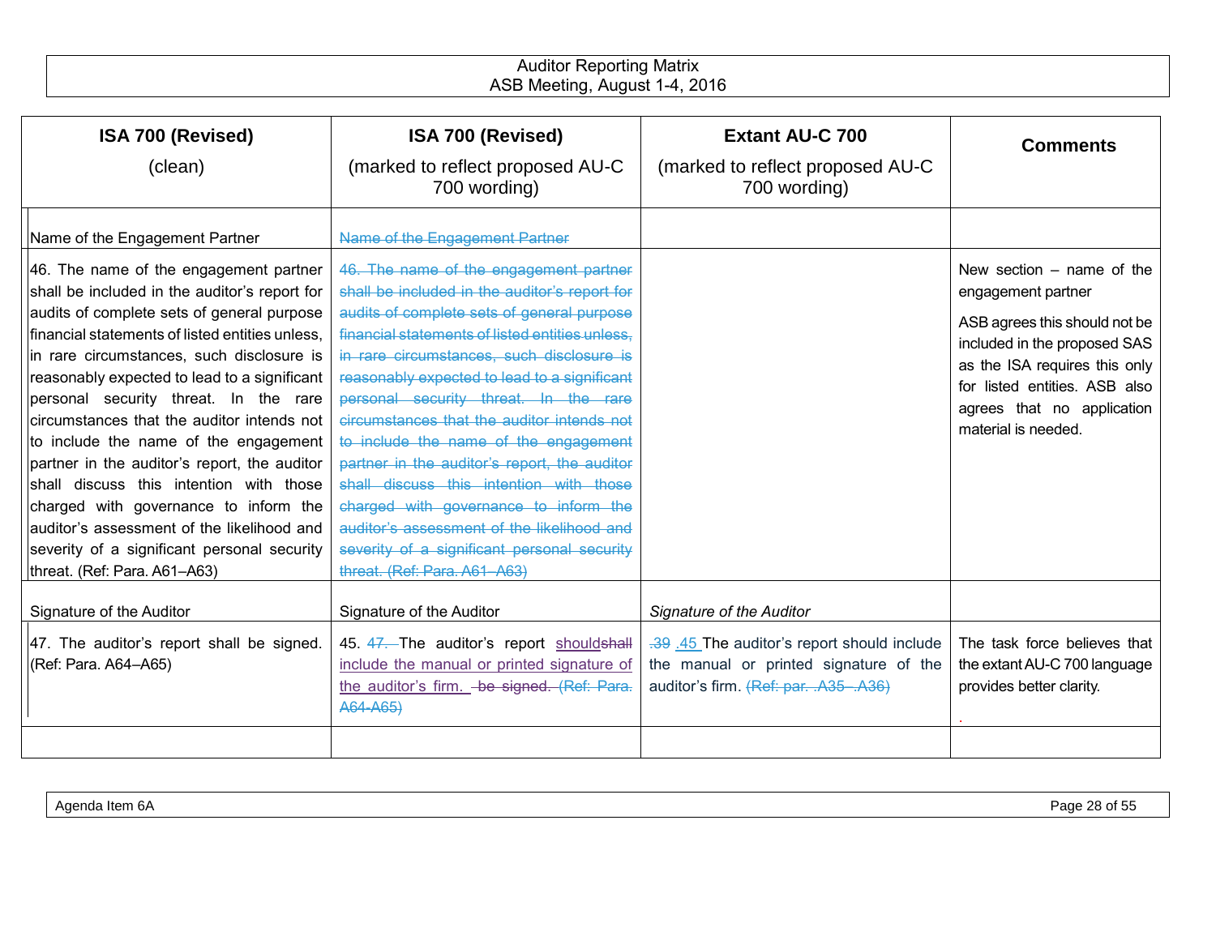| ISA 700 (Revised) (clean) | ISA 700 (Revised) (marked to reflect proposed AU-C 700 wording) | Extant AU-C 700 (marked to reflect proposed AU-C 700 wording) | Comments |
|---|---|---|---|
| Name of the Engagement Partner | ~~Name of the Engagement Partner~~ | | |
| 46. The name of the engagement partner shall be included in the auditor's report for audits of complete sets of general purpose financial statements of listed entities unless, in rare circumstances, such disclosure is reasonably expected to lead to a significant personal security threat. In the rare circumstances that the auditor intends not to include the name of the engagement partner in the auditor's report, the auditor shall discuss this intention with those charged with governance to inform the auditor's assessment of the likelihood and severity of a significant personal security threat. (Ref: Para. A61–A63) | ~~46. The name of the engagement partner shall be included in the auditor's report for audits of complete sets of general purpose financial statements of listed entities unless, in rare circumstances, such disclosure is reasonably expected to lead to a significant personal security threat. In the rare circumstances that the auditor intends not to include the name of the engagement partner in the auditor's report, the auditor shall discuss this intention with those charged with governance to inform the auditor's assessment of the likelihood and severity of a significant personal security threat. (Ref: Para. A61–A63)~~ | | New section – name of the engagement partner<br><br>ASB agrees this should not be included in the proposed SAS as the ISA requires this only for listed entities. ASB also agrees that no application material is needed. |
| Signature of the Auditor | Signature of the Auditor | *Signature of the Auditor* | |
| 47. The auditor's report shall be signed. (Ref: Para. A64–A65) | 45. ~~47.~~ The auditor's report should~~shall~~ include the manual or printed signature of the auditor's firm. ~~be signed. (Ref: Para. A64-A65)~~ | ~~.39~~ .45 The auditor's report should include the manual or printed signature of the auditor's firm. ~~(Ref: par. .A35–.A36)~~ | The task force believes that the extant AU-C 700 language provides better clarity. |
| | | | |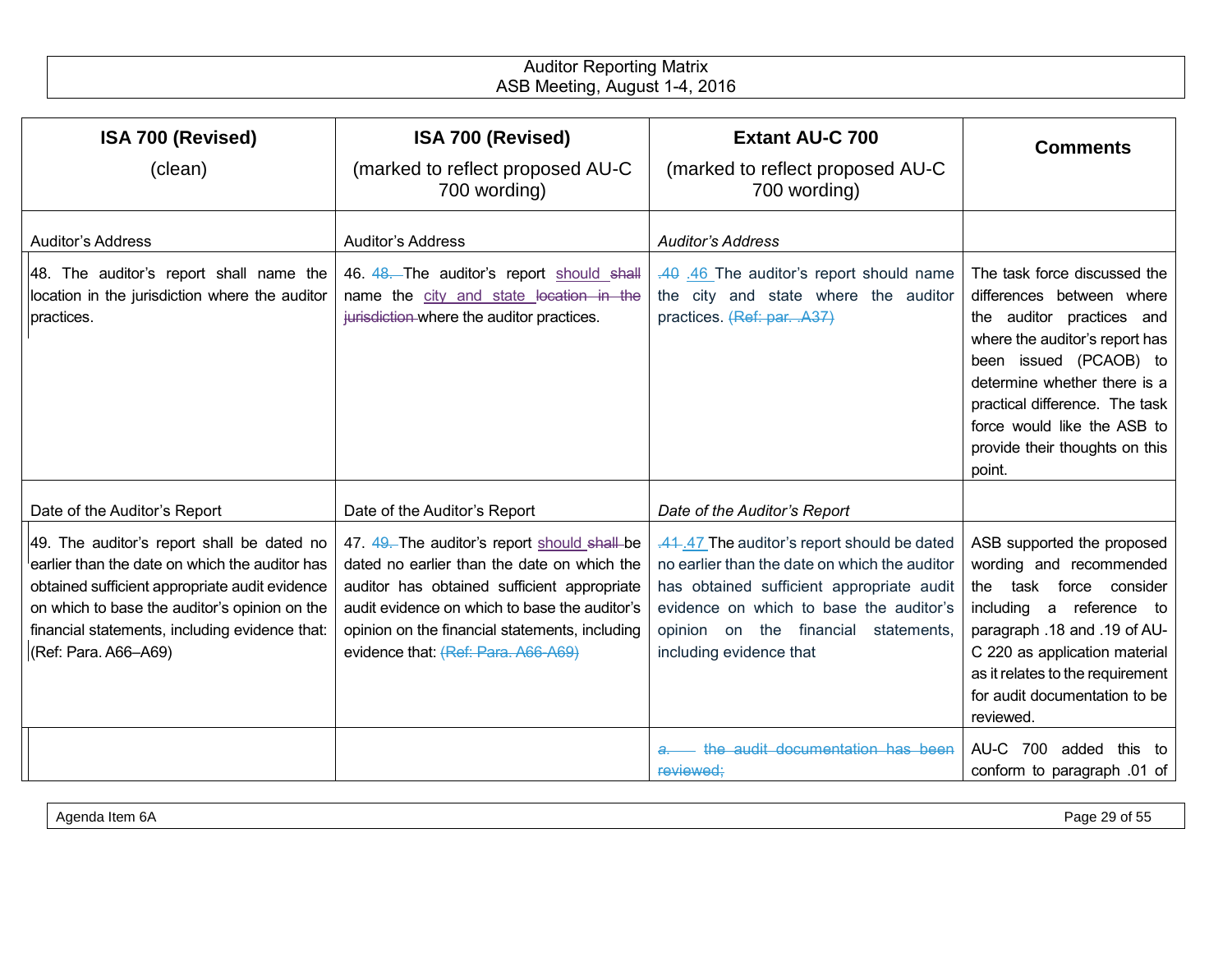| ISA 700 (Revised) (clean) | ISA 700 (Revised) (marked to reflect proposed AU-C 700 wording) | Extant AU-C 700 (marked to reflect proposed AU-C 700 wording) | Comments |
|---|---|---|---|
| Auditor's Address | Auditor's Address | *Auditor's Address* | |
| 48. The auditor's report shall name the location in the jurisdiction where the auditor practices. | 46. ~~48.~~ The auditor's report should ~~shall~~ name the city and state ~~location in the jurisdiction~~ where the auditor practices. | ~~.40~~ .46 The auditor's report should name the city and state where the auditor practices. ~~(Ref: par. .A37)~~ | The task force discussed the differences between where the auditor practices and where the auditor's report has been issued (PCAOB) to determine whether there is a practical difference. The task force would like the ASB to provide their thoughts on this point. |
| Date of the Auditor's Report | Date of the Auditor's Report | *Date of the Auditor's Report* | |
| 49. The auditor's report shall be dated no earlier than the date on which the auditor has obtained sufficient appropriate audit evidence on which to base the auditor's opinion on the financial statements, including evidence that: (Ref: Para. A66–A69) | 47. ~~49.~~ The auditor's report should ~~shall~~ be dated no earlier than the date on which the auditor has obtained sufficient appropriate audit evidence on which to base the auditor's opinion on the financial statements, including evidence that: ~~(Ref: Para. A66-A69)~~ | ~~.41~~ .47 The auditor's report should be dated no earlier than the date on which the auditor has obtained sufficient appropriate audit evidence on which to base the auditor's opinion on the financial statements, including evidence that | ASB supported the proposed wording and recommended the task force consider including a reference to paragraph .18 and .19 of AU-C 220 as application material as it relates to the requirement for audit documentation to be reviewed. |
| | | ~~*a.* the audit documentation has been reviewed;~~ | AU-C 700 added this to conform to paragraph .01 of |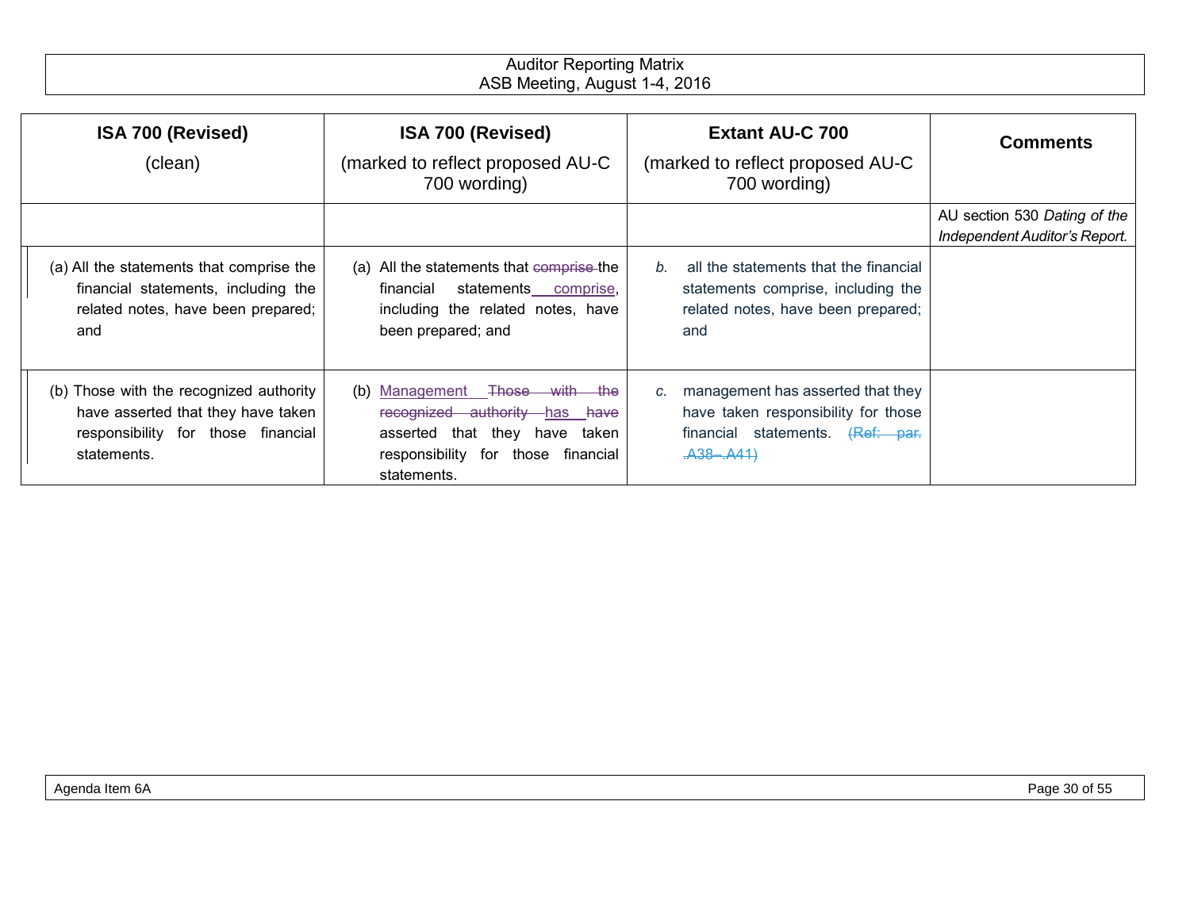| ISA 700 (Revised) (clean) | ISA 700 (Revised) (marked to reflect proposed AU-C 700 wording) | Extant AU-C 700 (marked to reflect proposed AU-C 700 wording) | Comments |
|---|---|---|---|
| | | | AU section 530 *Dating of the Independent Auditor's Report.* |
| (a) All the statements that comprise the financial statements, including the related notes, have been prepared; and | (a) All the statements that ~~comprise~~ the financial statements comprise, including the related notes, have been prepared; and | *b.* all the statements that the financial statements comprise, including the related notes, have been prepared; and | |
| (b) Those with the recognized authority have asserted that they have taken responsibility for those financial statements. | (b) Management ~~Those with the recognized authority~~ has ~~have~~ asserted that they have taken responsibility for those financial statements. | *c.* management has asserted that they have taken responsibility for those financial statements. ~~(Ref: par. .A38–.A41)~~ | |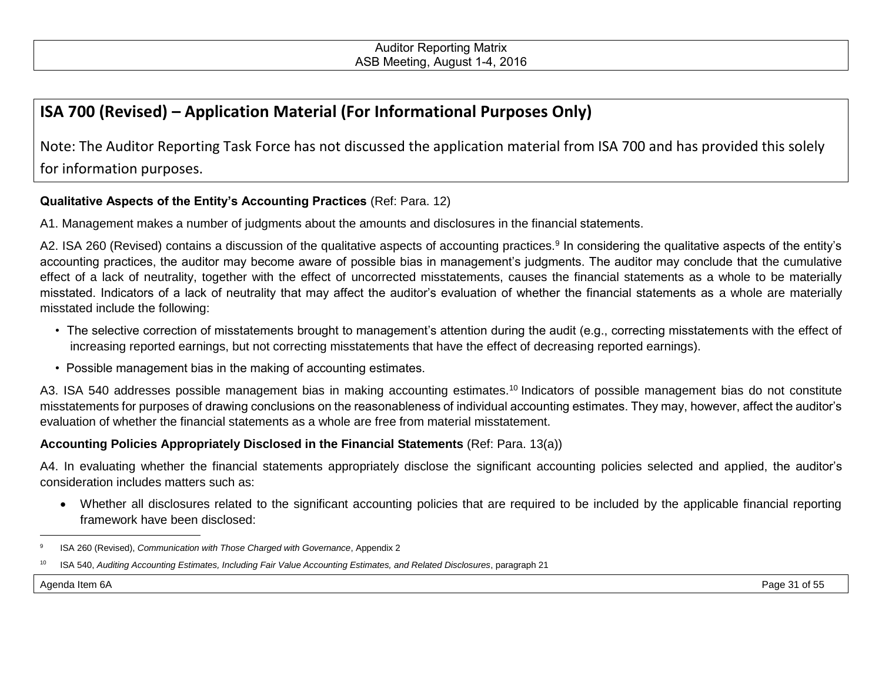## ISA 700 (Revised) – Application Material (For Informational Purposes Only)

Note: The Auditor Reporting Task Force has not discussed the application material from ISA 700 and has provided this solely for information purposes.

**Qualitative Aspects of the Entity's Accounting Practices** (Ref: Para. 12)

A1. Management makes a number of judgments about the amounts and disclosures in the financial statements.

A2. ISA 260 (Revised) contains a discussion of the qualitative aspects of accounting practices.[9] In considering the qualitative aspects of the entity's accounting practices, the auditor may become aware of possible bias in management's judgments. The auditor may conclude that the cumulative effect of a lack of neutrality, together with the effect of uncorrected misstatements, causes the financial statements as a whole to be materially misstated. Indicators of a lack of neutrality that may affect the auditor's evaluation of whether the financial statements as a whole are materially misstated include the following:

- The selective correction of misstatements brought to management's attention during the audit (e.g., correcting misstatements with the effect of increasing reported earnings, but not correcting misstatements that have the effect of decreasing reported earnings).
- Possible management bias in the making of accounting estimates.

A3. ISA 540 addresses possible management bias in making accounting estimates.[10] Indicators of possible management bias do not constitute misstatements for purposes of drawing conclusions on the reasonableness of individual accounting estimates. They may, however, affect the auditor's evaluation of whether the financial statements as a whole are free from material misstatement.

**Accounting Policies Appropriately Disclosed in the Financial Statements** (Ref: Para. 13(a))

A4. In evaluating whether the financial statements appropriately disclose the significant accounting policies selected and applied, the auditor's consideration includes matters such as:

- Whether all disclosures related to the significant accounting policies that are required to be included by the applicable financial reporting framework have been disclosed:

---

[9] ISA 260 (Revised), *Communication with Those Charged with Governance*, Appendix 2

[10] ISA 540, *Auditing Accounting Estimates, Including Fair Value Accounting Estimates, and Related Disclosures*, paragraph 21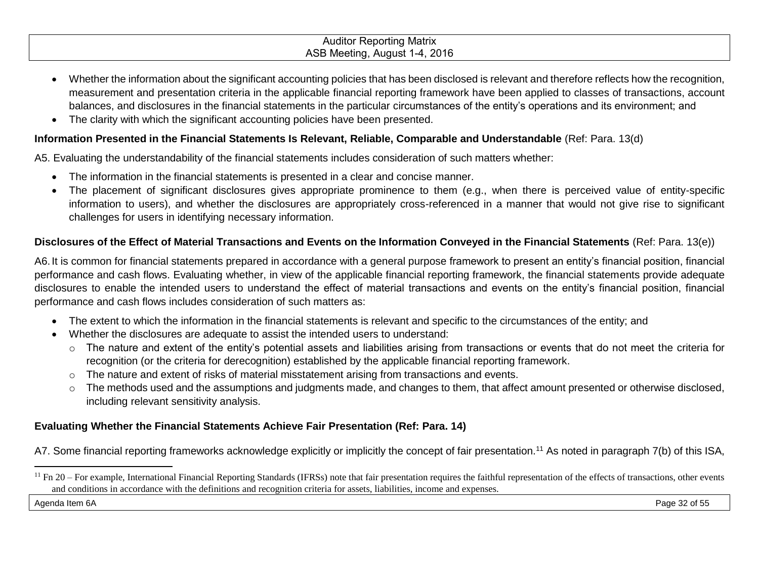- Whether the information about the significant accounting policies that has been disclosed is relevant and therefore reflects how the recognition, measurement and presentation criteria in the applicable financial reporting framework have been applied to classes of transactions, account balances, and disclosures in the financial statements in the particular circumstances of the entity's operations and its environment; and
- The clarity with which the significant accounting policies have been presented.

**Information Presented in the Financial Statements Is Relevant, Reliable, Comparable and Understandable** (Ref: Para. 13(d)

A5. Evaluating the understandability of the financial statements includes consideration of such matters whether:

- The information in the financial statements is presented in a clear and concise manner.
- The placement of significant disclosures gives appropriate prominence to them (e.g., when there is perceived value of entity-specific information to users), and whether the disclosures are appropriately cross-referenced in a manner that would not give rise to significant challenges for users in identifying necessary information.

**Disclosures of the Effect of Material Transactions and Events on the Information Conveyed in the Financial Statements** (Ref: Para. 13(e))

A6. It is common for financial statements prepared in accordance with a general purpose framework to present an entity's financial position, financial performance and cash flows. Evaluating whether, in view of the applicable financial reporting framework, the financial statements provide adequate disclosures to enable the intended users to understand the effect of material transactions and events on the entity's financial position, financial performance and cash flows includes consideration of such matters as:

- The extent to which the information in the financial statements is relevant and specific to the circumstances of the entity; and
- Whether the disclosures are adequate to assist the intended users to understand:
  - The nature and extent of the entity's potential assets and liabilities arising from transactions or events that do not meet the criteria for recognition (or the criteria for derecognition) established by the applicable financial reporting framework.
  - The nature and extent of risks of material misstatement arising from transactions and events.
  - The methods used and the assumptions and judgments made, and changes to them, that affect amount presented or otherwise disclosed, including relevant sensitivity analysis.

**Evaluating Whether the Financial Statements Achieve Fair Presentation (Ref: Para. 14)**

A7. Some financial reporting frameworks acknowledge explicitly or implicitly the concept of fair presentation.[11] As noted in paragraph 7(b) of this ISA,

[11] Fn 20 – For example, International Financial Reporting Standards (IFRSs) note that fair presentation requires the faithful representation of the effects of transactions, other events and conditions in accordance with the definitions and recognition criteria for assets, liabilities, income and expenses.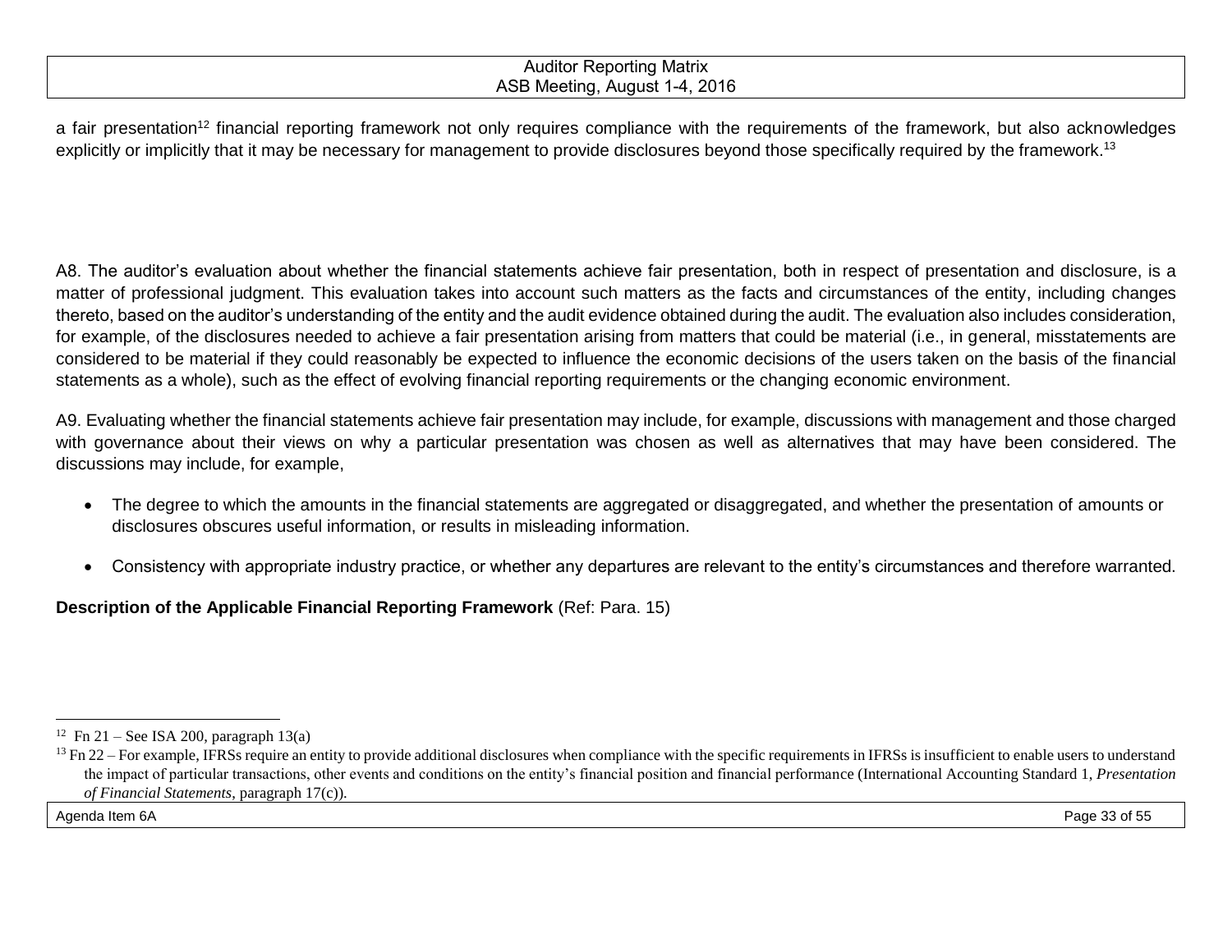a fair presentation[12] financial reporting framework not only requires compliance with the requirements of the framework, but also acknowledges explicitly or implicitly that it may be necessary for management to provide disclosures beyond those specifically required by the framework.[13]

A8. The auditor's evaluation about whether the financial statements achieve fair presentation, both in respect of presentation and disclosure, is a matter of professional judgment. This evaluation takes into account such matters as the facts and circumstances of the entity, including changes thereto, based on the auditor's understanding of the entity and the audit evidence obtained during the audit. The evaluation also includes consideration, for example, of the disclosures needed to achieve a fair presentation arising from matters that could be material (i.e., in general, misstatements are considered to be material if they could reasonably be expected to influence the economic decisions of the users taken on the basis of the financial statements as a whole), such as the effect of evolving financial reporting requirements or the changing economic environment.

A9. Evaluating whether the financial statements achieve fair presentation may include, for example, discussions with management and those charged with governance about their views on why a particular presentation was chosen as well as alternatives that may have been considered. The discussions may include, for example,

- The degree to which the amounts in the financial statements are aggregated or disaggregated, and whether the presentation of amounts or disclosures obscures useful information, or results in misleading information.
- Consistency with appropriate industry practice, or whether any departures are relevant to the entity's circumstances and therefore warranted.

**Description of the Applicable Financial Reporting Framework** (Ref: Para. 15)

---

[12] Fn 21 – See ISA 200, paragraph 13(a)

[13] Fn 22 – For example, IFRSs require an entity to provide additional disclosures when compliance with the specific requirements in IFRSs is insufficient to enable users to understand the impact of particular transactions, other events and conditions on the entity's financial position and financial performance (International Accounting Standard 1, *Presentation of Financial Statements*, paragraph 17(c)).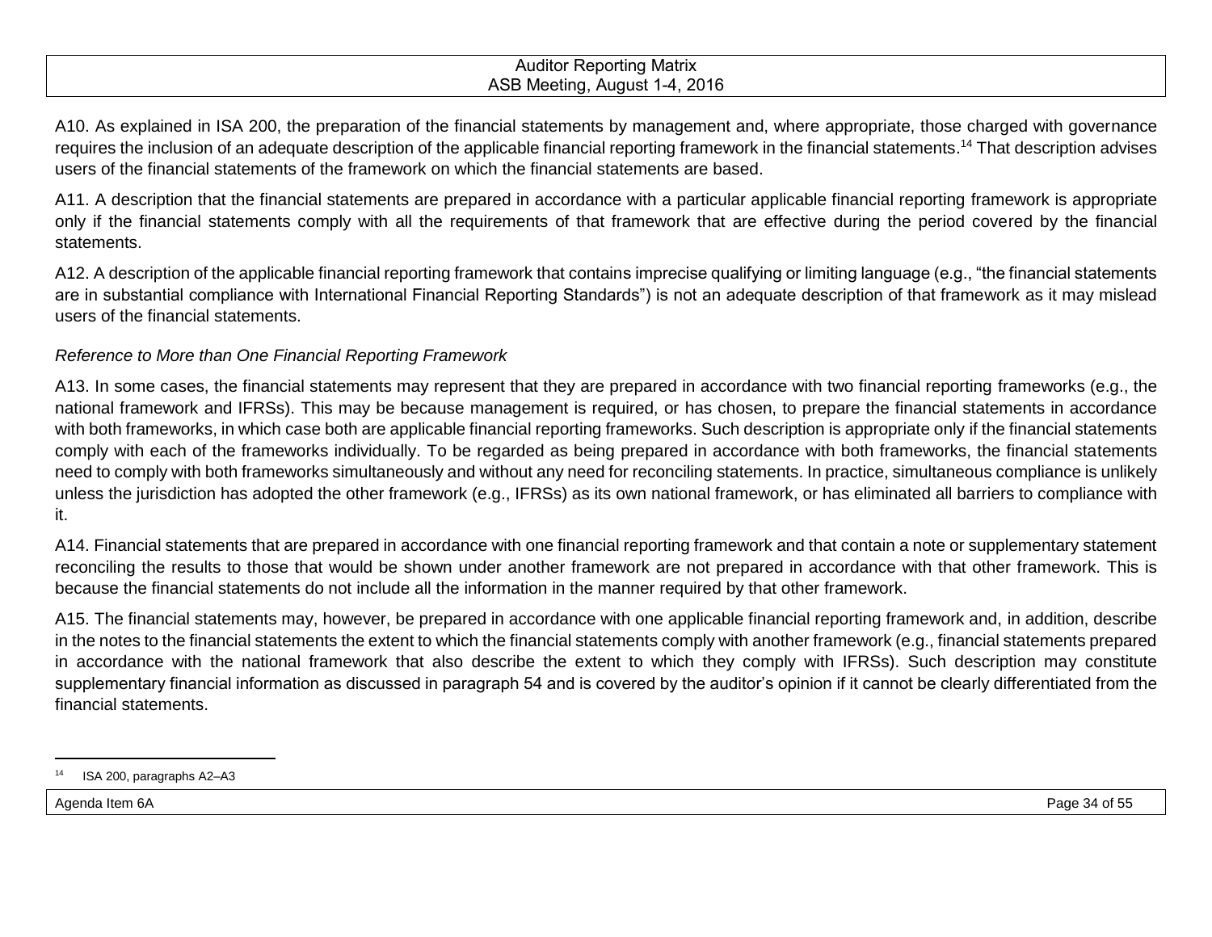A10. As explained in ISA 200, the preparation of the financial statements by management and, where appropriate, those charged with governance requires the inclusion of an adequate description of the applicable financial reporting framework in the financial statements.[14] That description advises users of the financial statements of the framework on which the financial statements are based.

A11. A description that the financial statements are prepared in accordance with a particular applicable financial reporting framework is appropriate only if the financial statements comply with all the requirements of that framework that are effective during the period covered by the financial statements.

A12. A description of the applicable financial reporting framework that contains imprecise qualifying or limiting language (e.g., "the financial statements are in substantial compliance with International Financial Reporting Standards") is not an adequate description of that framework as it may mislead users of the financial statements.

*Reference to More than One Financial Reporting Framework*

A13. In some cases, the financial statements may represent that they are prepared in accordance with two financial reporting frameworks (e.g., the national framework and IFRSs). This may be because management is required, or has chosen, to prepare the financial statements in accordance with both frameworks, in which case both are applicable financial reporting frameworks. Such description is appropriate only if the financial statements comply with each of the frameworks individually. To be regarded as being prepared in accordance with both frameworks, the financial statements need to comply with both frameworks simultaneously and without any need for reconciling statements. In practice, simultaneous compliance is unlikely unless the jurisdiction has adopted the other framework (e.g., IFRSs) as its own national framework, or has eliminated all barriers to compliance with it.

A14. Financial statements that are prepared in accordance with one financial reporting framework and that contain a note or supplementary statement reconciling the results to those that would be shown under another framework are not prepared in accordance with that other framework. This is because the financial statements do not include all the information in the manner required by that other framework.

A15. The financial statements may, however, be prepared in accordance with one applicable financial reporting framework and, in addition, describe in the notes to the financial statements the extent to which the financial statements comply with another framework (e.g., financial statements prepared in accordance with the national framework that also describe the extent to which they comply with IFRSs). Such description may constitute supplementary financial information as discussed in paragraph 54 and is covered by the auditor's opinion if it cannot be clearly differentiated from the financial statements.

[14] ISA 200, paragraphs A2–A3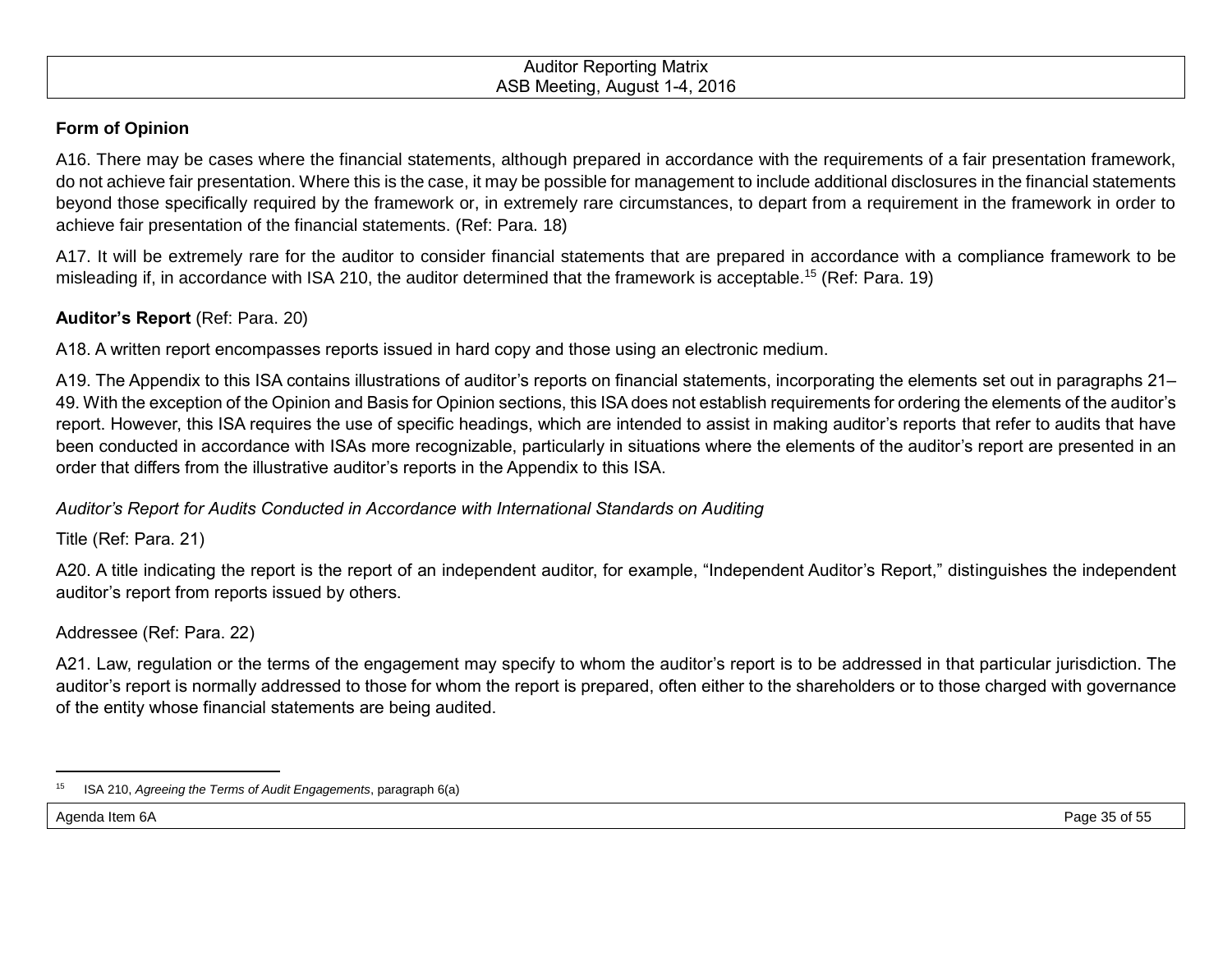**Form of Opinion**

A16. There may be cases where the financial statements, although prepared in accordance with the requirements of a fair presentation framework, do not achieve fair presentation. Where this is the case, it may be possible for management to include additional disclosures in the financial statements beyond those specifically required by the framework or, in extremely rare circumstances, to depart from a requirement in the framework in order to achieve fair presentation of the financial statements. (Ref: Para. 18)

A17. It will be extremely rare for the auditor to consider financial statements that are prepared in accordance with a compliance framework to be misleading if, in accordance with ISA 210, the auditor determined that the framework is acceptable.[15] (Ref: Para. 19)

**Auditor's Report** (Ref: Para. 20)

A18. A written report encompasses reports issued in hard copy and those using an electronic medium.

A19. The Appendix to this ISA contains illustrations of auditor's reports on financial statements, incorporating the elements set out in paragraphs 21–49. With the exception of the Opinion and Basis for Opinion sections, this ISA does not establish requirements for ordering the elements of the auditor's report. However, this ISA requires the use of specific headings, which are intended to assist in making auditor's reports that refer to audits that have been conducted in accordance with ISAs more recognizable, particularly in situations where the elements of the auditor's report are presented in an order that differs from the illustrative auditor's reports in the Appendix to this ISA.

*Auditor's Report for Audits Conducted in Accordance with International Standards on Auditing*

Title (Ref: Para. 21)

A20. A title indicating the report is the report of an independent auditor, for example, "Independent Auditor's Report," distinguishes the independent auditor's report from reports issued by others.

Addressee (Ref: Para. 22)

A21. Law, regulation or the terms of the engagement may specify to whom the auditor's report is to be addressed in that particular jurisdiction. The auditor's report is normally addressed to those for whom the report is prepared, often either to the shareholders or to those charged with governance of the entity whose financial statements are being audited.

---

[15] ISA 210, *Agreeing the Terms of Audit Engagements*, paragraph 6(a)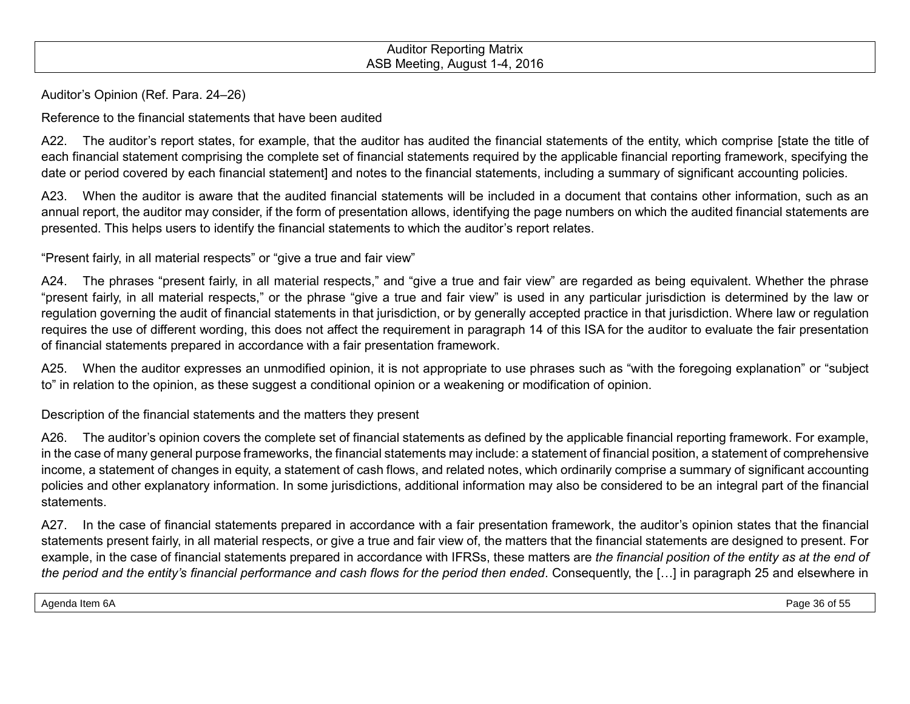Auditor's Opinion (Ref. Para. 24–26)

Reference to the financial statements that have been audited

A22. The auditor's report states, for example, that the auditor has audited the financial statements of the entity, which comprise [state the title of each financial statement comprising the complete set of financial statements required by the applicable financial reporting framework, specifying the date or period covered by each financial statement] and notes to the financial statements, including a summary of significant accounting policies.

A23. When the auditor is aware that the audited financial statements will be included in a document that contains other information, such as an annual report, the auditor may consider, if the form of presentation allows, identifying the page numbers on which the audited financial statements are presented. This helps users to identify the financial statements to which the auditor's report relates.

"Present fairly, in all material respects" or "give a true and fair view"

A24. The phrases "present fairly, in all material respects," and "give a true and fair view" are regarded as being equivalent. Whether the phrase "present fairly, in all material respects," or the phrase "give a true and fair view" is used in any particular jurisdiction is determined by the law or regulation governing the audit of financial statements in that jurisdiction, or by generally accepted practice in that jurisdiction. Where law or regulation requires the use of different wording, this does not affect the requirement in paragraph 14 of this ISA for the auditor to evaluate the fair presentation of financial statements prepared in accordance with a fair presentation framework.

A25. When the auditor expresses an unmodified opinion, it is not appropriate to use phrases such as "with the foregoing explanation" or "subject to" in relation to the opinion, as these suggest a conditional opinion or a weakening or modification of opinion.

Description of the financial statements and the matters they present

A26. The auditor's opinion covers the complete set of financial statements as defined by the applicable financial reporting framework. For example, in the case of many general purpose frameworks, the financial statements may include: a statement of financial position, a statement of comprehensive income, a statement of changes in equity, a statement of cash flows, and related notes, which ordinarily comprise a summary of significant accounting policies and other explanatory information. In some jurisdictions, additional information may also be considered to be an integral part of the financial statements.

A27. In the case of financial statements prepared in accordance with a fair presentation framework, the auditor's opinion states that the financial statements present fairly, in all material respects, or give a true and fair view of, the matters that the financial statements are designed to present. For example, in the case of financial statements prepared in accordance with IFRSs, these matters are *the financial position of the entity as at the end of the period and the entity's financial performance and cash flows for the period then ended*. Consequently, the […] in paragraph 25 and elsewhere in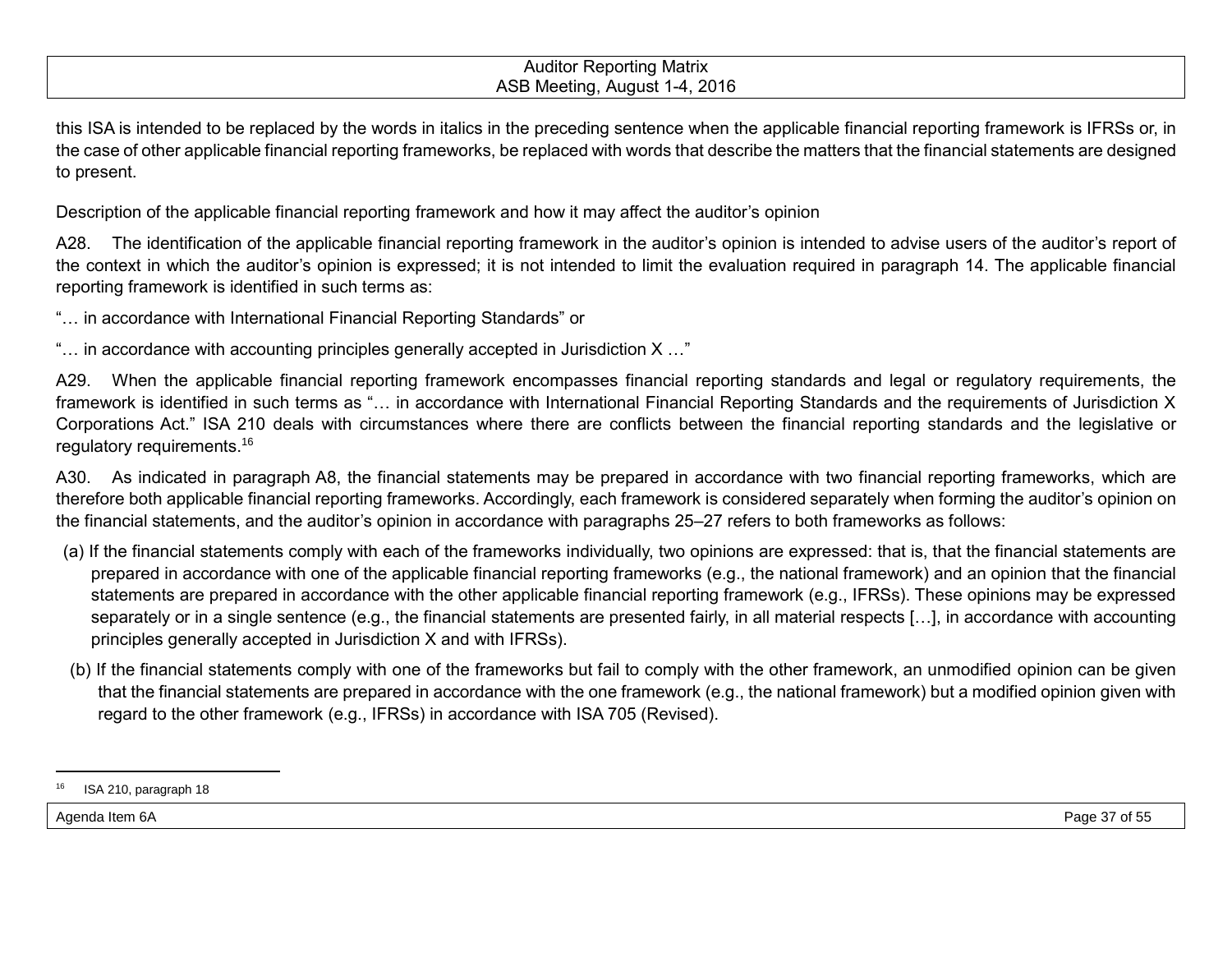this ISA is intended to be replaced by the words in italics in the preceding sentence when the applicable financial reporting framework is IFRSs or, in the case of other applicable financial reporting frameworks, be replaced with words that describe the matters that the financial statements are designed to present.

Description of the applicable financial reporting framework and how it may affect the auditor's opinion

A28. The identification of the applicable financial reporting framework in the auditor's opinion is intended to advise users of the auditor's report of the context in which the auditor's opinion is expressed; it is not intended to limit the evaluation required in paragraph 14. The applicable financial reporting framework is identified in such terms as:

"… in accordance with International Financial Reporting Standards" or

"… in accordance with accounting principles generally accepted in Jurisdiction X …"

A29. When the applicable financial reporting framework encompasses financial reporting standards and legal or regulatory requirements, the framework is identified in such terms as "… in accordance with International Financial Reporting Standards and the requirements of Jurisdiction X Corporations Act." ISA 210 deals with circumstances where there are conflicts between the financial reporting standards and the legislative or regulatory requirements.[16]

A30. As indicated in paragraph A8, the financial statements may be prepared in accordance with two financial reporting frameworks, which are therefore both applicable financial reporting frameworks. Accordingly, each framework is considered separately when forming the auditor's opinion on the financial statements, and the auditor's opinion in accordance with paragraphs 25–27 refers to both frameworks as follows:

(a) If the financial statements comply with each of the frameworks individually, two opinions are expressed: that is, that the financial statements are prepared in accordance with one of the applicable financial reporting frameworks (e.g., the national framework) and an opinion that the financial statements are prepared in accordance with the other applicable financial reporting framework (e.g., IFRSs). These opinions may be expressed separately or in a single sentence (e.g., the financial statements are presented fairly, in all material respects […], in accordance with accounting principles generally accepted in Jurisdiction X and with IFRSs).

(b) If the financial statements comply with one of the frameworks but fail to comply with the other framework, an unmodified opinion can be given that the financial statements are prepared in accordance with the one framework (e.g., the national framework) but a modified opinion given with regard to the other framework (e.g., IFRSs) in accordance with ISA 705 (Revised).

[16] ISA 210, paragraph 18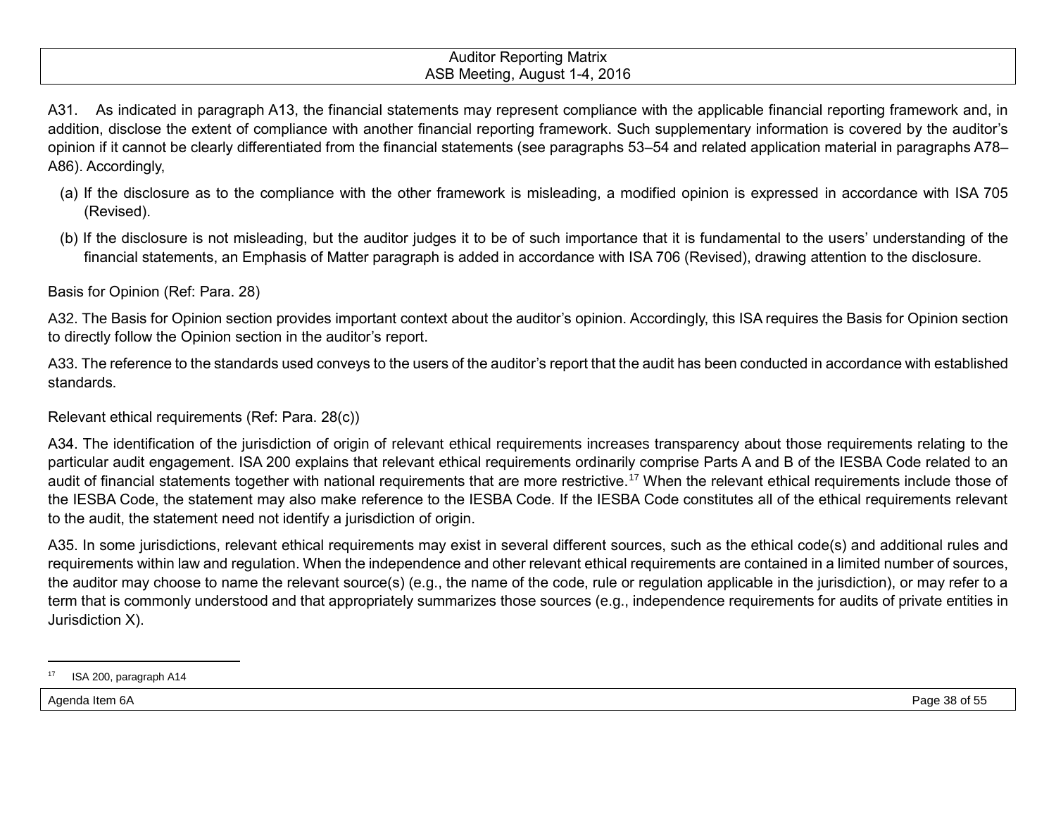A31. As indicated in paragraph A13, the financial statements may represent compliance with the applicable financial reporting framework and, in addition, disclose the extent of compliance with another financial reporting framework. Such supplementary information is covered by the auditor's opinion if it cannot be clearly differentiated from the financial statements (see paragraphs 53–54 and related application material in paragraphs A78–A86). Accordingly,

(a) If the disclosure as to the compliance with the other framework is misleading, a modified opinion is expressed in accordance with ISA 705 (Revised).

(b) If the disclosure is not misleading, but the auditor judges it to be of such importance that it is fundamental to the users' understanding of the financial statements, an Emphasis of Matter paragraph is added in accordance with ISA 706 (Revised), drawing attention to the disclosure.

Basis for Opinion (Ref: Para. 28)

A32. The Basis for Opinion section provides important context about the auditor's opinion. Accordingly, this ISA requires the Basis for Opinion section to directly follow the Opinion section in the auditor's report.

A33. The reference to the standards used conveys to the users of the auditor's report that the audit has been conducted in accordance with established standards.

Relevant ethical requirements (Ref: Para. 28(c))

A34. The identification of the jurisdiction of origin of relevant ethical requirements increases transparency about those requirements relating to the particular audit engagement. ISA 200 explains that relevant ethical requirements ordinarily comprise Parts A and B of the IESBA Code related to an audit of financial statements together with national requirements that are more restrictive.[17] When the relevant ethical requirements include those of the IESBA Code, the statement may also make reference to the IESBA Code. If the IESBA Code constitutes all of the ethical requirements relevant to the audit, the statement need not identify a jurisdiction of origin.

A35. In some jurisdictions, relevant ethical requirements may exist in several different sources, such as the ethical code(s) and additional rules and requirements within law and regulation. When the independence and other relevant ethical requirements are contained in a limited number of sources, the auditor may choose to name the relevant source(s) (e.g., the name of the code, rule or regulation applicable in the jurisdiction), or may refer to a term that is commonly understood and that appropriately summarizes those sources (e.g., independence requirements for audits of private entities in Jurisdiction X).

---

[17] ISA 200, paragraph A14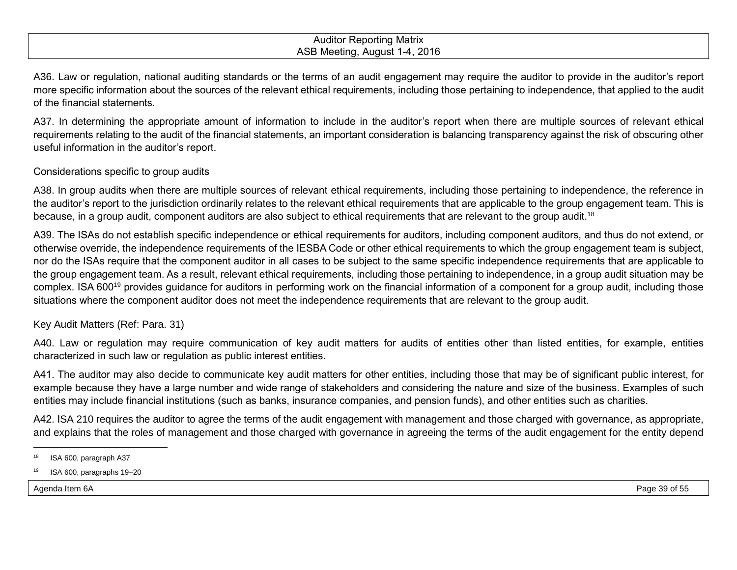A36. Law or regulation, national auditing standards or the terms of an audit engagement may require the auditor to provide in the auditor's report more specific information about the sources of the relevant ethical requirements, including those pertaining to independence, that applied to the audit of the financial statements.

A37. In determining the appropriate amount of information to include in the auditor's report when there are multiple sources of relevant ethical requirements relating to the audit of the financial statements, an important consideration is balancing transparency against the risk of obscuring other useful information in the auditor's report.

Considerations specific to group audits

A38. In group audits when there are multiple sources of relevant ethical requirements, including those pertaining to independence, the reference in the auditor's report to the jurisdiction ordinarily relates to the relevant ethical requirements that are applicable to the group engagement team. This is because, in a group audit, component auditors are also subject to ethical requirements that are relevant to the group audit.[18]

A39. The ISAs do not establish specific independence or ethical requirements for auditors, including component auditors, and thus do not extend, or otherwise override, the independence requirements of the IESBA Code or other ethical requirements to which the group engagement team is subject, nor do the ISAs require that the component auditor in all cases to be subject to the same specific independence requirements that are applicable to the group engagement team. As a result, relevant ethical requirements, including those pertaining to independence, in a group audit situation may be complex. ISA 600[19] provides guidance for auditors in performing work on the financial information of a component for a group audit, including those situations where the component auditor does not meet the independence requirements that are relevant to the group audit.

Key Audit Matters (Ref: Para. 31)

A40. Law or regulation may require communication of key audit matters for audits of entities other than listed entities, for example, entities characterized in such law or regulation as public interest entities.

A41. The auditor may also decide to communicate key audit matters for other entities, including those that may be of significant public interest, for example because they have a large number and wide range of stakeholders and considering the nature and size of the business. Examples of such entities may include financial institutions (such as banks, insurance companies, and pension funds), and other entities such as charities.

A42. ISA 210 requires the auditor to agree the terms of the audit engagement with management and those charged with governance, as appropriate, and explains that the roles of management and those charged with governance in agreeing the terms of the audit engagement for the entity depend

---

[18] ISA 600, paragraph A37

[19] ISA 600, paragraphs 19–20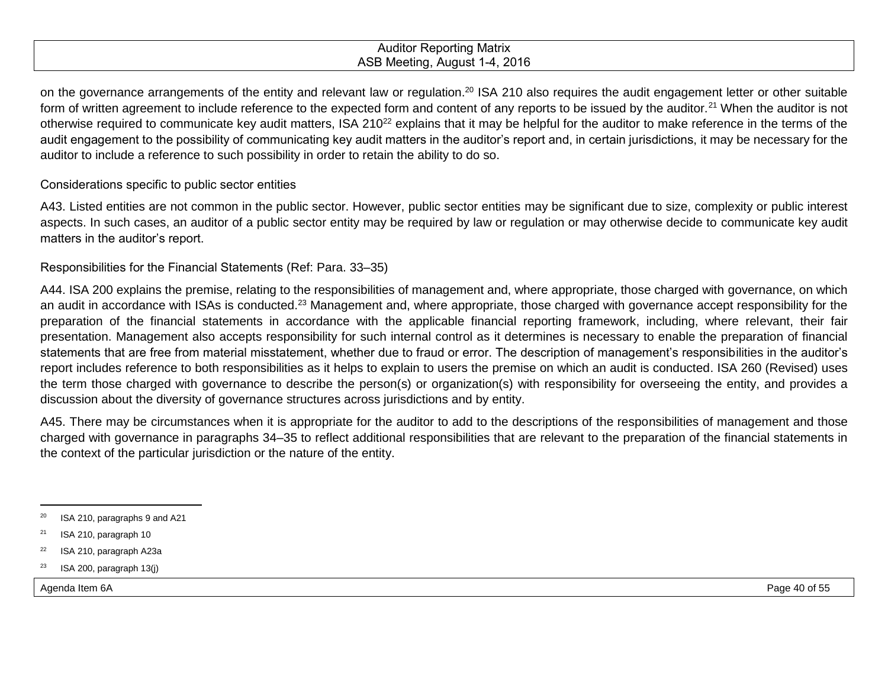on the governance arrangements of the entity and relevant law or regulation.[20] ISA 210 also requires the audit engagement letter or other suitable form of written agreement to include reference to the expected form and content of any reports to be issued by the auditor.[21] When the auditor is not otherwise required to communicate key audit matters, ISA 210[22] explains that it may be helpful for the auditor to make reference in the terms of the audit engagement to the possibility of communicating key audit matters in the auditor's report and, in certain jurisdictions, it may be necessary for the auditor to include a reference to such possibility in order to retain the ability to do so.

Considerations specific to public sector entities

A43. Listed entities are not common in the public sector. However, public sector entities may be significant due to size, complexity or public interest aspects. In such cases, an auditor of a public sector entity may be required by law or regulation or may otherwise decide to communicate key audit matters in the auditor's report.

Responsibilities for the Financial Statements (Ref: Para. 33–35)

A44. ISA 200 explains the premise, relating to the responsibilities of management and, where appropriate, those charged with governance, on which an audit in accordance with ISAs is conducted.[23] Management and, where appropriate, those charged with governance accept responsibility for the preparation of the financial statements in accordance with the applicable financial reporting framework, including, where relevant, their fair presentation. Management also accepts responsibility for such internal control as it determines is necessary to enable the preparation of financial statements that are free from material misstatement, whether due to fraud or error. The description of management's responsibilities in the auditor's report includes reference to both responsibilities as it helps to explain to users the premise on which an audit is conducted. ISA 260 (Revised) uses the term those charged with governance to describe the person(s) or organization(s) with responsibility for overseeing the entity, and provides a discussion about the diversity of governance structures across jurisdictions and by entity.

A45. There may be circumstances when it is appropriate for the auditor to add to the descriptions of the responsibilities of management and those charged with governance in paragraphs 34–35 to reflect additional responsibilities that are relevant to the preparation of the financial statements in the context of the particular jurisdiction or the nature of the entity.

[20] ISA 210, paragraphs 9 and A21

[21] ISA 210, paragraph 10

[22] ISA 210, paragraph A23a

[23] ISA 200, paragraph 13(j)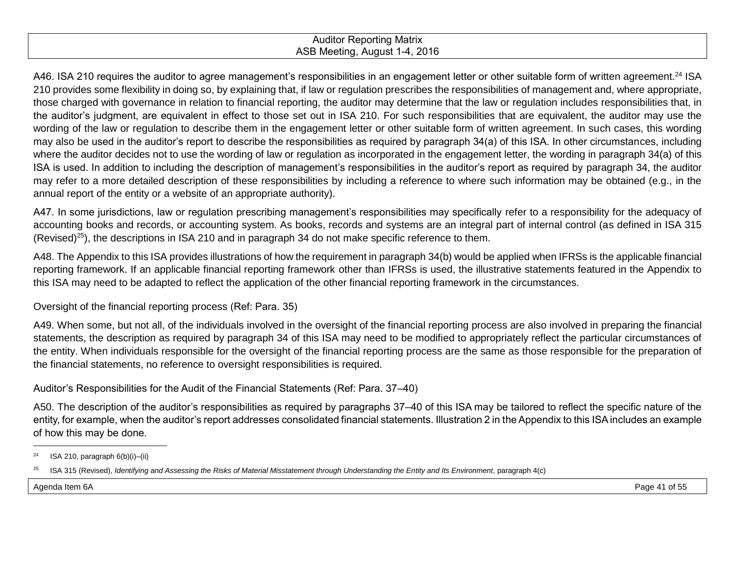A46. ISA 210 requires the auditor to agree management's responsibilities in an engagement letter or other suitable form of written agreement.[24] ISA 210 provides some flexibility in doing so, by explaining that, if law or regulation prescribes the responsibilities of management and, where appropriate, those charged with governance in relation to financial reporting, the auditor may determine that the law or regulation includes responsibilities that, in the auditor's judgment, are equivalent in effect to those set out in ISA 210. For such responsibilities that are equivalent, the auditor may use the wording of the law or regulation to describe them in the engagement letter or other suitable form of written agreement. In such cases, this wording may also be used in the auditor's report to describe the responsibilities as required by paragraph 34(a) of this ISA. In other circumstances, including where the auditor decides not to use the wording of law or regulation as incorporated in the engagement letter, the wording in paragraph 34(a) of this ISA is used. In addition to including the description of management's responsibilities in the auditor's report as required by paragraph 34, the auditor may refer to a more detailed description of these responsibilities by including a reference to where such information may be obtained (e.g., in the annual report of the entity or a website of an appropriate authority).

A47. In some jurisdictions, law or regulation prescribing management's responsibilities may specifically refer to a responsibility for the adequacy of accounting books and records, or accounting system. As books, records and systems are an integral part of internal control (as defined in ISA 315 (Revised)[25]), the descriptions in ISA 210 and in paragraph 34 do not make specific reference to them.

A48. The Appendix to this ISA provides illustrations of how the requirement in paragraph 34(b) would be applied when IFRSs is the applicable financial reporting framework. If an applicable financial reporting framework other than IFRSs is used, the illustrative statements featured in the Appendix to this ISA may need to be adapted to reflect the application of the other financial reporting framework in the circumstances.

Oversight of the financial reporting process (Ref: Para. 35)

A49. When some, but not all, of the individuals involved in the oversight of the financial reporting process are also involved in preparing the financial statements, the description as required by paragraph 34 of this ISA may need to be modified to appropriately reflect the particular circumstances of the entity. When individuals responsible for the oversight of the financial reporting process are the same as those responsible for the preparation of the financial statements, no reference to oversight responsibilities is required.

Auditor's Responsibilities for the Audit of the Financial Statements (Ref: Para. 37–40)

A50. The description of the auditor's responsibilities as required by paragraphs 37–40 of this ISA may be tailored to reflect the specific nature of the entity, for example, when the auditor's report addresses consolidated financial statements. Illustration 2 in the Appendix to this ISA includes an example of how this may be done.

---

[24] ISA 210, paragraph 6(b)(i)–(ii)

[25] ISA 315 (Revised), *Identifying and Assessing the Risks of Material Misstatement through Understanding the Entity and Its Environment*, paragraph 4(c)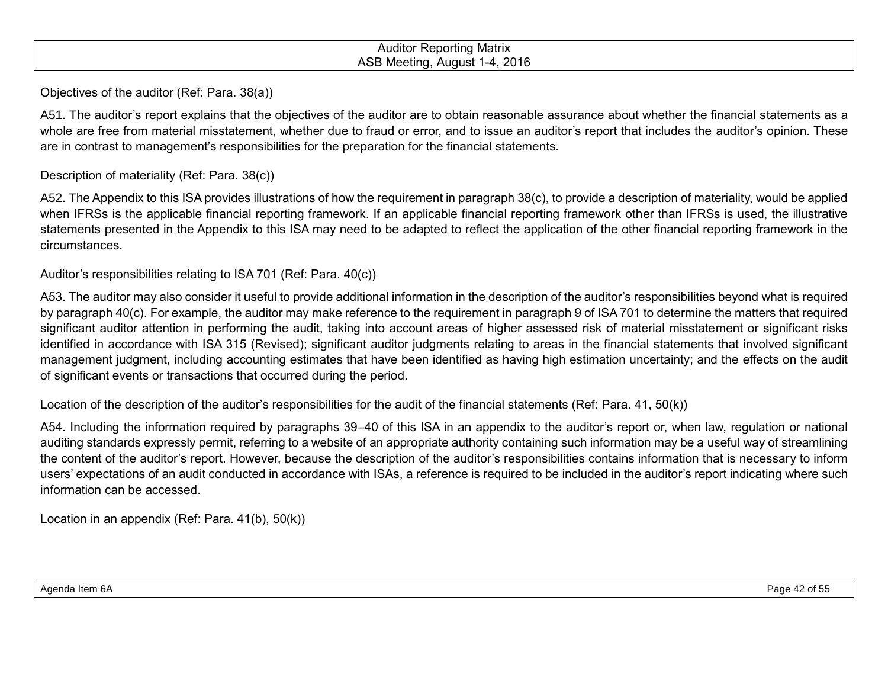Objectives of the auditor (Ref: Para. 38(a))

A51. The auditor's report explains that the objectives of the auditor are to obtain reasonable assurance about whether the financial statements as a whole are free from material misstatement, whether due to fraud or error, and to issue an auditor's report that includes the auditor's opinion. These are in contrast to management's responsibilities for the preparation for the financial statements.

Description of materiality (Ref: Para. 38(c))

A52. The Appendix to this ISA provides illustrations of how the requirement in paragraph 38(c), to provide a description of materiality, would be applied when IFRSs is the applicable financial reporting framework. If an applicable financial reporting framework other than IFRSs is used, the illustrative statements presented in the Appendix to this ISA may need to be adapted to reflect the application of the other financial reporting framework in the circumstances.

Auditor's responsibilities relating to ISA 701 (Ref: Para. 40(c))

A53. The auditor may also consider it useful to provide additional information in the description of the auditor's responsibilities beyond what is required by paragraph 40(c). For example, the auditor may make reference to the requirement in paragraph 9 of ISA 701 to determine the matters that required significant auditor attention in performing the audit, taking into account areas of higher assessed risk of material misstatement or significant risks identified in accordance with ISA 315 (Revised); significant auditor judgments relating to areas in the financial statements that involved significant management judgment, including accounting estimates that have been identified as having high estimation uncertainty; and the effects on the audit of significant events or transactions that occurred during the period.

Location of the description of the auditor's responsibilities for the audit of the financial statements (Ref: Para. 41, 50(k))

A54. Including the information required by paragraphs 39–40 of this ISA in an appendix to the auditor's report or, when law, regulation or national auditing standards expressly permit, referring to a website of an appropriate authority containing such information may be a useful way of streamlining the content of the auditor's report. However, because the description of the auditor's responsibilities contains information that is necessary to inform users' expectations of an audit conducted in accordance with ISAs, a reference is required to be included in the auditor's report indicating where such information can be accessed.

Location in an appendix (Ref: Para. 41(b), 50(k))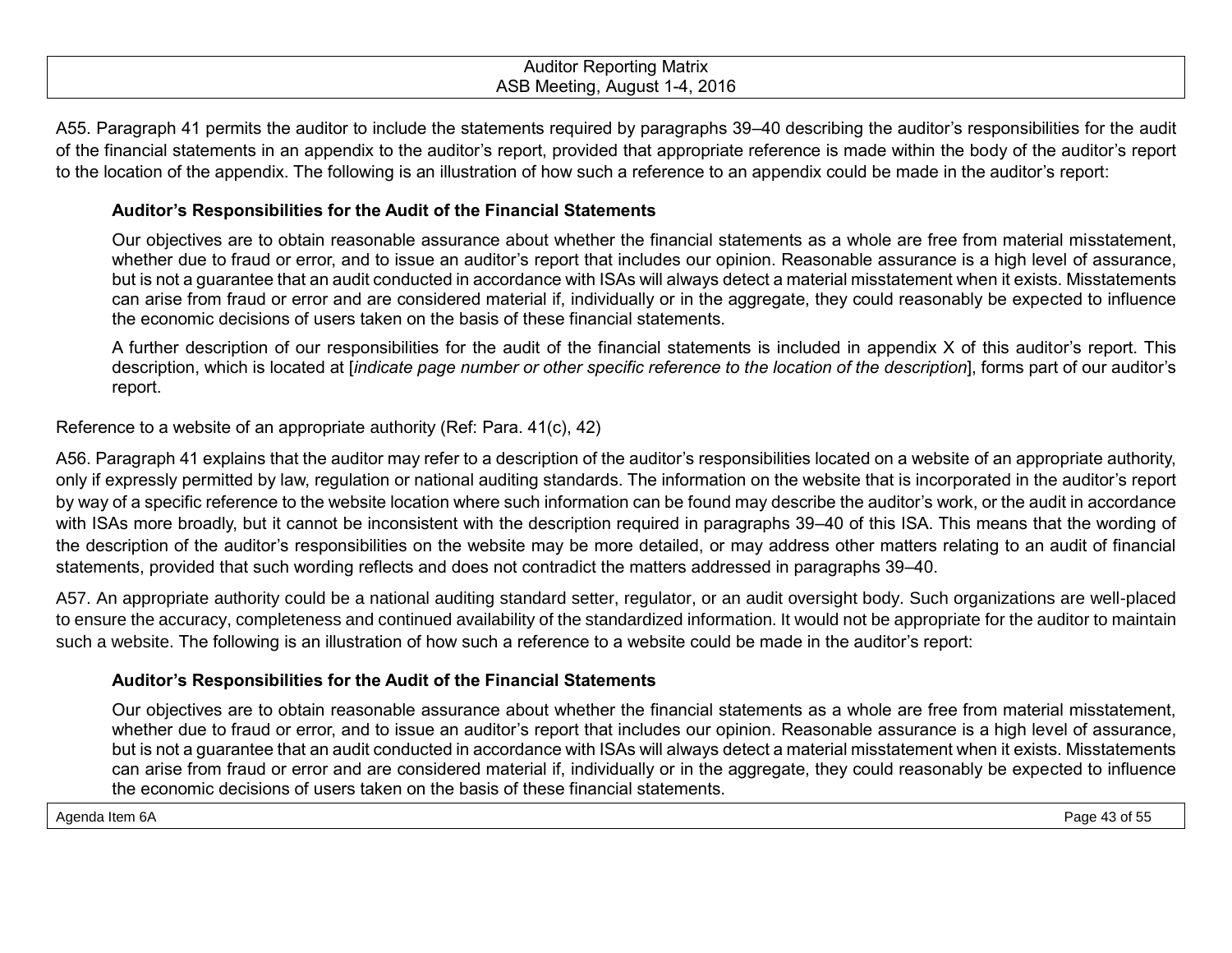A55. Paragraph 41 permits the auditor to include the statements required by paragraphs 39–40 describing the auditor's responsibilities for the audit of the financial statements in an appendix to the auditor's report, provided that appropriate reference is made within the body of the auditor's report to the location of the appendix. The following is an illustration of how such a reference to an appendix could be made in the auditor's report:

> **Auditor's Responsibilities for the Audit of the Financial Statements**
>
> Our objectives are to obtain reasonable assurance about whether the financial statements as a whole are free from material misstatement, whether due to fraud or error, and to issue an auditor's report that includes our opinion. Reasonable assurance is a high level of assurance, but is not a guarantee that an audit conducted in accordance with ISAs will always detect a material misstatement when it exists. Misstatements can arise from fraud or error and are considered material if, individually or in the aggregate, they could reasonably be expected to influence the economic decisions of users taken on the basis of these financial statements.
>
> A further description of our responsibilities for the audit of the financial statements is included in appendix X of this auditor's report. This description, which is located at [*indicate page number or other specific reference to the location of the description*], forms part of our auditor's report.

Reference to a website of an appropriate authority (Ref: Para. 41(c), 42)

A56. Paragraph 41 explains that the auditor may refer to a description of the auditor's responsibilities located on a website of an appropriate authority, only if expressly permitted by law, regulation or national auditing standards. The information on the website that is incorporated in the auditor's report by way of a specific reference to the website location where such information can be found may describe the auditor's work, or the audit in accordance with ISAs more broadly, but it cannot be inconsistent with the description required in paragraphs 39–40 of this ISA. This means that the wording of the description of the auditor's responsibilities on the website may be more detailed, or may address other matters relating to an audit of financial statements, provided that such wording reflects and does not contradict the matters addressed in paragraphs 39–40.

A57. An appropriate authority could be a national auditing standard setter, regulator, or an audit oversight body. Such organizations are well-placed to ensure the accuracy, completeness and continued availability of the standardized information. It would not be appropriate for the auditor to maintain such a website. The following is an illustration of how such a reference to a website could be made in the auditor's report:

> **Auditor's Responsibilities for the Audit of the Financial Statements**
>
> Our objectives are to obtain reasonable assurance about whether the financial statements as a whole are free from material misstatement, whether due to fraud or error, and to issue an auditor's report that includes our opinion. Reasonable assurance is a high level of assurance, but is not a guarantee that an audit conducted in accordance with ISAs will always detect a material misstatement when it exists. Misstatements can arise from fraud or error and are considered material if, individually or in the aggregate, they could reasonably be expected to influence the economic decisions of users taken on the basis of these financial statements.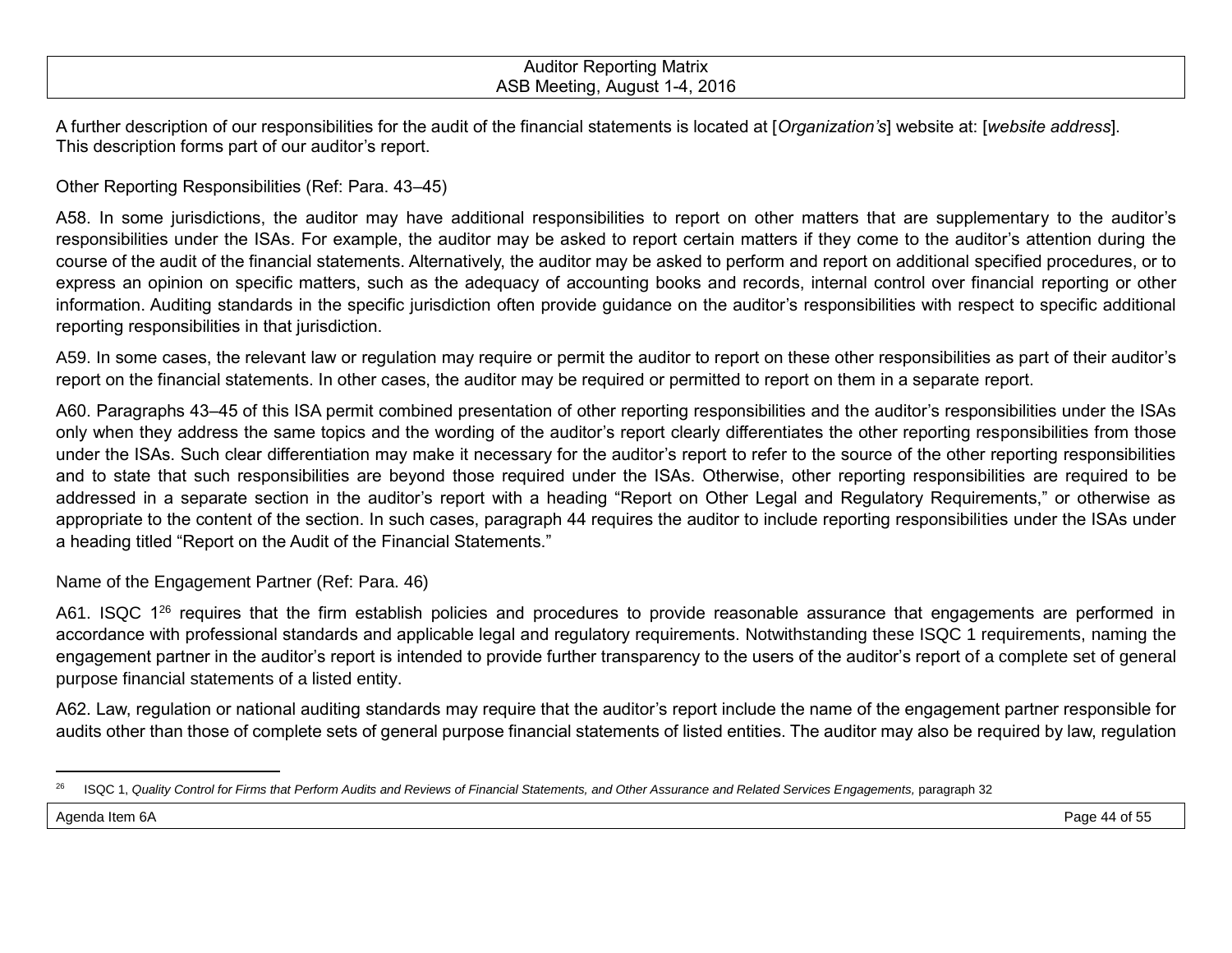A further description of our responsibilities for the audit of the financial statements is located at [*Organization's*] website at: [*website address*]. This description forms part of our auditor's report.

Other Reporting Responsibilities (Ref: Para. 43–45)

A58. In some jurisdictions, the auditor may have additional responsibilities to report on other matters that are supplementary to the auditor's responsibilities under the ISAs. For example, the auditor may be asked to report certain matters if they come to the auditor's attention during the course of the audit of the financial statements. Alternatively, the auditor may be asked to perform and report on additional specified procedures, or to express an opinion on specific matters, such as the adequacy of accounting books and records, internal control over financial reporting or other information. Auditing standards in the specific jurisdiction often provide guidance on the auditor's responsibilities with respect to specific additional reporting responsibilities in that jurisdiction.

A59. In some cases, the relevant law or regulation may require or permit the auditor to report on these other responsibilities as part of their auditor's report on the financial statements. In other cases, the auditor may be required or permitted to report on them in a separate report.

A60. Paragraphs 43–45 of this ISA permit combined presentation of other reporting responsibilities and the auditor's responsibilities under the ISAs only when they address the same topics and the wording of the auditor's report clearly differentiates the other reporting responsibilities from those under the ISAs. Such clear differentiation may make it necessary for the auditor's report to refer to the source of the other reporting responsibilities and to state that such responsibilities are beyond those required under the ISAs. Otherwise, other reporting responsibilities are required to be addressed in a separate section in the auditor's report with a heading "Report on Other Legal and Regulatory Requirements," or otherwise as appropriate to the content of the section. In such cases, paragraph 44 requires the auditor to include reporting responsibilities under the ISAs under a heading titled "Report on the Audit of the Financial Statements."

Name of the Engagement Partner (Ref: Para. 46)

A61. ISQC 1[26] requires that the firm establish policies and procedures to provide reasonable assurance that engagements are performed in accordance with professional standards and applicable legal and regulatory requirements. Notwithstanding these ISQC 1 requirements, naming the engagement partner in the auditor's report is intended to provide further transparency to the users of the auditor's report of a complete set of general purpose financial statements of a listed entity.

A62. Law, regulation or national auditing standards may require that the auditor's report include the name of the engagement partner responsible for audits other than those of complete sets of general purpose financial statements of listed entities. The auditor may also be required by law, regulation

---

[26] ISQC 1, *Quality Control for Firms that Perform Audits and Reviews of Financial Statements, and Other Assurance and Related Services Engagements,* paragraph 32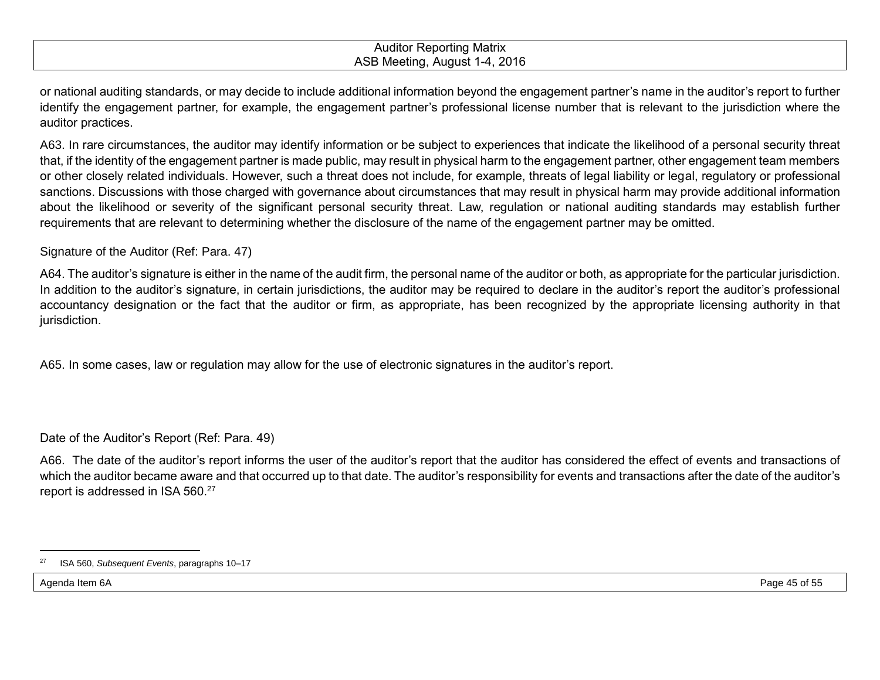or national auditing standards, or may decide to include additional information beyond the engagement partner's name in the auditor's report to further identify the engagement partner, for example, the engagement partner's professional license number that is relevant to the jurisdiction where the auditor practices.

A63. In rare circumstances, the auditor may identify information or be subject to experiences that indicate the likelihood of a personal security threat that, if the identity of the engagement partner is made public, may result in physical harm to the engagement partner, other engagement team members or other closely related individuals. However, such a threat does not include, for example, threats of legal liability or legal, regulatory or professional sanctions. Discussions with those charged with governance about circumstances that may result in physical harm may provide additional information about the likelihood or severity of the significant personal security threat. Law, regulation or national auditing standards may establish further requirements that are relevant to determining whether the disclosure of the name of the engagement partner may be omitted.

Signature of the Auditor (Ref: Para. 47)

A64. The auditor's signature is either in the name of the audit firm, the personal name of the auditor or both, as appropriate for the particular jurisdiction. In addition to the auditor's signature, in certain jurisdictions, the auditor may be required to declare in the auditor's report the auditor's professional accountancy designation or the fact that the auditor or firm, as appropriate, has been recognized by the appropriate licensing authority in that jurisdiction.

A65. In some cases, law or regulation may allow for the use of electronic signatures in the auditor's report.

Date of the Auditor's Report (Ref: Para. 49)

A66. The date of the auditor's report informs the user of the auditor's report that the auditor has considered the effect of events and transactions of which the auditor became aware and that occurred up to that date. The auditor's responsibility for events and transactions after the date of the auditor's report is addressed in ISA 560.[27]

[27] ISA 560, *Subsequent Events*, paragraphs 10–17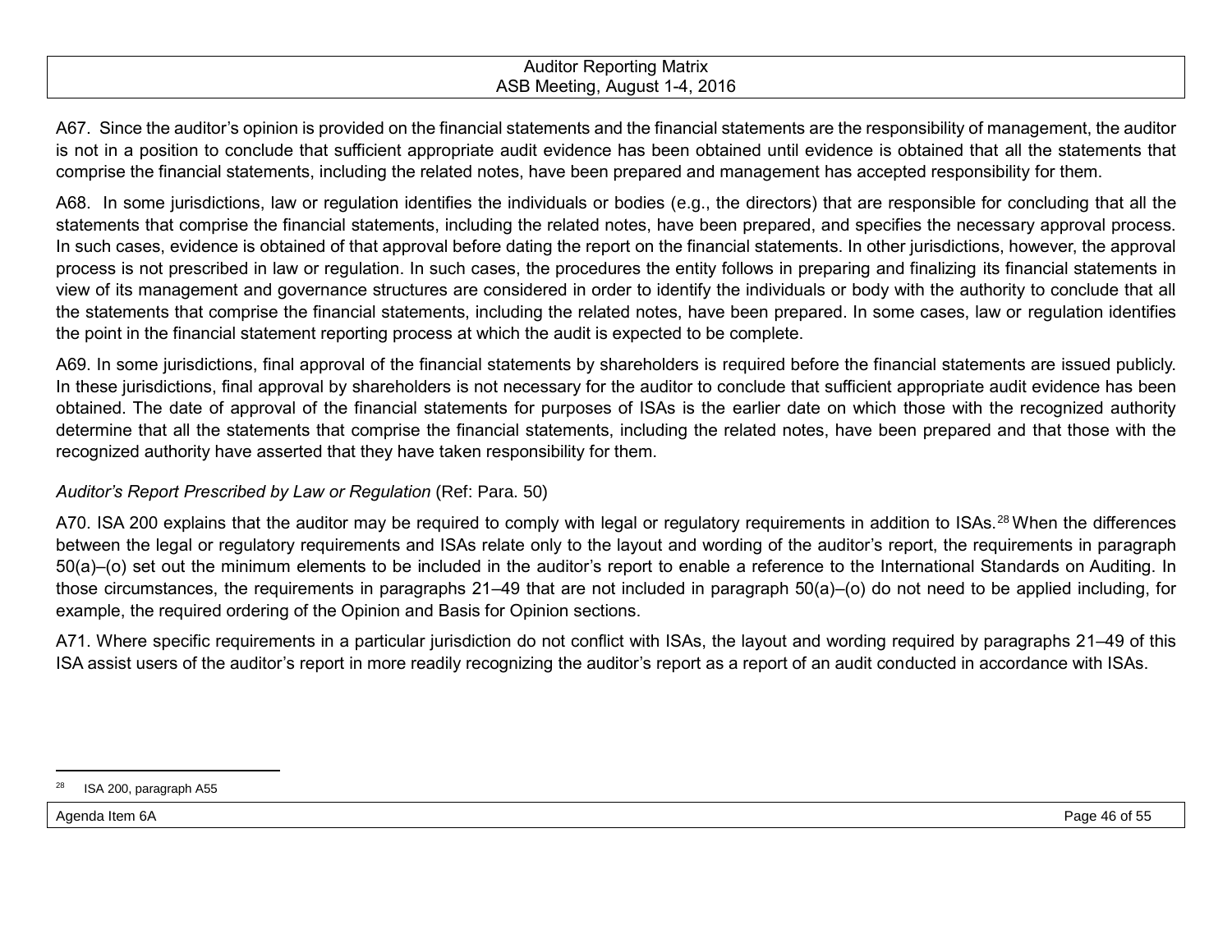A67. Since the auditor's opinion is provided on the financial statements and the financial statements are the responsibility of management, the auditor is not in a position to conclude that sufficient appropriate audit evidence has been obtained until evidence is obtained that all the statements that comprise the financial statements, including the related notes, have been prepared and management has accepted responsibility for them.

A68. In some jurisdictions, law or regulation identifies the individuals or bodies (e.g., the directors) that are responsible for concluding that all the statements that comprise the financial statements, including the related notes, have been prepared, and specifies the necessary approval process. In such cases, evidence is obtained of that approval before dating the report on the financial statements. In other jurisdictions, however, the approval process is not prescribed in law or regulation. In such cases, the procedures the entity follows in preparing and finalizing its financial statements in view of its management and governance structures are considered in order to identify the individuals or body with the authority to conclude that all the statements that comprise the financial statements, including the related notes, have been prepared. In some cases, law or regulation identifies the point in the financial statement reporting process at which the audit is expected to be complete.

A69. In some jurisdictions, final approval of the financial statements by shareholders is required before the financial statements are issued publicly. In these jurisdictions, final approval by shareholders is not necessary for the auditor to conclude that sufficient appropriate audit evidence has been obtained. The date of approval of the financial statements for purposes of ISAs is the earlier date on which those with the recognized authority determine that all the statements that comprise the financial statements, including the related notes, have been prepared and that those with the recognized authority have asserted that they have taken responsibility for them.

*Auditor's Report Prescribed by Law or Regulation* (Ref: Para. 50)

A70. ISA 200 explains that the auditor may be required to comply with legal or regulatory requirements in addition to ISAs.[28] When the differences between the legal or regulatory requirements and ISAs relate only to the layout and wording of the auditor's report, the requirements in paragraph 50(a)–(o) set out the minimum elements to be included in the auditor's report to enable a reference to the International Standards on Auditing. In those circumstances, the requirements in paragraphs 21–49 that are not included in paragraph 50(a)–(o) do not need to be applied including, for example, the required ordering of the Opinion and Basis for Opinion sections.

A71. Where specific requirements in a particular jurisdiction do not conflict with ISAs, the layout and wording required by paragraphs 21–49 of this ISA assist users of the auditor's report in more readily recognizing the auditor's report as a report of an audit conducted in accordance with ISAs.

[28] ISA 200, paragraph A55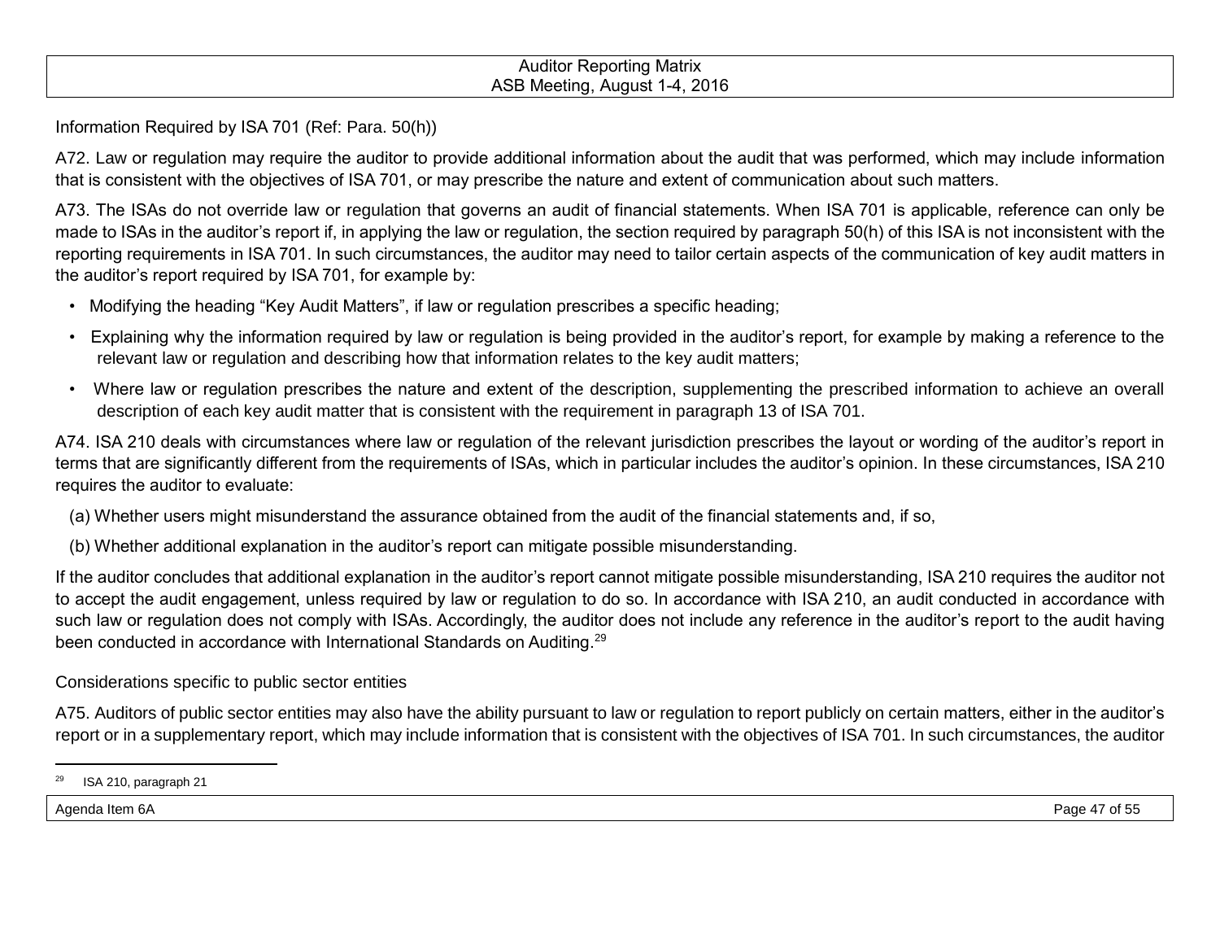Information Required by ISA 701 (Ref: Para. 50(h))

A72. Law or regulation may require the auditor to provide additional information about the audit that was performed, which may include information that is consistent with the objectives of ISA 701, or may prescribe the nature and extent of communication about such matters.

A73. The ISAs do not override law or regulation that governs an audit of financial statements. When ISA 701 is applicable, reference can only be made to ISAs in the auditor's report if, in applying the law or regulation, the section required by paragraph 50(h) of this ISA is not inconsistent with the reporting requirements in ISA 701. In such circumstances, the auditor may need to tailor certain aspects of the communication of key audit matters in the auditor's report required by ISA 701, for example by:

- Modifying the heading "Key Audit Matters", if law or regulation prescribes a specific heading;
- Explaining why the information required by law or regulation is being provided in the auditor's report, for example by making a reference to the relevant law or regulation and describing how that information relates to the key audit matters;
- Where law or regulation prescribes the nature and extent of the description, supplementing the prescribed information to achieve an overall description of each key audit matter that is consistent with the requirement in paragraph 13 of ISA 701.

A74. ISA 210 deals with circumstances where law or regulation of the relevant jurisdiction prescribes the layout or wording of the auditor's report in terms that are significantly different from the requirements of ISAs, which in particular includes the auditor's opinion. In these circumstances, ISA 210 requires the auditor to evaluate:

(a) Whether users might misunderstand the assurance obtained from the audit of the financial statements and, if so,

(b) Whether additional explanation in the auditor's report can mitigate possible misunderstanding.

If the auditor concludes that additional explanation in the auditor's report cannot mitigate possible misunderstanding, ISA 210 requires the auditor not to accept the audit engagement, unless required by law or regulation to do so. In accordance with ISA 210, an audit conducted in accordance with such law or regulation does not comply with ISAs. Accordingly, the auditor does not include any reference in the auditor's report to the audit having been conducted in accordance with International Standards on Auditing.[29]

Considerations specific to public sector entities

A75. Auditors of public sector entities may also have the ability pursuant to law or regulation to report publicly on certain matters, either in the auditor's report or in a supplementary report, which may include information that is consistent with the objectives of ISA 701. In such circumstances, the auditor

[29] ISA 210, paragraph 21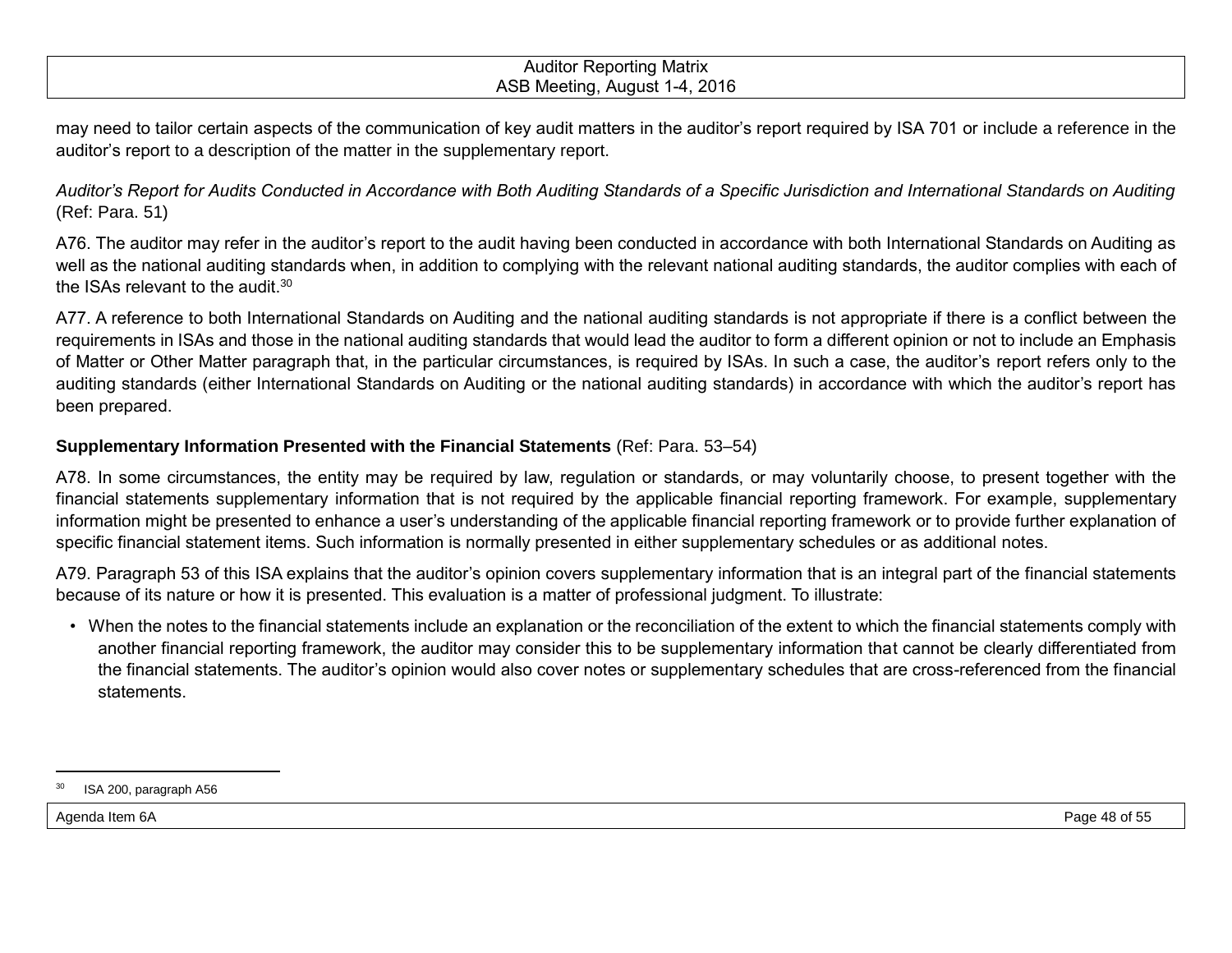may need to tailor certain aspects of the communication of key audit matters in the auditor's report required by ISA 701 or include a reference in the auditor's report to a description of the matter in the supplementary report.

*Auditor's Report for Audits Conducted in Accordance with Both Auditing Standards of a Specific Jurisdiction and International Standards on Auditing* (Ref: Para. 51)

A76. The auditor may refer in the auditor's report to the audit having been conducted in accordance with both International Standards on Auditing as well as the national auditing standards when, in addition to complying with the relevant national auditing standards, the auditor complies with each of the ISAs relevant to the audit.[30]

A77. A reference to both International Standards on Auditing and the national auditing standards is not appropriate if there is a conflict between the requirements in ISAs and those in the national auditing standards that would lead the auditor to form a different opinion or not to include an Emphasis of Matter or Other Matter paragraph that, in the particular circumstances, is required by ISAs. In such a case, the auditor's report refers only to the auditing standards (either International Standards on Auditing or the national auditing standards) in accordance with which the auditor's report has been prepared.

**Supplementary Information Presented with the Financial Statements** (Ref: Para. 53–54)

A78. In some circumstances, the entity may be required by law, regulation or standards, or may voluntarily choose, to present together with the financial statements supplementary information that is not required by the applicable financial reporting framework. For example, supplementary information might be presented to enhance a user's understanding of the applicable financial reporting framework or to provide further explanation of specific financial statement items. Such information is normally presented in either supplementary schedules or as additional notes.

A79. Paragraph 53 of this ISA explains that the auditor's opinion covers supplementary information that is an integral part of the financial statements because of its nature or how it is presented. This evaluation is a matter of professional judgment. To illustrate:

- When the notes to the financial statements include an explanation or the reconciliation of the extent to which the financial statements comply with another financial reporting framework, the auditor may consider this to be supplementary information that cannot be clearly differentiated from the financial statements. The auditor's opinion would also cover notes or supplementary schedules that are cross-referenced from the financial statements.

[30] ISA 200, paragraph A56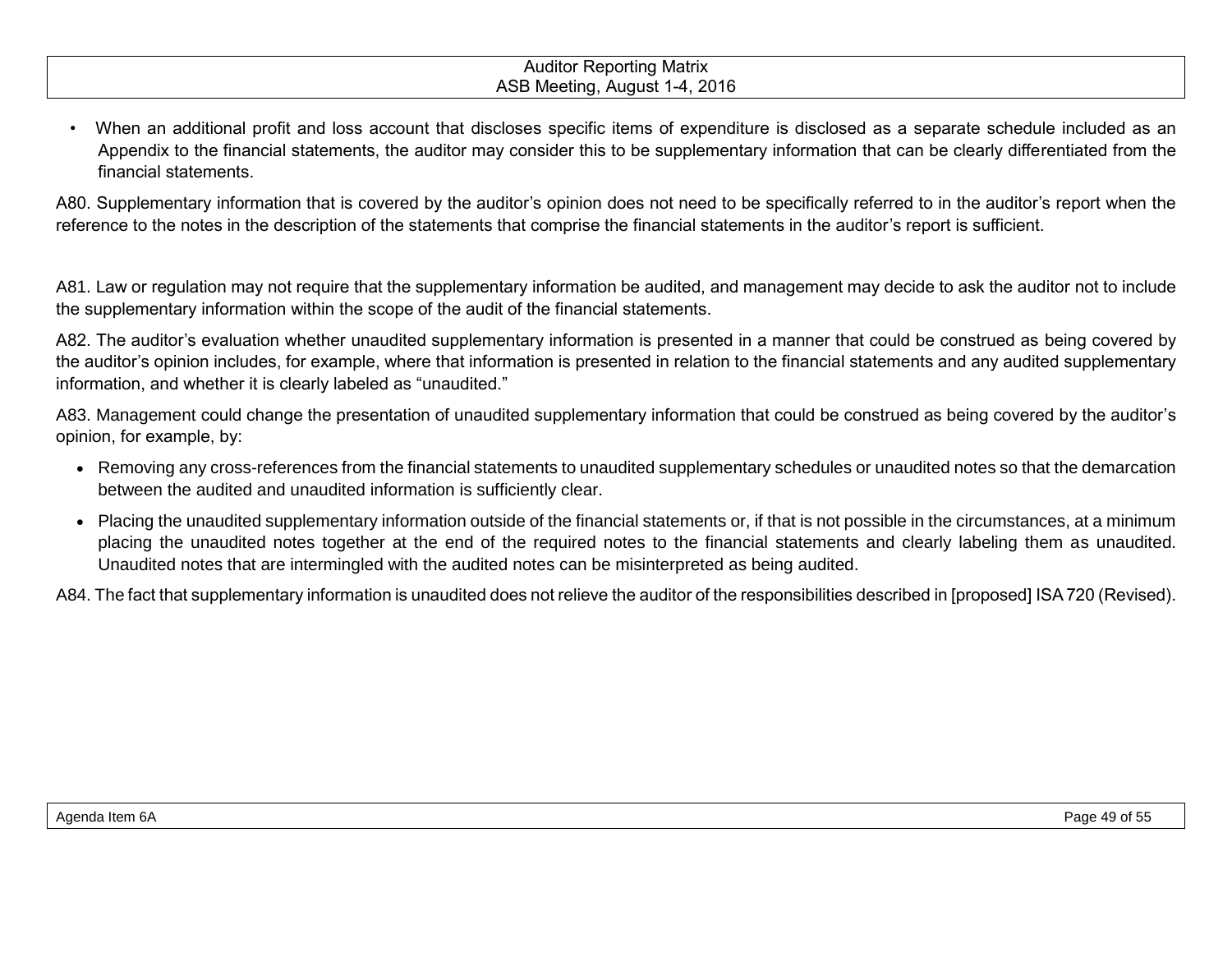- When an additional profit and loss account that discloses specific items of expenditure is disclosed as a separate schedule included as an Appendix to the financial statements, the auditor may consider this to be supplementary information that can be clearly differentiated from the financial statements.

A80. Supplementary information that is covered by the auditor's opinion does not need to be specifically referred to in the auditor's report when the reference to the notes in the description of the statements that comprise the financial statements in the auditor's report is sufficient.

A81. Law or regulation may not require that the supplementary information be audited, and management may decide to ask the auditor not to include the supplementary information within the scope of the audit of the financial statements.

A82. The auditor's evaluation whether unaudited supplementary information is presented in a manner that could be construed as being covered by the auditor's opinion includes, for example, where that information is presented in relation to the financial statements and any audited supplementary information, and whether it is clearly labeled as "unaudited."

A83. Management could change the presentation of unaudited supplementary information that could be construed as being covered by the auditor's opinion, for example, by:

- Removing any cross-references from the financial statements to unaudited supplementary schedules or unaudited notes so that the demarcation between the audited and unaudited information is sufficiently clear.
- Placing the unaudited supplementary information outside of the financial statements or, if that is not possible in the circumstances, at a minimum placing the unaudited notes together at the end of the required notes to the financial statements and clearly labeling them as unaudited. Unaudited notes that are intermingled with the audited notes can be misinterpreted as being audited.

A84. The fact that supplementary information is unaudited does not relieve the auditor of the responsibilities described in [proposed] ISA 720 (Revised).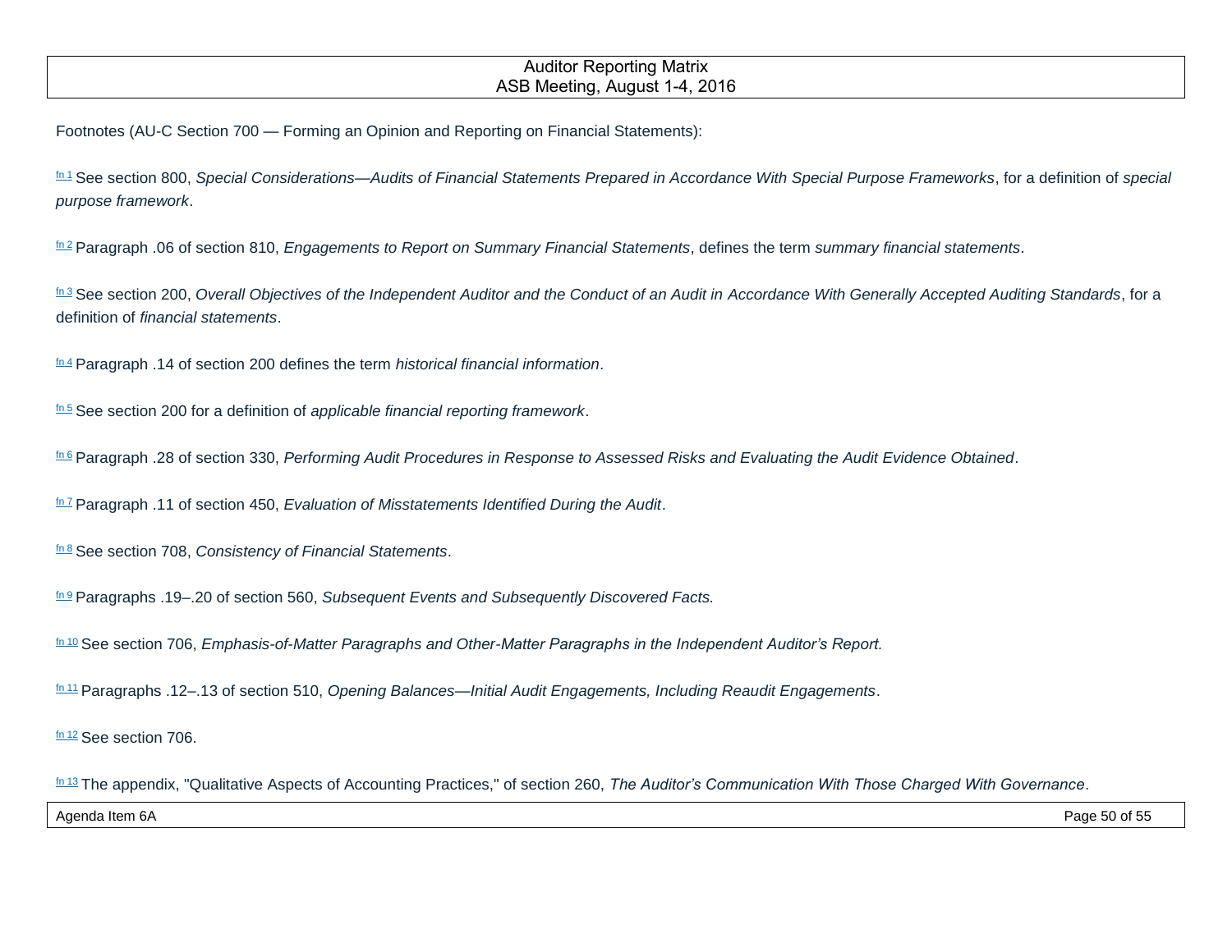Footnotes (AU-C Section 700 — Forming an Opinion and Reporting on Financial Statements):

[fn 1] See section 800, *Special Considerations—Audits of Financial Statements Prepared in Accordance With Special Purpose Frameworks*, for a definition of *special purpose framework*.

[fn 2] Paragraph .06 of section 810, *Engagements to Report on Summary Financial Statements*, defines the term *summary financial statements*.

[fn 3] See section 200, *Overall Objectives of the Independent Auditor and the Conduct of an Audit in Accordance With Generally Accepted Auditing Standards*, for a definition of *financial statements*.

[fn 4] Paragraph .14 of section 200 defines the term *historical financial information*.

[fn 5] See section 200 for a definition of *applicable financial reporting framework*.

[fn 6] Paragraph .28 of section 330, *Performing Audit Procedures in Response to Assessed Risks and Evaluating the Audit Evidence Obtained*.

[fn 7] Paragraph .11 of section 450, *Evaluation of Misstatements Identified During the Audit*.

[fn 8] See section 708, *Consistency of Financial Statements*.

[fn 9] Paragraphs .19–.20 of section 560, *Subsequent Events and Subsequently Discovered Facts.*

[fn 10] See section 706, *Emphasis-of-Matter Paragraphs and Other-Matter Paragraphs in the Independent Auditor's Report.*

[fn 11] Paragraphs .12–.13 of section 510, *Opening Balances—Initial Audit Engagements, Including Reaudit Engagements*.

[fn 12] See section 706.

[fn 13] The appendix, "Qualitative Aspects of Accounting Practices," of section 260, *The Auditor's Communication With Those Charged With Governance*.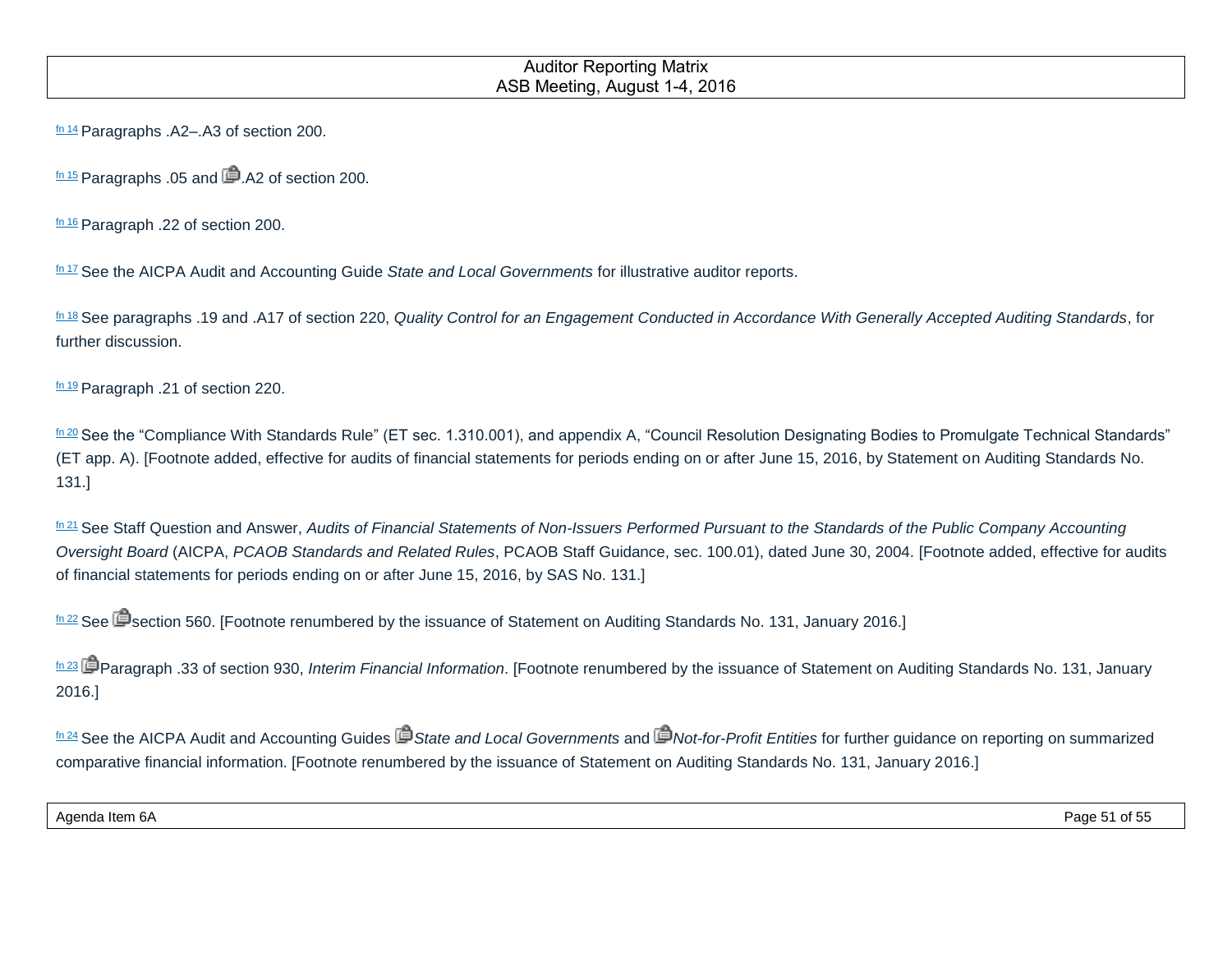[fn 14] Paragraphs .A2–.A3 of section 200.

[fn 15] Paragraphs .05 and .A2 of section 200.

[fn 16] Paragraph .22 of section 200.

[fn 17] See the AICPA Audit and Accounting Guide *State and Local Governments* for illustrative auditor reports.

[fn 18] See paragraphs .19 and .A17 of section 220, *Quality Control for an Engagement Conducted in Accordance With Generally Accepted Auditing Standards*, for further discussion.

[fn 19] Paragraph .21 of section 220.

[fn 20] See the "Compliance With Standards Rule" (ET sec. 1.310.001), and appendix A, "Council Resolution Designating Bodies to Promulgate Technical Standards" (ET app. A). [Footnote added, effective for audits of financial statements for periods ending on or after June 15, 2016, by Statement on Auditing Standards No. 131.]

[fn 21] See Staff Question and Answer, *Audits of Financial Statements of Non-Issuers Performed Pursuant to the Standards of the Public Company Accounting Oversight Board* (AICPA, *PCAOB Standards and Related Rules*, PCAOB Staff Guidance, sec. 100.01), dated June 30, 2004. [Footnote added, effective for audits of financial statements for periods ending on or after June 15, 2016, by SAS No. 131.]

[fn 22] See section 560. [Footnote renumbered by the issuance of Statement on Auditing Standards No. 131, January 2016.]

[fn 23] Paragraph .33 of section 930, *Interim Financial Information*. [Footnote renumbered by the issuance of Statement on Auditing Standards No. 131, January 2016.]

[fn 24] See the AICPA Audit and Accounting Guides *State and Local Governments* and *Not-for-Profit Entities* for further guidance on reporting on summarized comparative financial information. [Footnote renumbered by the issuance of Statement on Auditing Standards No. 131, January 2016.]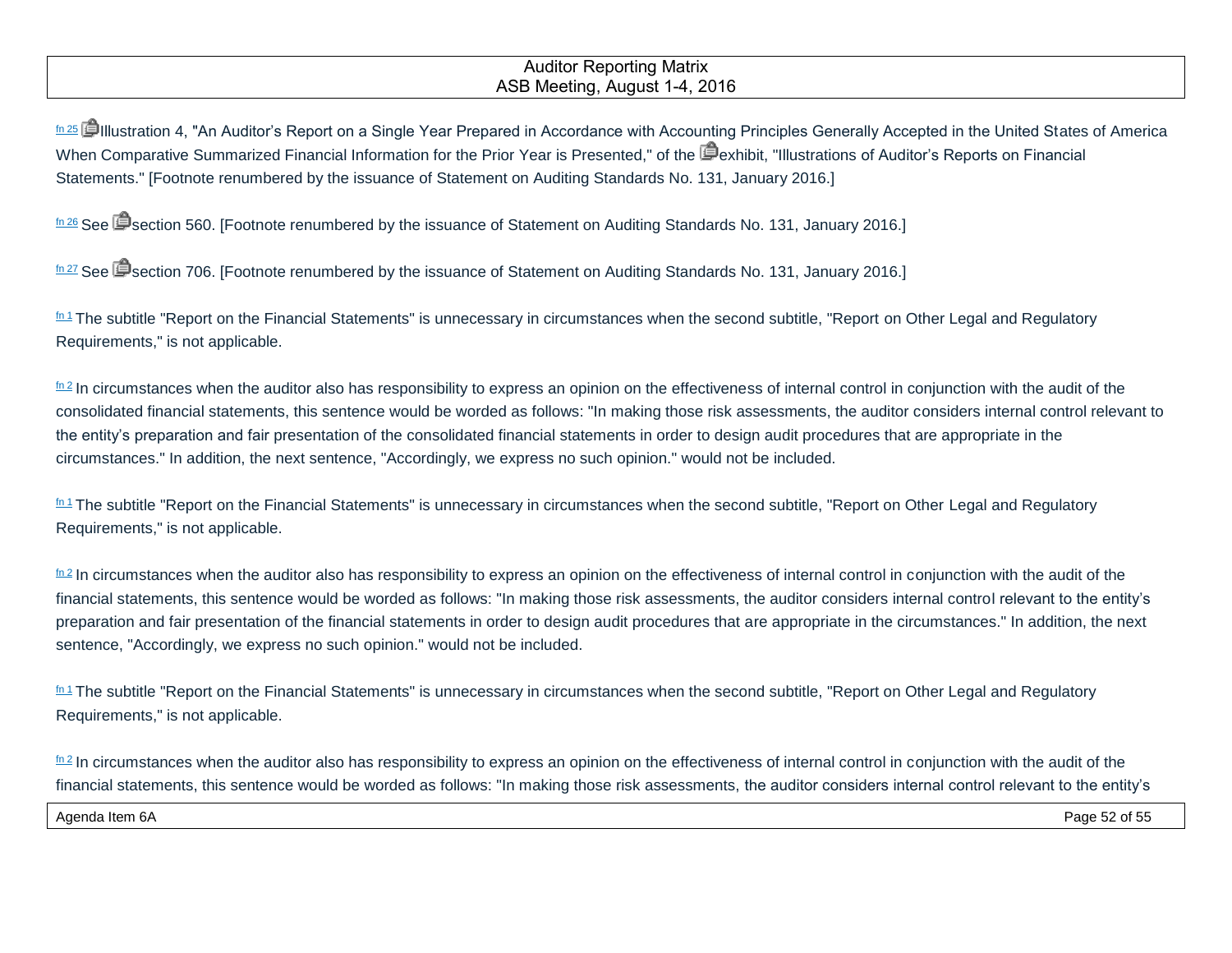fn 25 Illustration 4, "An Auditor's Report on a Single Year Prepared in Accordance with Accounting Principles Generally Accepted in the United States of America When Comparative Summarized Financial Information for the Prior Year is Presented," of the exhibit, "Illustrations of Auditor's Reports on Financial Statements." [Footnote renumbered by the issuance of Statement on Auditing Standards No. 131, January 2016.]

fn 26 See section 560. [Footnote renumbered by the issuance of Statement on Auditing Standards No. 131, January 2016.]

fn 27 See section 706. [Footnote renumbered by the issuance of Statement on Auditing Standards No. 131, January 2016.]

fn 1 The subtitle "Report on the Financial Statements" is unnecessary in circumstances when the second subtitle, "Report on Other Legal and Regulatory Requirements," is not applicable.

fn 2 In circumstances when the auditor also has responsibility to express an opinion on the effectiveness of internal control in conjunction with the audit of the consolidated financial statements, this sentence would be worded as follows: "In making those risk assessments, the auditor considers internal control relevant to the entity's preparation and fair presentation of the consolidated financial statements in order to design audit procedures that are appropriate in the circumstances." In addition, the next sentence, "Accordingly, we express no such opinion." would not be included.

fn 1 The subtitle "Report on the Financial Statements" is unnecessary in circumstances when the second subtitle, "Report on Other Legal and Regulatory Requirements," is not applicable.

fn 2 In circumstances when the auditor also has responsibility to express an opinion on the effectiveness of internal control in conjunction with the audit of the financial statements, this sentence would be worded as follows: "In making those risk assessments, the auditor considers internal control relevant to the entity's preparation and fair presentation of the financial statements in order to design audit procedures that are appropriate in the circumstances." In addition, the next sentence, "Accordingly, we express no such opinion." would not be included.

fn 1 The subtitle "Report on the Financial Statements" is unnecessary in circumstances when the second subtitle, "Report on Other Legal and Regulatory Requirements," is not applicable.

fn 2 In circumstances when the auditor also has responsibility to express an opinion on the effectiveness of internal control in conjunction with the audit of the financial statements, this sentence would be worded as follows: "In making those risk assessments, the auditor considers internal control relevant to the entity's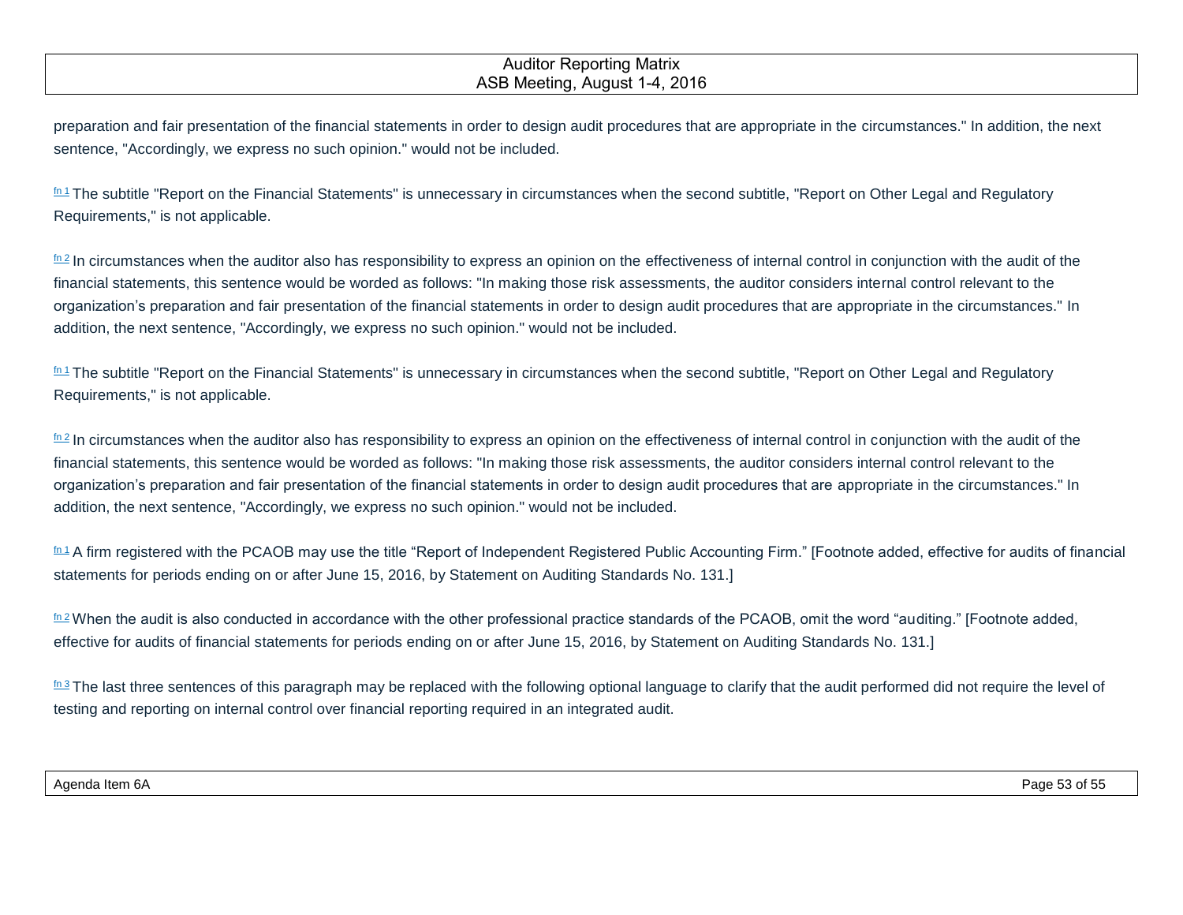preparation and fair presentation of the financial statements in order to design audit procedures that are appropriate in the circumstances." In addition, the next sentence, "Accordingly, we express no such opinion." would not be included.

[fn 1] The subtitle "Report on the Financial Statements" is unnecessary in circumstances when the second subtitle, "Report on Other Legal and Regulatory Requirements," is not applicable.

[fn 2] In circumstances when the auditor also has responsibility to express an opinion on the effectiveness of internal control in conjunction with the audit of the financial statements, this sentence would be worded as follows: "In making those risk assessments, the auditor considers internal control relevant to the organization’s preparation and fair presentation of the financial statements in order to design audit procedures that are appropriate in the circumstances." In addition, the next sentence, "Accordingly, we express no such opinion." would not be included.

[fn 1] The subtitle "Report on the Financial Statements" is unnecessary in circumstances when the second subtitle, "Report on Other Legal and Regulatory Requirements," is not applicable.

[fn 2] In circumstances when the auditor also has responsibility to express an opinion on the effectiveness of internal control in conjunction with the audit of the financial statements, this sentence would be worded as follows: "In making those risk assessments, the auditor considers internal control relevant to the organization’s preparation and fair presentation of the financial statements in order to design audit procedures that are appropriate in the circumstances." In addition, the next sentence, "Accordingly, we express no such opinion." would not be included.

[fn 1] A firm registered with the PCAOB may use the title “Report of Independent Registered Public Accounting Firm.” [Footnote added, effective for audits of financial statements for periods ending on or after June 15, 2016, by Statement on Auditing Standards No. 131.]

[fn 2] When the audit is also conducted in accordance with the other professional practice standards of the PCAOB, omit the word “auditing.” [Footnote added, effective for audits of financial statements for periods ending on or after June 15, 2016, by Statement on Auditing Standards No. 131.]

[fn 3] The last three sentences of this paragraph may be replaced with the following optional language to clarify that the audit performed did not require the level of testing and reporting on internal control over financial reporting required in an integrated audit.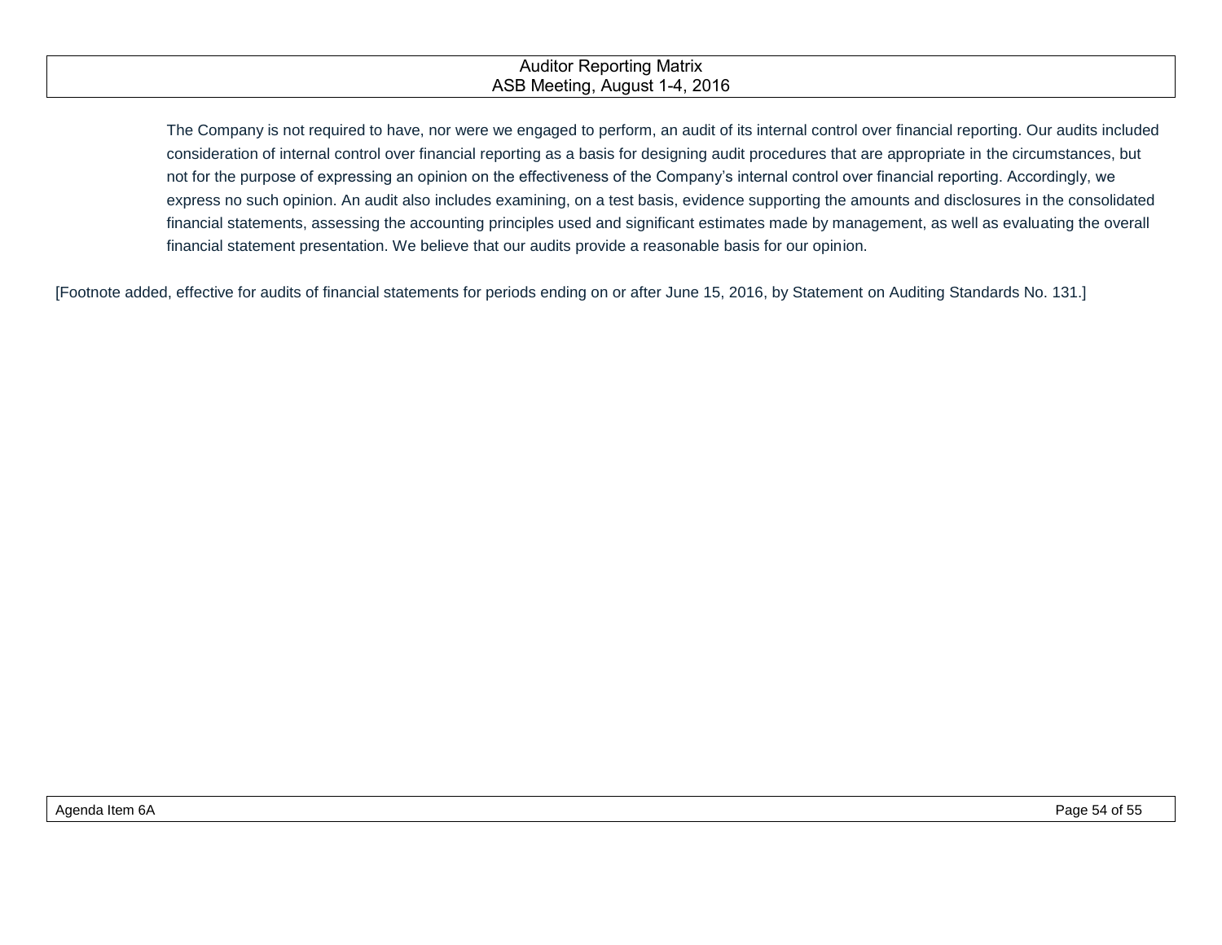The Company is not required to have, nor were we engaged to perform, an audit of its internal control over financial reporting. Our audits included consideration of internal control over financial reporting as a basis for designing audit procedures that are appropriate in the circumstances, but not for the purpose of expressing an opinion on the effectiveness of the Company's internal control over financial reporting. Accordingly, we express no such opinion. An audit also includes examining, on a test basis, evidence supporting the amounts and disclosures in the consolidated financial statements, assessing the accounting principles used and significant estimates made by management, as well as evaluating the overall financial statement presentation. We believe that our audits provide a reasonable basis for our opinion.

[Footnote added, effective for audits of financial statements for periods ending on or after June 15, 2016, by Statement on Auditing Standards No. 131.]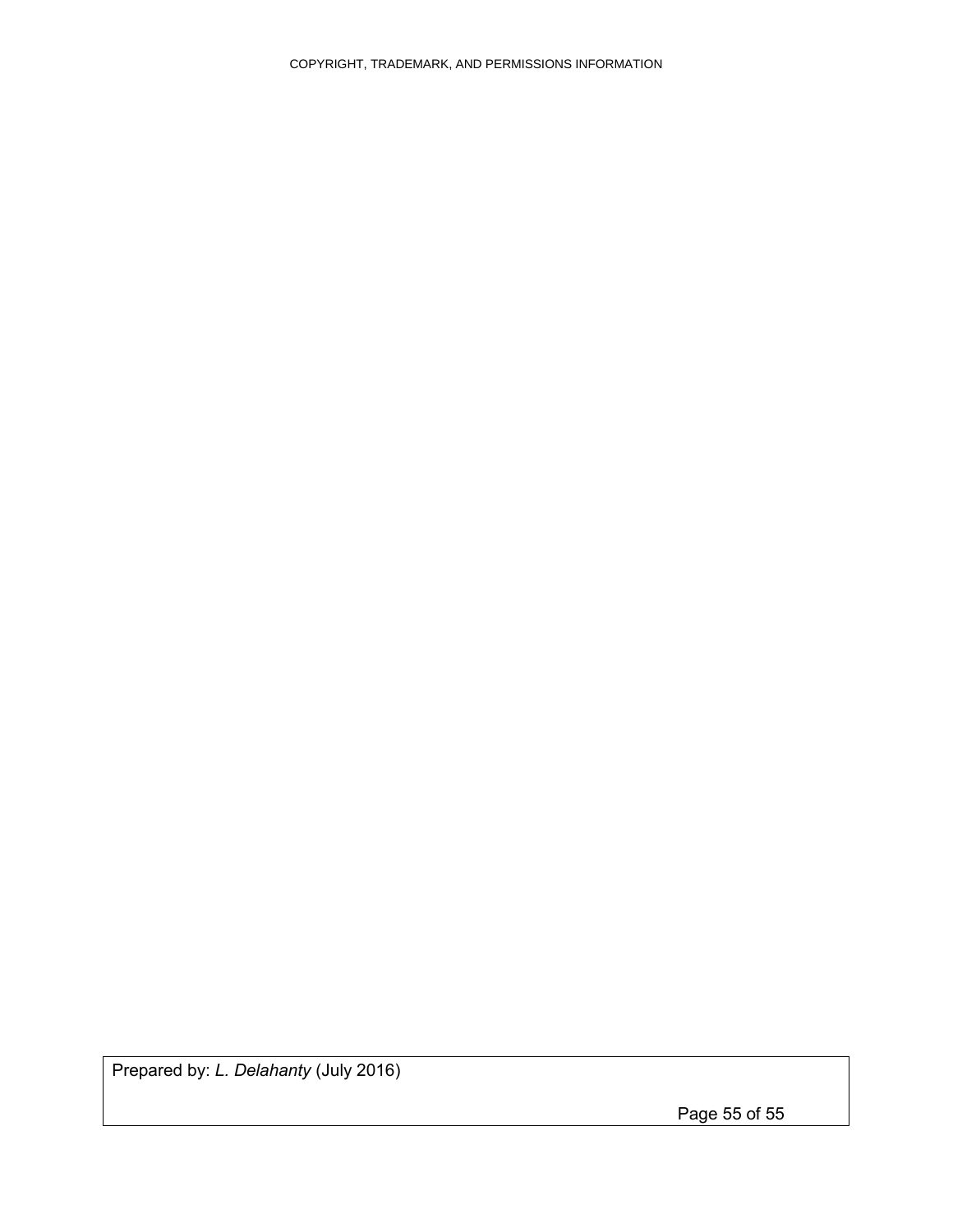# COPYRIGHT, TRADEMARK, AND PERMISSIONS INFORMATION